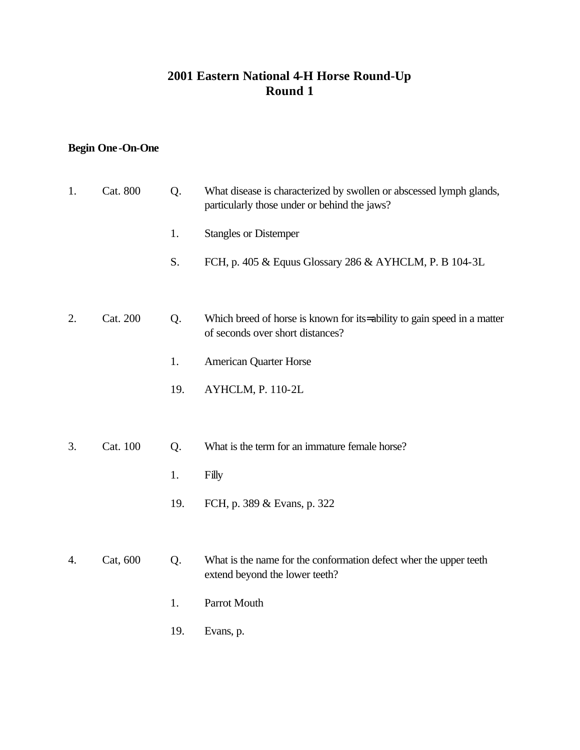# 2001 Eastern National 4-H Horse Round-Up
## Round 1

**Begin One-On-One**

1. Cat. 800

   Q. What disease is characterized by swollen or abscessed lymph glands, particularly those under or behind the jaws?

   1. Stangles or Distemper

   S. FCH, p. 405 & Equus Glossary 286 & AYHCLM, P. B 104-3L

2. Cat. 200

   Q. Which breed of horse is known for its=ability to gain speed in a matter of seconds over short distances?

   1. American Quarter Horse

   19. AYHCLM, P. 110-2L

3. Cat. 100

   Q. What is the term for an immature female horse?

   1. Filly

   19. FCH, p. 389 & Evans, p. 322

4. Cat, 600

   Q. What is the name for the conformation defect wher the upper teeth extend beyond the lower teeth?

   1. Parrot Mouth

   19. Evans, p.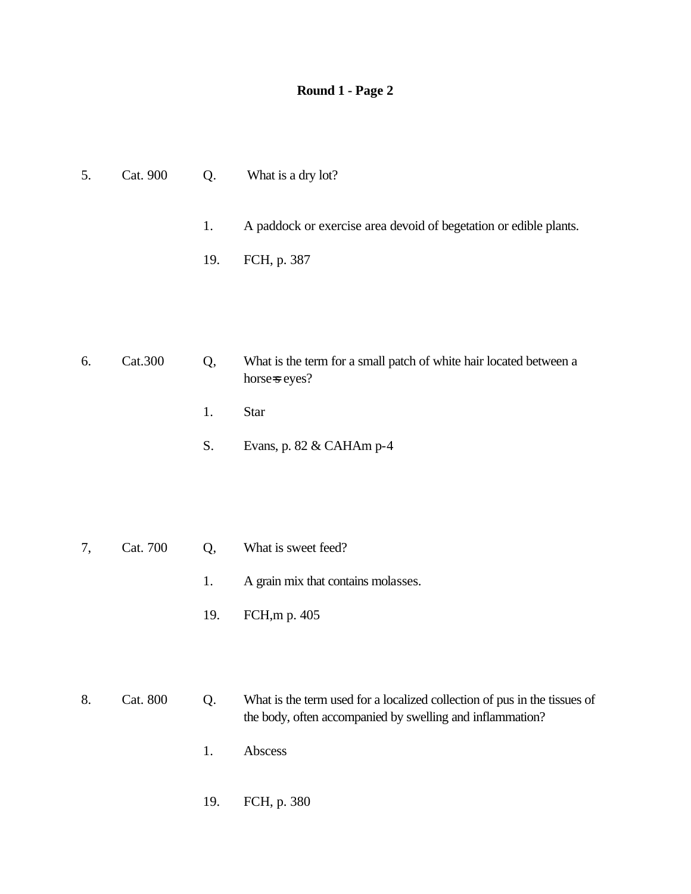**Round 1 - Page 2**

5. Cat. 900 Q. What is a dry lot?

1. A paddock or exercise area devoid of begetation or edible plants.

19. FCH, p. 387

6. Cat.300 Q, What is the term for a small patch of white hair located between a horse=s eyes?

1. Star

S. Evans, p. 82 & CAHAm p-4

7, Cat. 700 Q, What is sweet feed?

1. A grain mix that contains molasses.

19. FCH,m p. 405

8. Cat. 800 Q. What is the term used for a localized collection of pus in the tissues of the body, often accompanied by swelling and inflammation?

1. Abscess

19. FCH, p. 380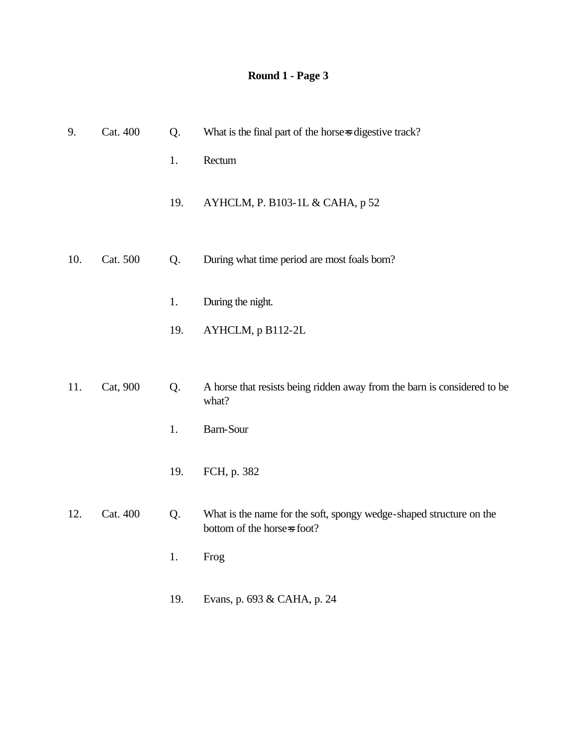**Round 1 - Page 3**

9. Cat. 400 Q. What is the final part of the horse=s digestive track?

 1. Rectum

 19. AYHCLM, P. B103-1L & CAHA, p 52

10. Cat. 500 Q. During what time period are most foals born?

 1. During the night.

 19. AYHCLM, p B112-2L

11. Cat, 900 Q. A horse that resists being ridden away from the barn is considered to be what?

 1. Barn-Sour

 19. FCH, p. 382

12. Cat. 400 Q. What is the name for the soft, spongy wedge-shaped structure on the bottom of the horse=s foot?

 1. Frog

 19. Evans, p. 693 & CAHA, p. 24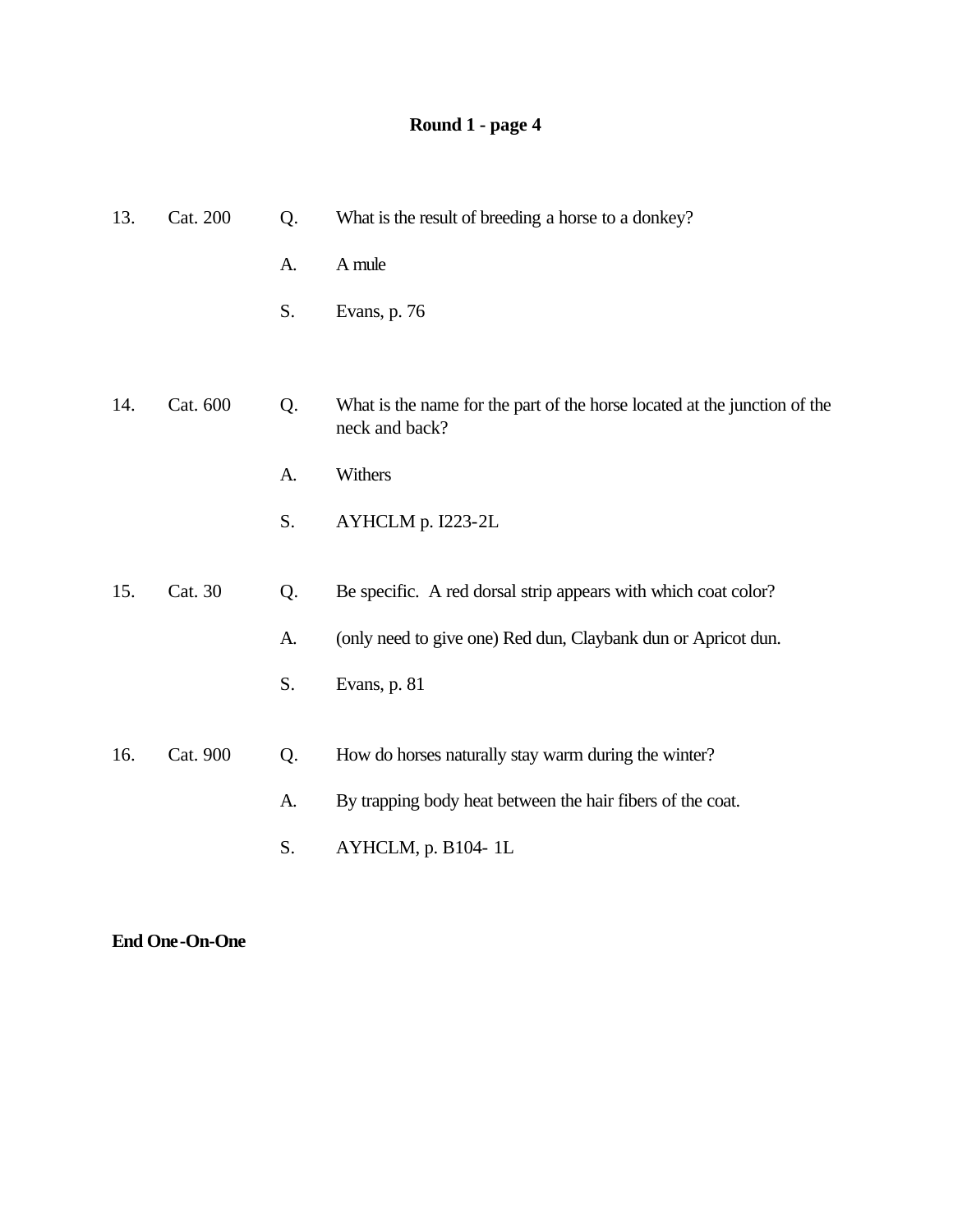## Round 1 - page 4

13. Cat. 200

Q. What is the result of breeding a horse to a donkey?

A. A mule

S. Evans, p. 76

14. Cat. 600

Q. What is the name for the part of the horse located at the junction of the neck and back?

A. Withers

S. AYHCLM p. I223-2L

15. Cat. 30

Q. Be specific. A red dorsal strip appears with which coat color?

A. (only need to give one) Red dun, Claybank dun or Apricot dun.

S. Evans, p. 81

16. Cat. 900

Q. How do horses naturally stay warm during the winter?

A. By trapping body heat between the hair fibers of the coat.

S. AYHCLM, p. B104- 1L

**End One-On-One**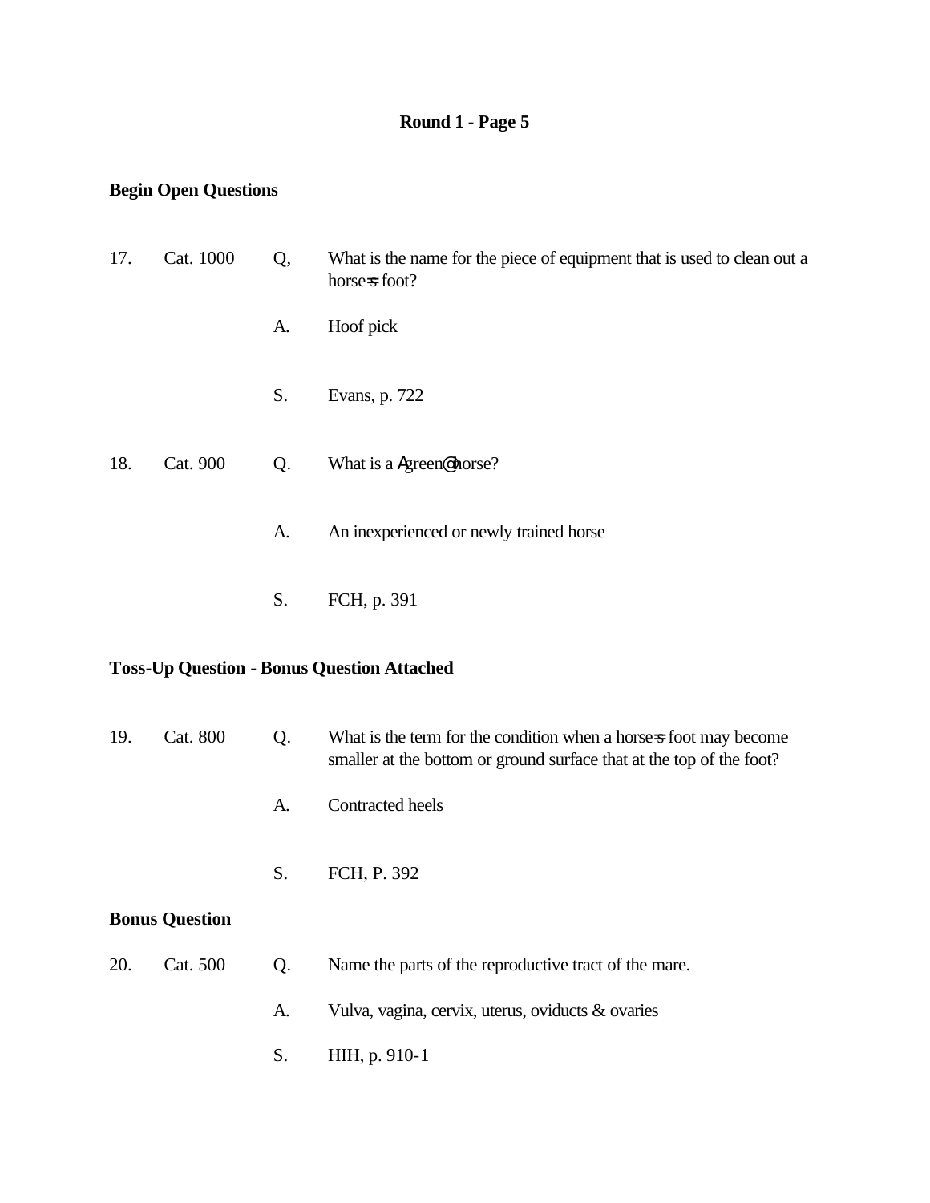**Round 1 - Page 5**

**Begin Open Questions**

17. Cat. 1000

Q, What is the name for the piece of equipment that is used to clean out a horse=s foot?

A. Hoof pick

S. Evans, p. 722

18. Cat. 900

Q. What is a Agreen@ horse?

A. An inexperienced or newly trained horse

S. FCH, p. 391

**Toss-Up Question - Bonus Question Attached**

19. Cat. 800

Q. What is the term for the condition when a horse=s foot may become smaller at the bottom or ground surface that at the top of the foot?

A. Contracted heels

S. FCH, P. 392

**Bonus Question**

20. Cat. 500

Q. Name the parts of the reproductive tract of the mare.

A. Vulva, vagina, cervix, uterus, oviducts & ovaries

S. HIH, p. 910-1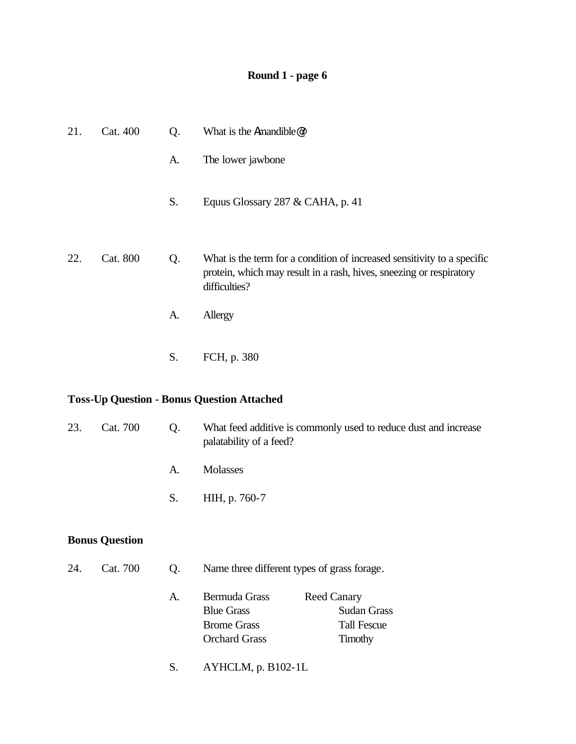**Round 1 - page 6**

21. Cat. 400 Q. What is the Amandible@?

A. The lower jawbone

S. Equus Glossary 287 & CAHA, p. 41

22. Cat. 800 Q. What is the term for a condition of increased sensitivity to a specific protein, which may result in a rash, hives, sneezing or respiratory difficulties?

A. Allergy

S. FCH, p. 380

**Toss-Up Question - Bonus Question Attached**

23. Cat. 700 Q. What feed additive is commonly used to reduce dust and increase palatability of a feed?

A. Molasses

S. HIH, p. 760-7

**Bonus Question**

24. Cat. 700 Q. Name three different types of grass forage.

A. Bermuda Grass, Blue Grass, Brome Grass, Orchard Grass, Reed Canary, Sudan Grass, Tall Fescue, Timothy

S. AYHCLM, p. B102-1L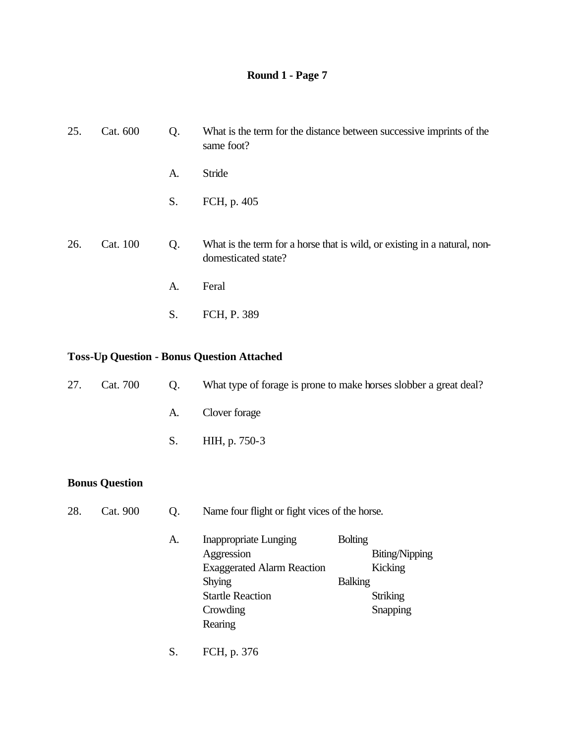## Round 1 - Page 7

25. Cat. 600

Q. What is the term for the distance between successive imprints of the same foot?

A. Stride

S. FCH, p. 405

26. Cat. 100

Q. What is the term for a horse that is wild, or existing in a natural, non-domesticated state?

A. Feral

S. FCH, P. 389

**Toss-Up Question - Bonus Question Attached**

27. Cat. 700

Q. What type of forage is prone to make horses slobber a great deal?

A. Clover forage

S. HIH, p. 750-3

**Bonus Question**

28. Cat. 900

Q. Name four flight or fight vices of the horse.

A.

| | |
|---|---|
| Inappropriate Lunging | Bolting |
| Aggression | Biting/Nipping |
| Exaggerated Alarm Reaction | Kicking |
| Shying | Balking |
| Startle Reaction | Striking |
| Crowding | Snapping |
| Rearing | |

S. FCH, p. 376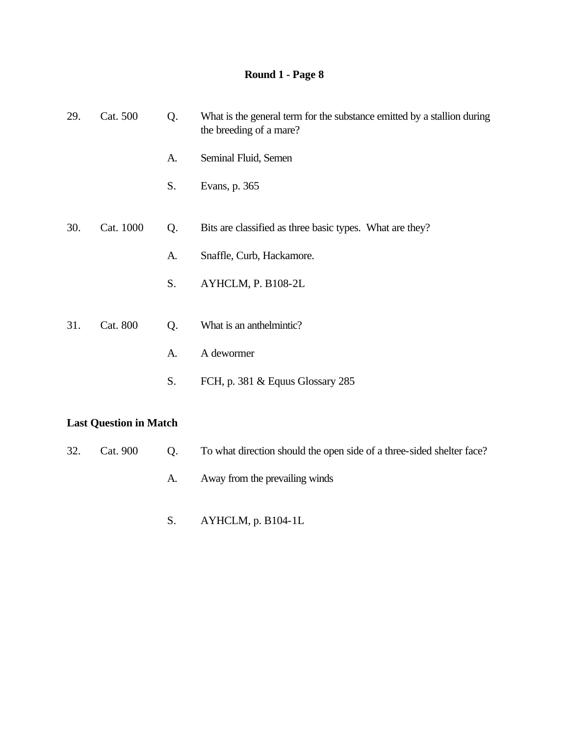## Round 1 - Page 8

29. Cat. 500

Q. What is the general term for the substance emitted by a stallion during the breeding of a mare?

A. Seminal Fluid, Semen

S. Evans, p. 365

30. Cat. 1000

Q. Bits are classified as three basic types. What are they?

A. Snaffle, Curb, Hackamore.

S. AYHCLM, P. B108-2L

31. Cat. 800

Q. What is an anthelmintic?

A. A dewormer

S. FCH, p. 381 & Equus Glossary 285

**Last Question in Match**

32. Cat. 900

Q. To what direction should the open side of a three-sided shelter face?

A. Away from the prevailing winds

S. AYHCLM, p. B104-1L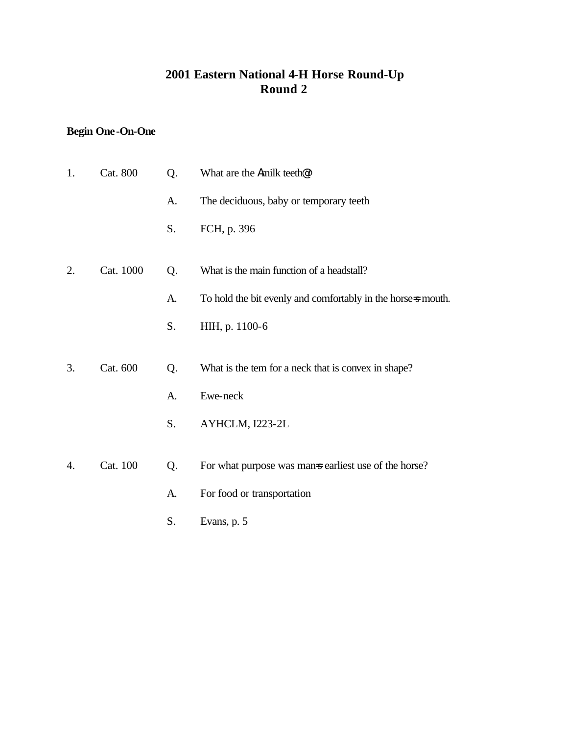# 2001 Eastern National 4-H Horse Round-Up
## Round 2

**Begin One-On-One**

1. Cat. 800

   Q. What are the Amilk teeth@?

   A. The deciduous, baby or temporary teeth

   S. FCH, p. 396

2. Cat. 1000

   Q. What is the main function of a headstall?

   A. To hold the bit evenly and comfortably in the horse=s mouth.

   S. HIH, p. 1100-6

3. Cat. 600

   Q. What is the tem for a neck that is convex in shape?

   A. Ewe-neck

   S. AYHCLM, I223-2L

4. Cat. 100

   Q. For what purpose was man=s earliest use of the horse?

   A. For food or transportation

   S. Evans, p. 5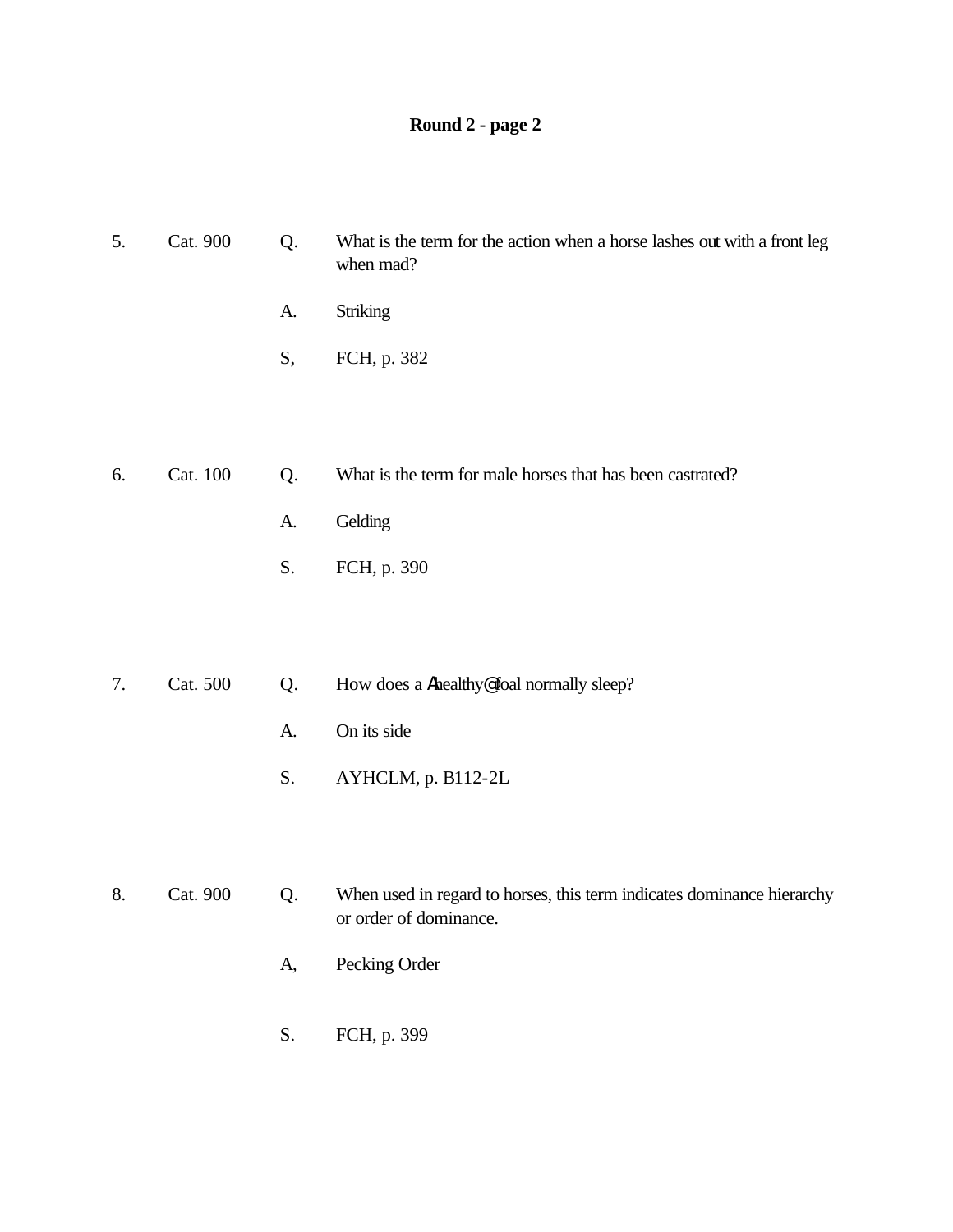# Round 2 - page 2

5. Cat. 900 Q. What is the term for the action when a horse lashes out with a front leg when mad?

   A. Striking

   S, FCH, p. 382

6. Cat. 100 Q. What is the term for male horses that has been castrated?

   A. Gelding

   S. FCH, p. 390

7. Cat. 500 Q. How does a Ahealthy@ foal normally sleep?

   A. On its side

   S. AYHCLM, p. B112-2L

8. Cat. 900 Q. When used in regard to horses, this term indicates dominance hierarchy or order of dominance.

   A, Pecking Order

   S. FCH, p. 399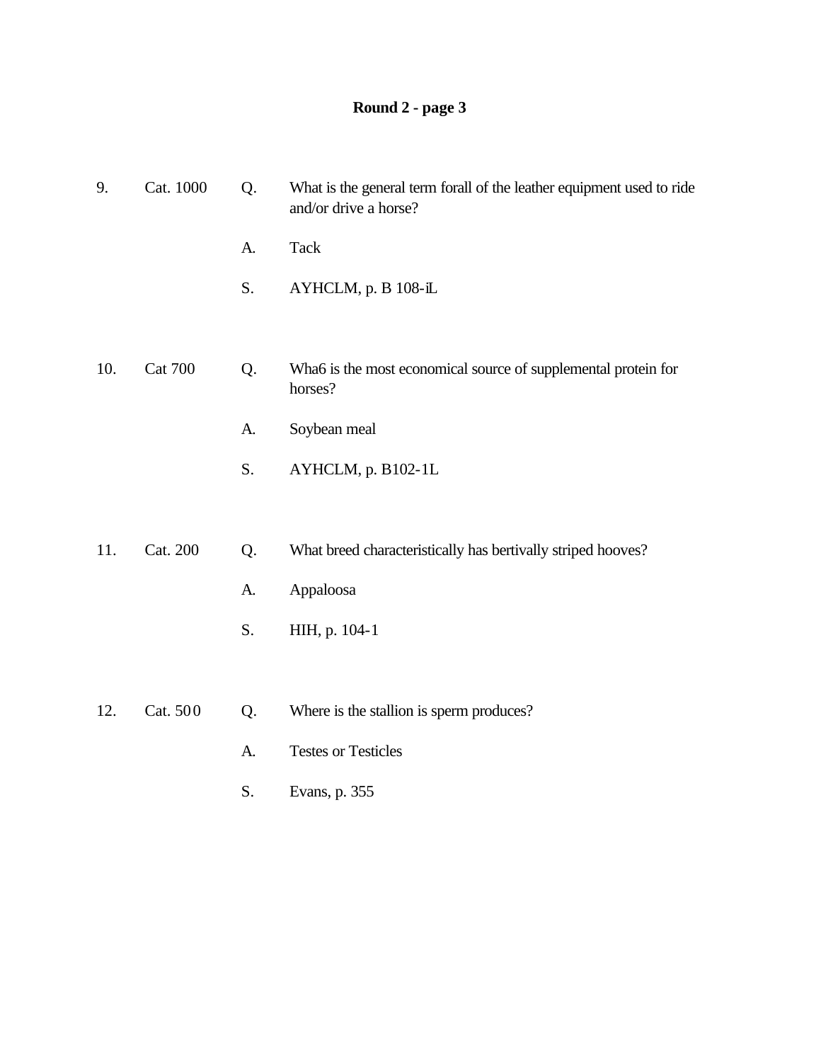## Round 2 - page 3

9. Cat. 1000

Q. What is the general term forall of the leather equipment used to ride and/or drive a horse?

A. Tack

S. AYHCLM, p. B 108-iL

10. Cat 700

Q. Wha6 is the most economical source of supplemental protein for horses?

A. Soybean meal

S. AYHCLM, p. B102-1L

11. Cat. 200

Q. What breed characteristically has bertivally striped hooves?

A. Appaloosa

S. HIH, p. 104-1

12. Cat. 500

Q. Where is the stallion is sperm produces?

A. Testes or Testicles

S. Evans, p. 355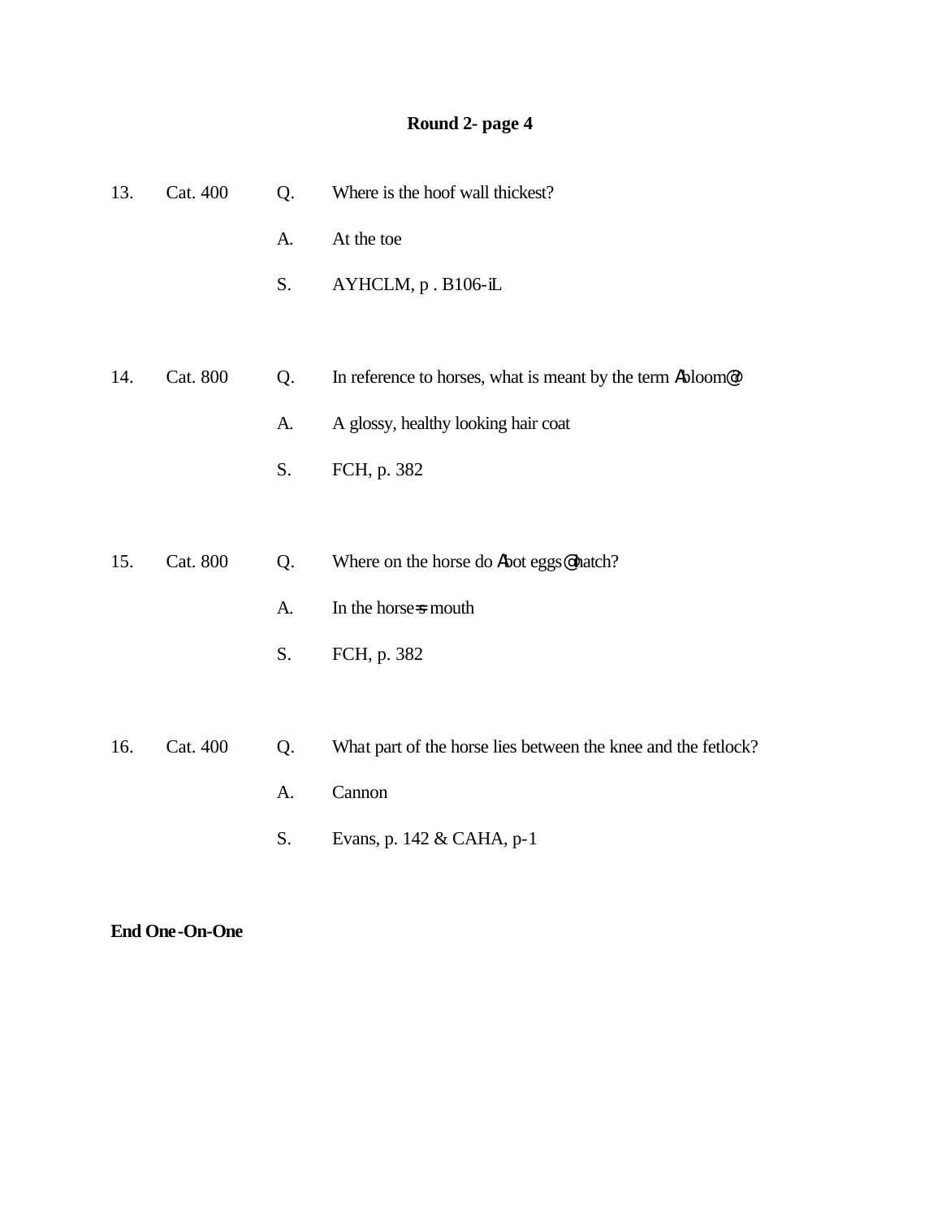**Round 2- page 4**

13. Cat. 400 Q. Where is the hoof wall thickest?

A. At the toe

S. AYHCLM, p . B106-iL

14. Cat. 800 Q. In reference to horses, what is meant by the term Abloom@?

A. A glossy, healthy looking hair coat

S. FCH, p. 382

15. Cat. 800 Q. Where on the horse do Abot eggs@ hatch?

A. In the horse=s mouth

S. FCH, p. 382

16. Cat. 400 Q. What part of the horse lies between the knee and the fetlock?

A. Cannon

S. Evans, p. 142 & CAHA, p-1

**End One-On-One**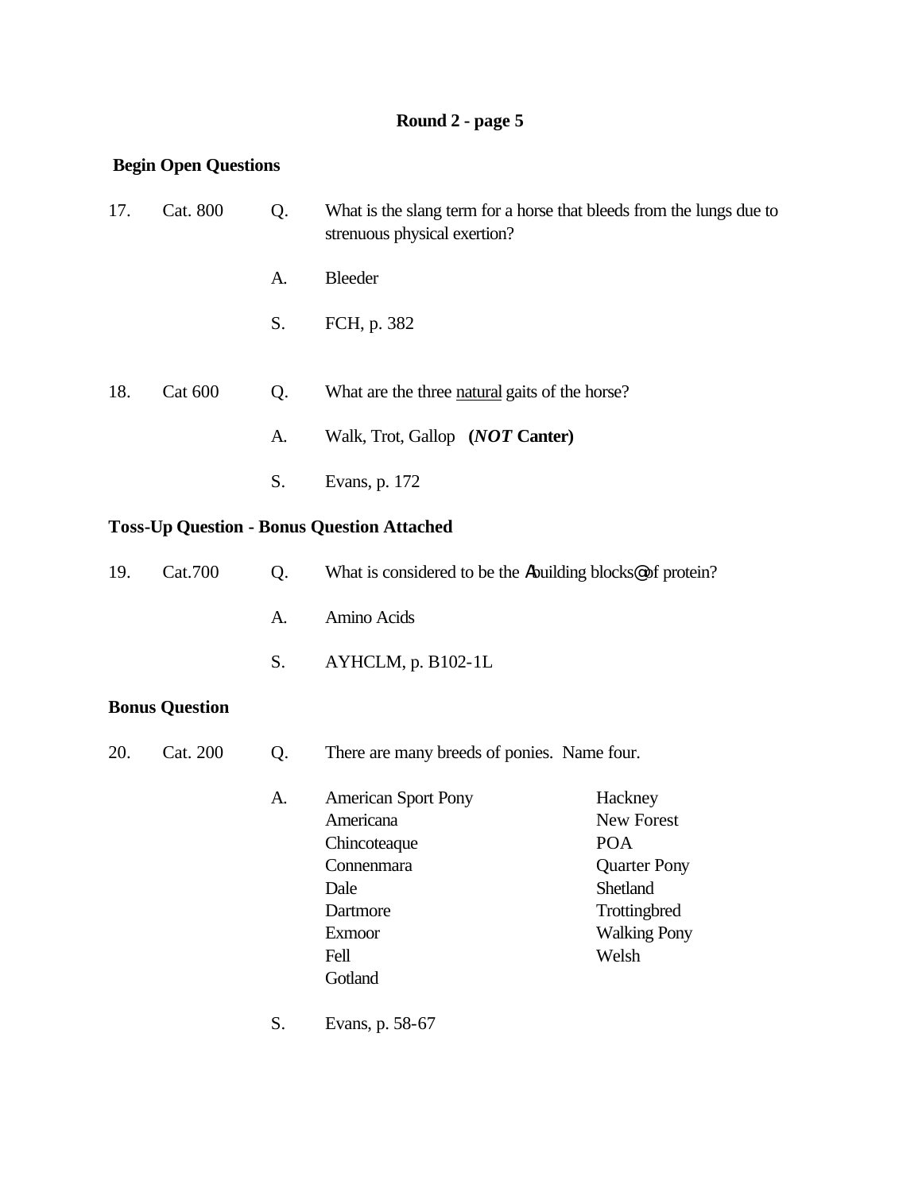**Round 2 - page 5**

**Begin Open Questions**

17. Cat. 800

Q. What is the slang term for a horse that bleeds from the lungs due to strenuous physical exertion?

A. Bleeder

S. FCH, p. 382

18. Cat 600

Q. What are the three <u>natural</u> gaits of the horse?

A. Walk, Trot, Gallop **(*NOT* Canter)**

S. Evans, p. 172

**Toss-Up Question - Bonus Question Attached**

19. Cat.700

Q. What is considered to be the Abuilding blocks@ of protein?

A. Amino Acids

S. AYHCLM, p. B102-1L

**Bonus Question**

20. Cat. 200

Q. There are many breeds of ponies. Name four.

A. American Sport Pony
Americana
Chincoteaque
Connenmara
Dale
Dartmore
Exmoor
Fell
Gotland
Hackney
New Forest
POA
Quarter Pony
Shetland
Trottingbred
Walking Pony
Welsh

S. Evans, p. 58-67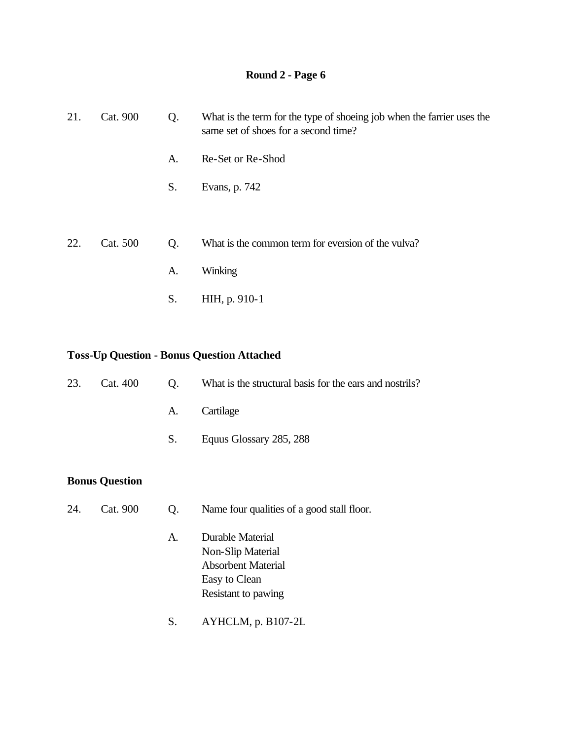## Round 2 - Page 6

21. Cat. 900

Q. What is the term for the type of shoeing job when the farrier uses the same set of shoes for a second time?

A. Re-Set or Re-Shod

S. Evans, p. 742

22. Cat. 500

Q. What is the common term for eversion of the vulva?

A. Winking

S. HIH, p. 910-1

**Toss-Up Question - Bonus Question Attached**

23. Cat. 400

Q. What is the structural basis for the ears and nostrils?

A. Cartilage

S. Equus Glossary 285, 288

**Bonus Question**

24. Cat. 900

Q. Name four qualities of a good stall floor.

A. Durable Material
Non-Slip Material
Absorbent Material
Easy to Clean
Resistant to pawing

S. AYHCLM, p. B107-2L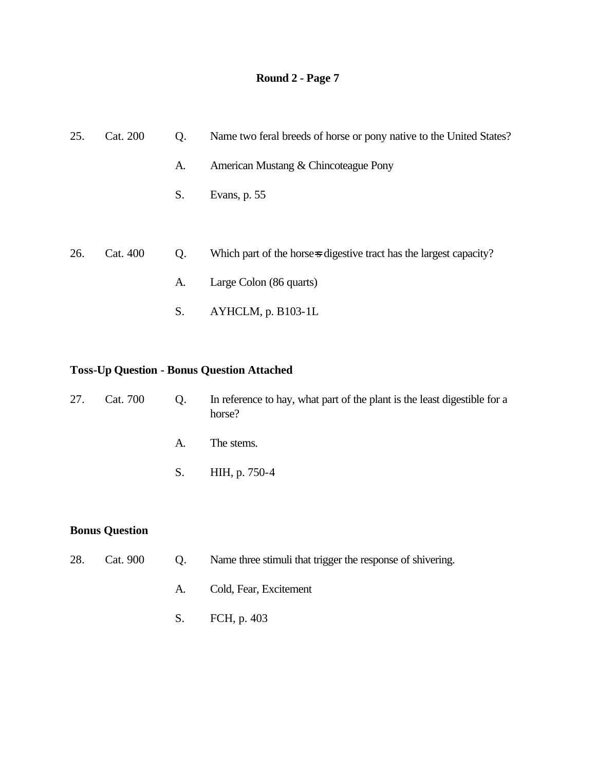**Round 2 - Page 7**

25. Cat. 200 Q. Name two feral breeds of horse or pony native to the United States?

A. American Mustang & Chincoteague Pony

S. Evans, p. 55

26. Cat. 400 Q. Which part of the horse=s digestive tract has the largest capacity?

A. Large Colon (86 quarts)

S. AYHCLM, p. B103-1L

**Toss-Up Question - Bonus Question Attached**

27. Cat. 700 Q. In reference to hay, what part of the plant is the least digestible for a horse?

A. The stems.

S. HIH, p. 750-4

**Bonus Question**

28. Cat. 900 Q. Name three stimuli that trigger the response of shivering.

A. Cold, Fear, Excitement

S. FCH, p. 403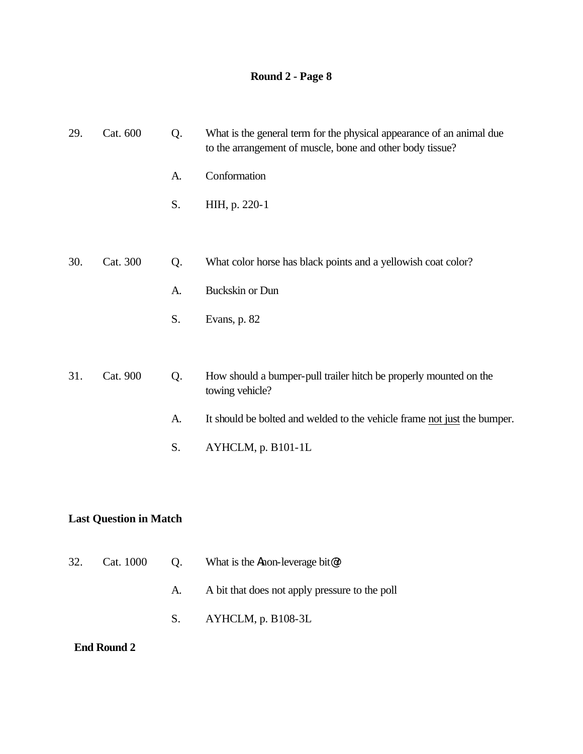**Round 2 - Page 8**

29. Cat. 600 Q. What is the general term for the physical appearance of an animal due to the arrangement of muscle, bone and other body tissue?

A. Conformation

S. HIH, p. 220-1

30. Cat. 300 Q. What color horse has black points and a yellowish coat color?

A. Buckskin or Dun

S. Evans, p. 82

31. Cat. 900 Q. How should a bumper-pull trailer hitch be properly mounted on the towing vehicle?

A. It should be bolted and welded to the vehicle frame not just the bumper.

S. AYHCLM, p. B101-1L

**Last Question in Match**

32. Cat. 1000 Q. What is the Anon-leverage bit@?

A. A bit that does not apply pressure to the poll

S. AYHCLM, p. B108-3L

**End Round 2**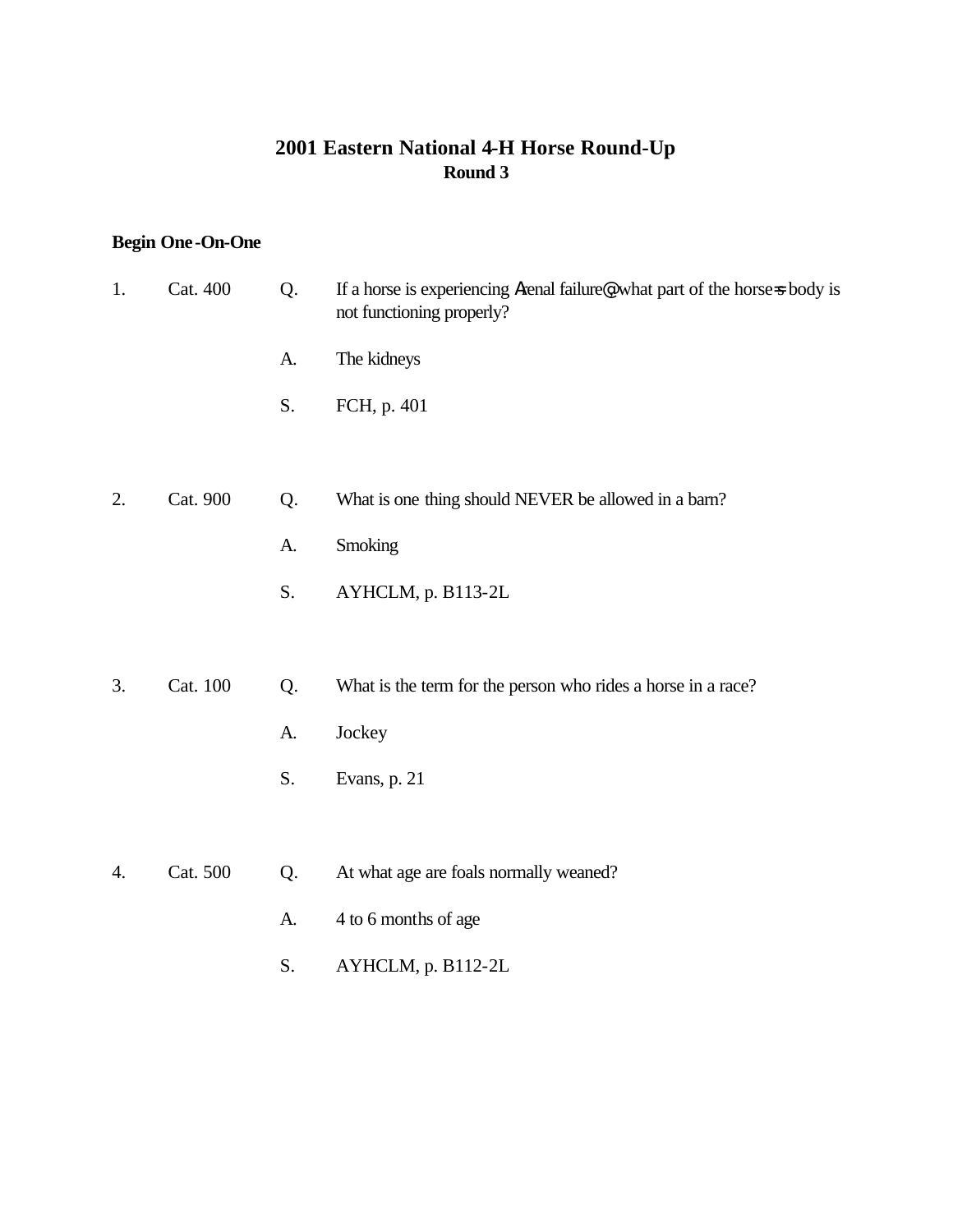# 2001 Eastern National 4-H Horse Round-Up

## Round 3

**Begin One-On-One**

1. Cat. 400

   Q. If a horse is experiencing Arenal failure@ what part of the horse=s body is not functioning properly?

   A. The kidneys

   S. FCH, p. 401

2. Cat. 900

   Q. What is one thing should NEVER be allowed in a barn?

   A. Smoking

   S. AYHCLM, p. B113-2L

3. Cat. 100

   Q. What is the term for the person who rides a horse in a race?

   A. Jockey

   S. Evans, p. 21

4. Cat. 500

   Q. At what age are foals normally weaned?

   A. 4 to 6 months of age

   S. AYHCLM, p. B112-2L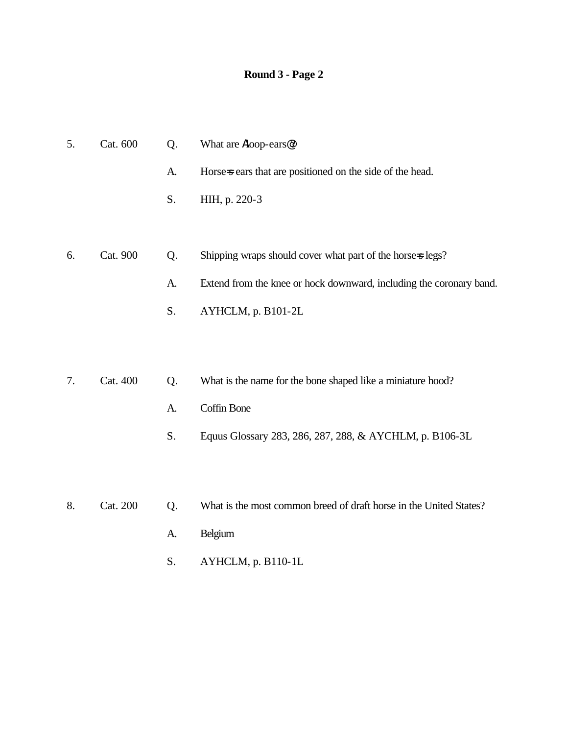**Round 3 - Page 2**

5. Cat. 600 Q. What are Aloop-ears@?

A. Horse=s ears that are positioned on the side of the head.

S. HIH, p. 220-3

6. Cat. 900 Q. Shipping wraps should cover what part of the horse=s legs?

A. Extend from the knee or hock downward, including the coronary band.

S. AYHCLM, p. B101-2L

7. Cat. 400 Q. What is the name for the bone shaped like a miniature hood?

A. Coffin Bone

S. Equus Glossary 283, 286, 287, 288, & AYCHLM, p. B106-3L

8. Cat. 200 Q. What is the most common breed of draft horse in the United States?

A. Belgium

S. AYHCLM, p. B110-1L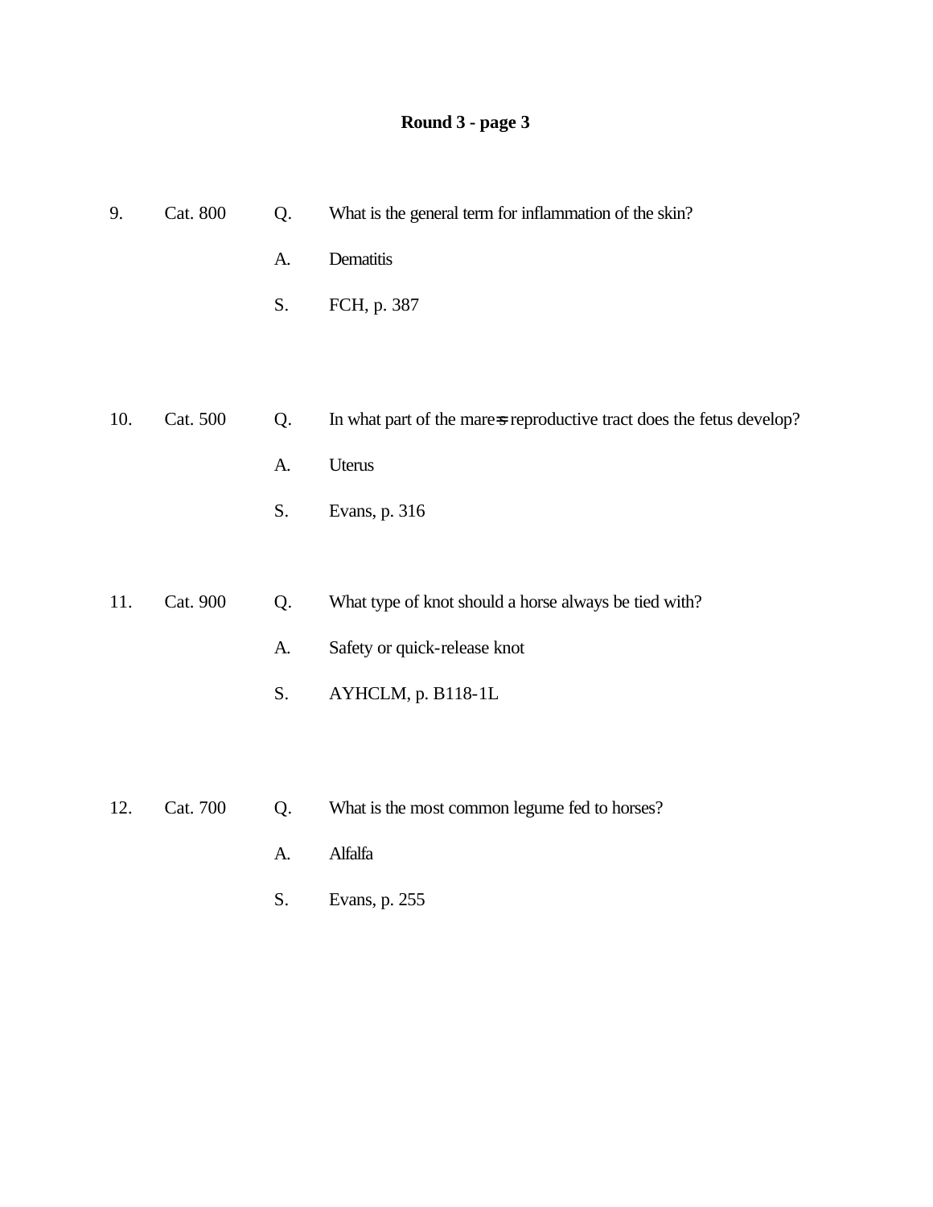**Round 3 - page 3**

9. Cat. 800

Q. What is the general term for inflammation of the skin?

A. Dematitis

S. FCH, p. 387

10. Cat. 500

Q. In what part of the mare=s reproductive tract does the fetus develop?

A. Uterus

S. Evans, p. 316

11. Cat. 900

Q. What type of knot should a horse always be tied with?

A. Safety or quick-release knot

S. AYHCLM, p. B118-1L

12. Cat. 700

Q. What is the most common legume fed to horses?

A. Alfalfa

S. Evans, p. 255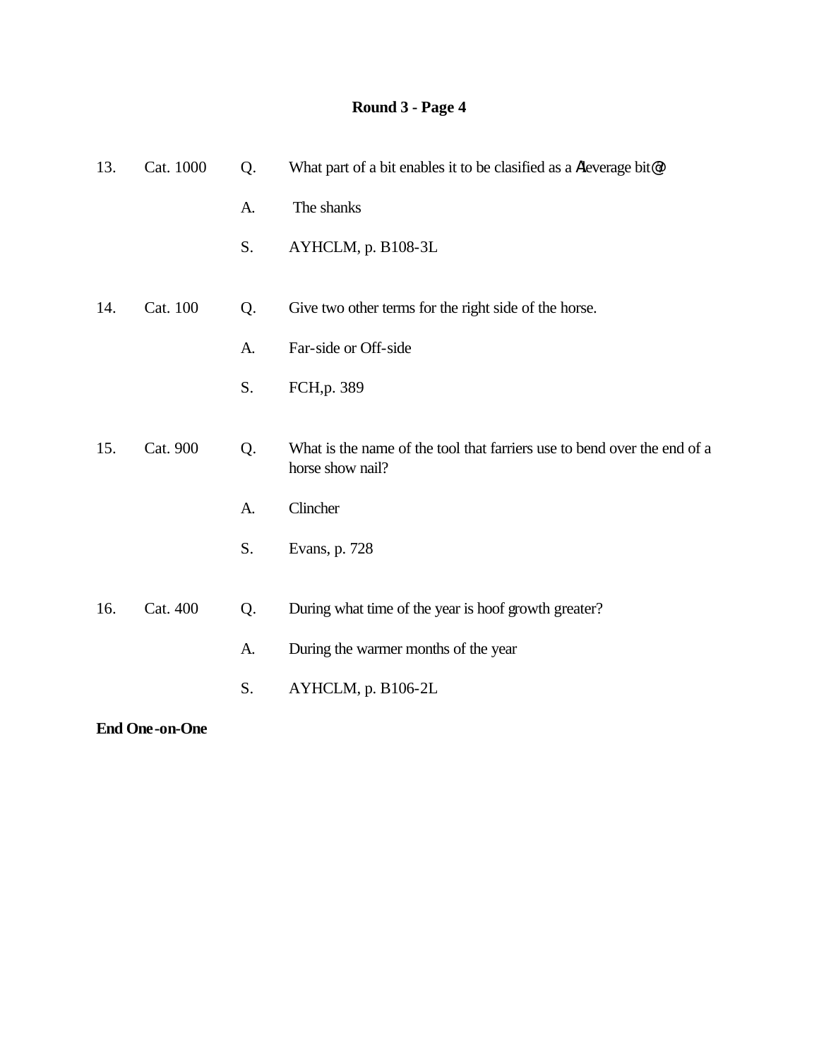## Round 3 - Page 4

13. Cat. 1000

Q. What part of a bit enables it to be clasified as a Aleverage bit@?

A. The shanks

S. AYHCLM, p. B108-3L

14. Cat. 100

Q. Give two other terms for the right side of the horse.

A. Far-side or Off-side

S. FCH,p. 389

15. Cat. 900

Q. What is the name of the tool that farriers use to bend over the end of a horse show nail?

A. Clincher

S. Evans, p. 728

16. Cat. 400

Q. During what time of the year is hoof growth greater?

A. During the warmer months of the year

S. AYHCLM, p. B106-2L

**End One-on-One**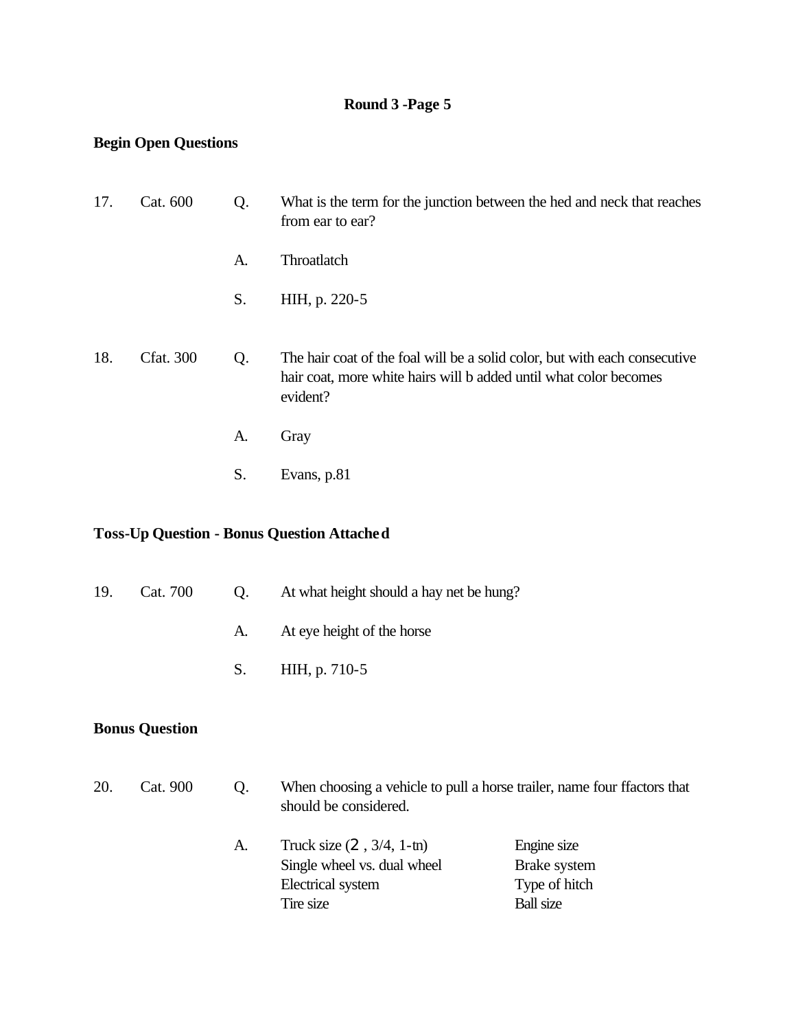**Round 3 -Page 5**

**Begin Open Questions**

17. Cat. 600

Q. What is the term for the junction between the hed and neck that reaches from ear to ear?

A. Throatlatch

S. HIH, p. 220-5

18. Cfat. 300

Q. The hair coat of the foal will be a solid color, but with each consecutive hair coat, more white hairs will b added until what color becomes evident?

A. Gray

S. Evans, p.81

**Toss-Up Question - Bonus Question Attached**

19. Cat. 700

Q. At what height should a hay net be hung?

A. At eye height of the horse

S. HIH, p. 710-5

**Bonus Question**

20. Cat. 900

Q. When choosing a vehicle to pull a horse trailer, name four ffactors that should be considered.

A.

Truck size (2 , 3/4, 1-tn)
Single wheel vs. dual wheel
Electrical system
Tire size
Engine size
Brake system
Type of hitch
Ball size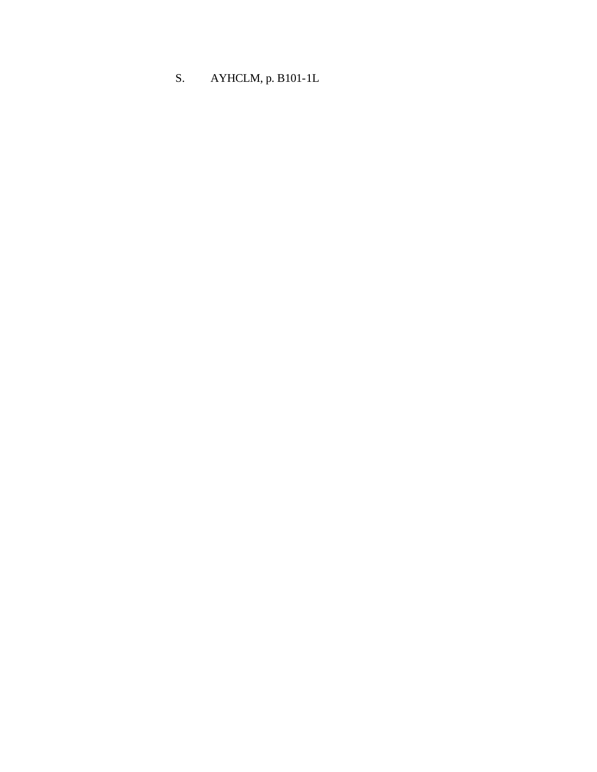S. AYHCLM, p. B101-1L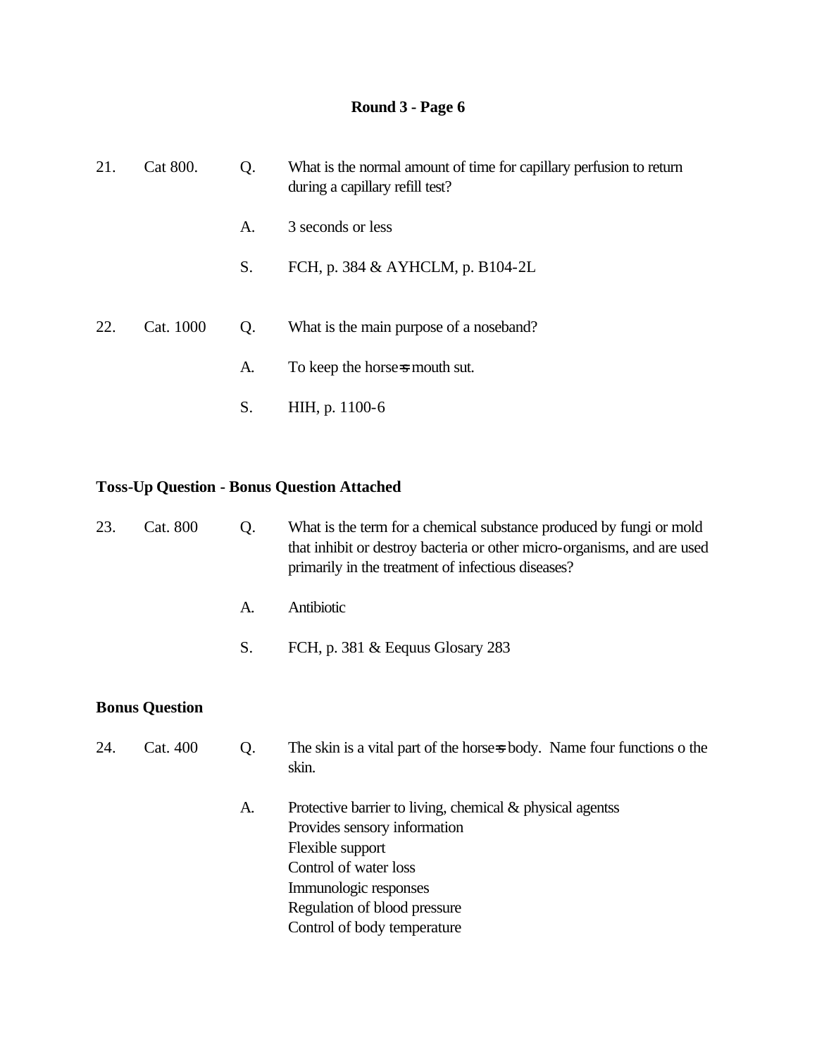**Round 3 - Page 6**

21. Cat 800.

Q. What is the normal amount of time for capillary perfusion to return during a capillary refill test?

A. 3 seconds or less

S. FCH, p. 384 & AYHCLM, p. B104-2L

22. Cat. 1000

Q. What is the main purpose of a noseband?

A. To keep the horse=s mouth sut.

S. HIH, p. 1100-6

**Toss-Up Question - Bonus Question Attached**

23. Cat. 800

Q. What is the term for a chemical substance produced by fungi or mold that inhibit or destroy bacteria or other micro-organisms, and are used primarily in the treatment of infectious diseases?

A. Antibiotic

S. FCH, p. 381 & Eequus Glosary 283

**Bonus Question**

24. Cat. 400

Q. The skin is a vital part of the horse=s body. Name four functions o the skin.

A. Protective barrier to living, chemical & physical agentss
Provides sensory information
Flexible support
Control of water loss
Immunologic responses
Regulation of blood pressure
Control of body temperature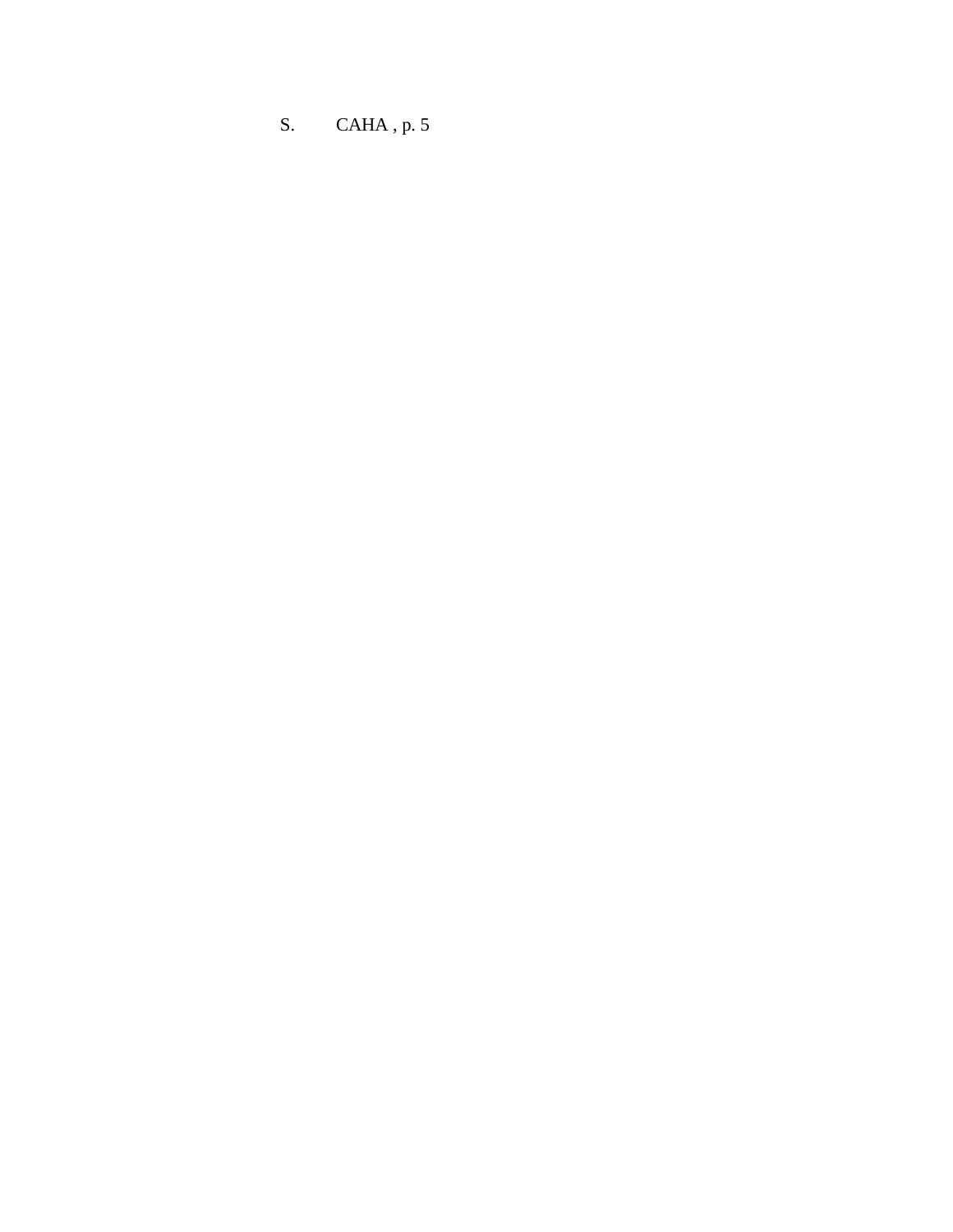S. CAHA , p. 5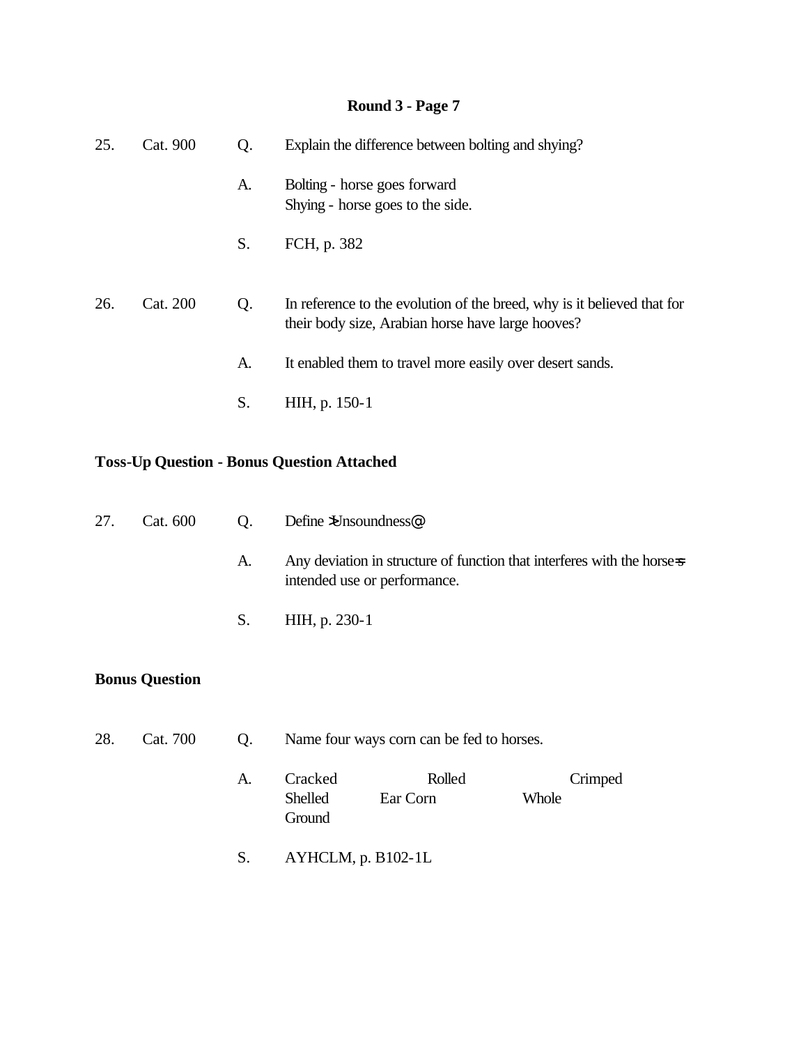**Round 3 - Page 7**

25. Cat. 900

Q. Explain the difference between bolting and shying?

A. Bolting - horse goes forward
Shying - horse goes to the side.

S. FCH, p. 382

26. Cat. 200

Q. In reference to the evolution of the breed, why is it believed that for their body size, Arabian horse have large hooves?

A. It enabled them to travel more easily over desert sands.

S. HIH, p. 150-1

**Toss-Up Question - Bonus Question Attached**

27. Cat. 600

Q. Define >Unsoundness@

A. Any deviation in structure of function that interferes with the horse=s intended use or performance.

S. HIH, p. 230-1

**Bonus Question**

28. Cat. 700

Q. Name four ways corn can be fed to horses.

A. Cracked Rolled Crimped
Shelled Ear Corn Whole
Ground

S. AYHCLM, p. B102-1L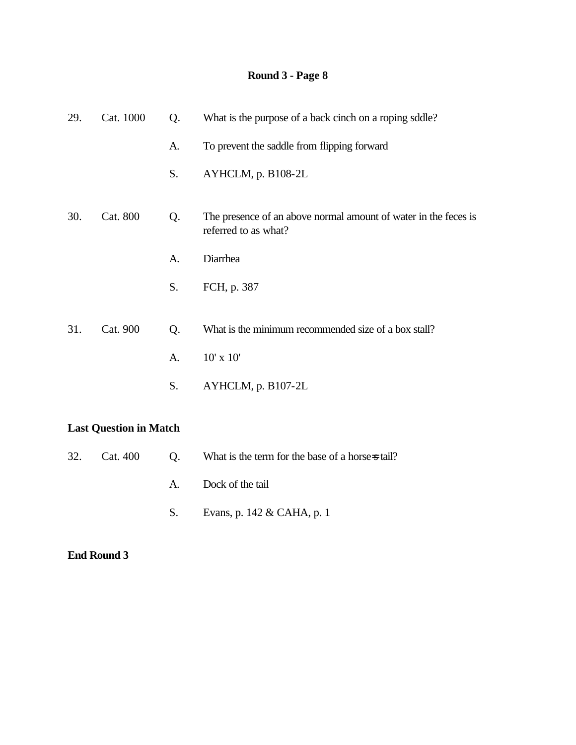## Round 3 - Page 8

29. Cat. 1000

Q. What is the purpose of a back cinch on a roping sddle?

A. To prevent the saddle from flipping forward

S. AYHCLM, p. B108-2L

30. Cat. 800

Q. The presence of an above normal amount of water in the feces is referred to as what?

A. Diarrhea

S. FCH, p. 387

31. Cat. 900

Q. What is the minimum recommended size of a box stall?

A. 10' x 10'

S. AYHCLM, p. B107-2L

**Last Question in Match**

32. Cat. 400

Q. What is the term for the base of a horse=s tail?

A. Dock of the tail

S. Evans, p. 142 & CAHA, p. 1

**End Round 3**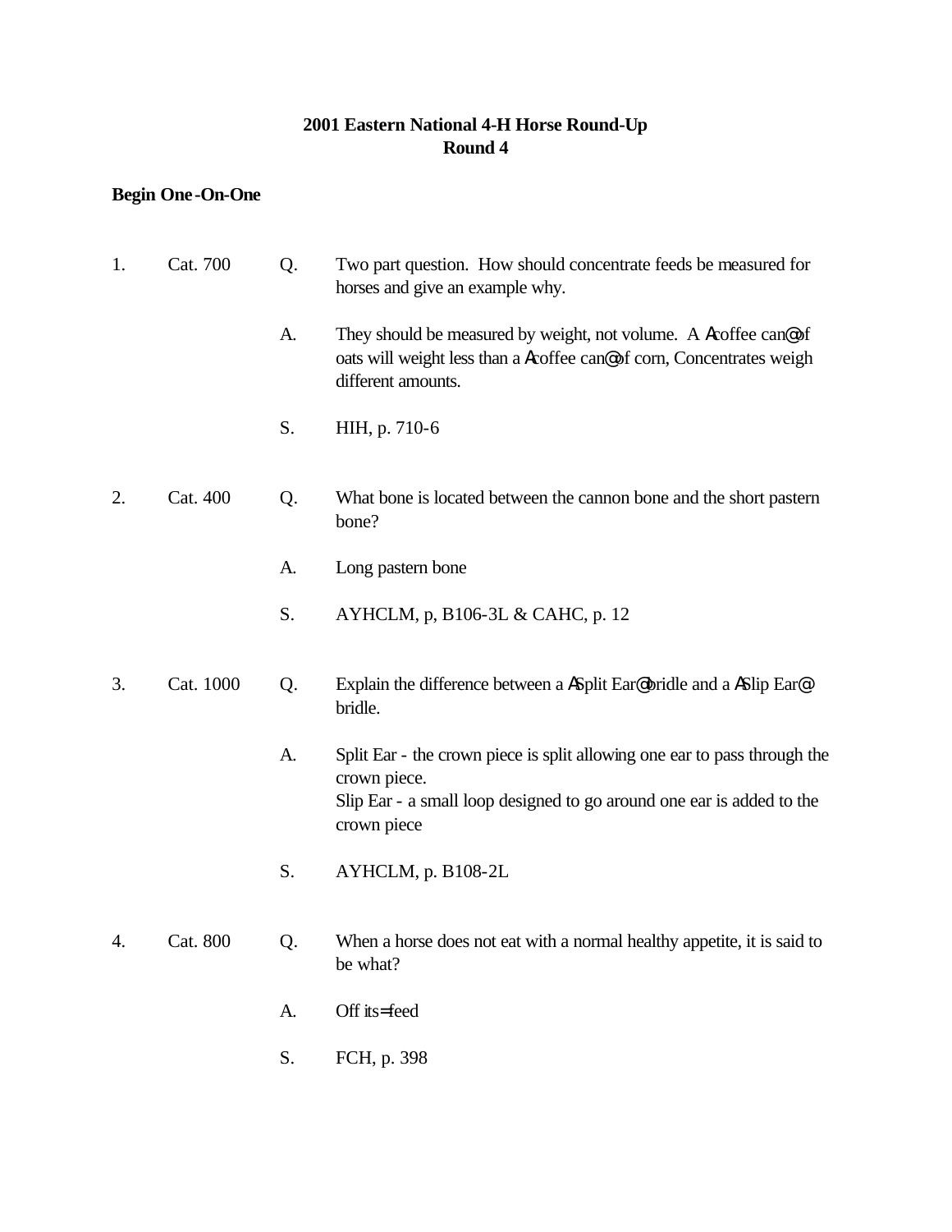**2001 Eastern National 4-H Horse Round-Up**
**Round 4**

**Begin One-On-One**

1. Cat. 700

   Q. Two part question. How should concentrate feeds be measured for horses and give an example why.

   A. They should be measured by weight, not volume. A Acoffee can@ of oats will weight less than a Acoffee can@ of corn, Concentrates weigh different amounts.

   S. HIH, p. 710-6

2. Cat. 400

   Q. What bone is located between the cannon bone and the short pastern bone?

   A. Long pastern bone

   S. AYHCLM, p, B106-3L & CAHC, p. 12

3. Cat. 1000

   Q. Explain the difference between a ASplit Ear@ bridle and a ASlip Ear@ bridle.

   A. Split Ear - the crown piece is split allowing one ear to pass through the crown piece.
   Slip Ear - a small loop designed to go around one ear is added to the crown piece

   S. AYHCLM, p. B108-2L

4. Cat. 800

   Q. When a horse does not eat with a normal healthy appetite, it is said to be what?

   A. Off its=feed

   S. FCH, p. 398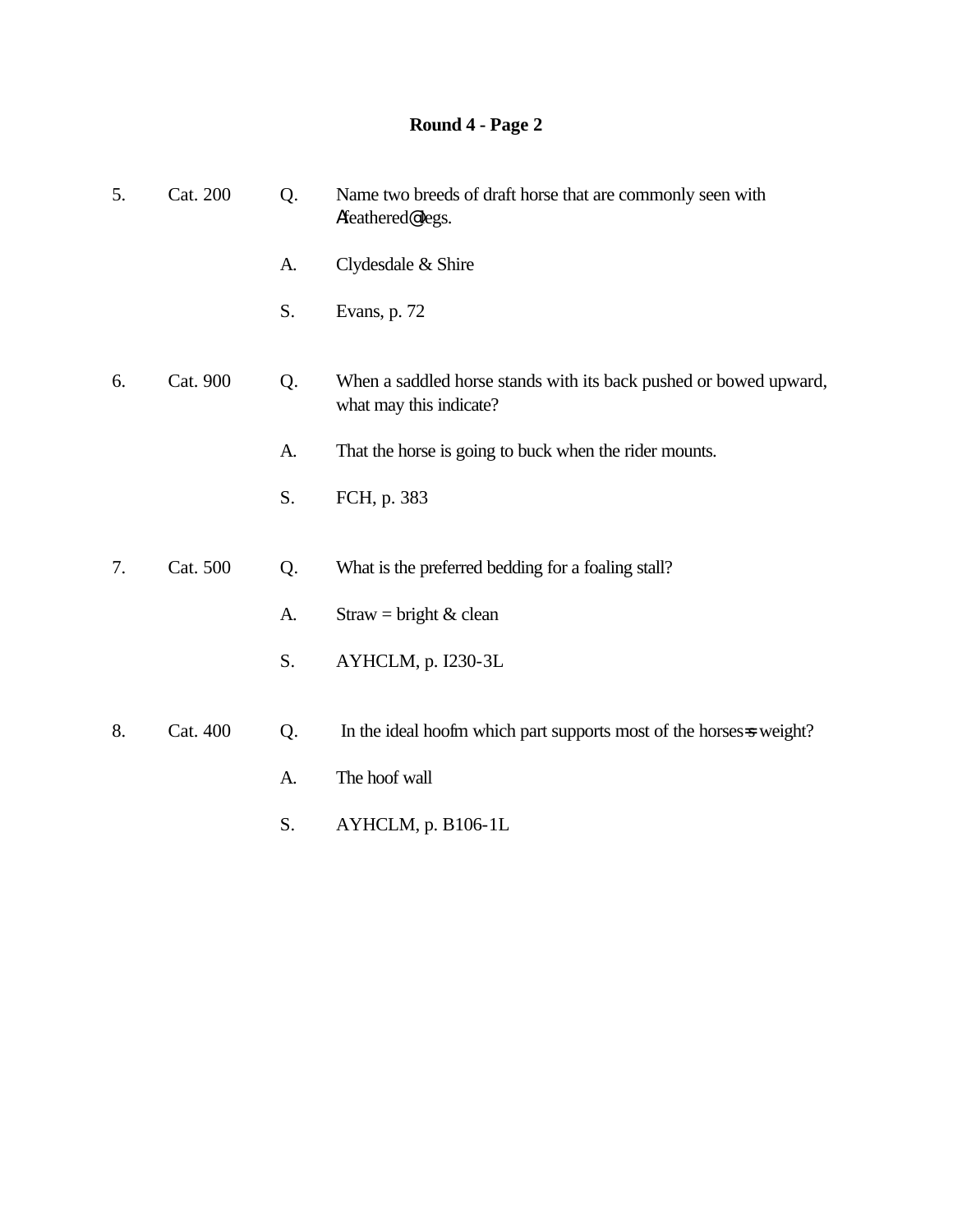# Round 4 - Page 2

5. Cat. 200

Q. Name two breeds of draft horse that are commonly seen with Αfeathered@ legs.

A. Clydesdale & Shire

S. Evans, p. 72

6. Cat. 900

Q. When a saddled horse stands with its back pushed or bowed upward, what may this indicate?

A. That the horse is going to buck when the rider mounts.

S. FCH, p. 383

7. Cat. 500

Q. What is the preferred bedding for a foaling stall?

A. Straw = bright & clean

S. AYHCLM, p. I230-3L

8. Cat. 400

Q. In the ideal hoofm which part supports most of the horses=s weight?

A. The hoof wall

S. AYHCLM, p. B106-1L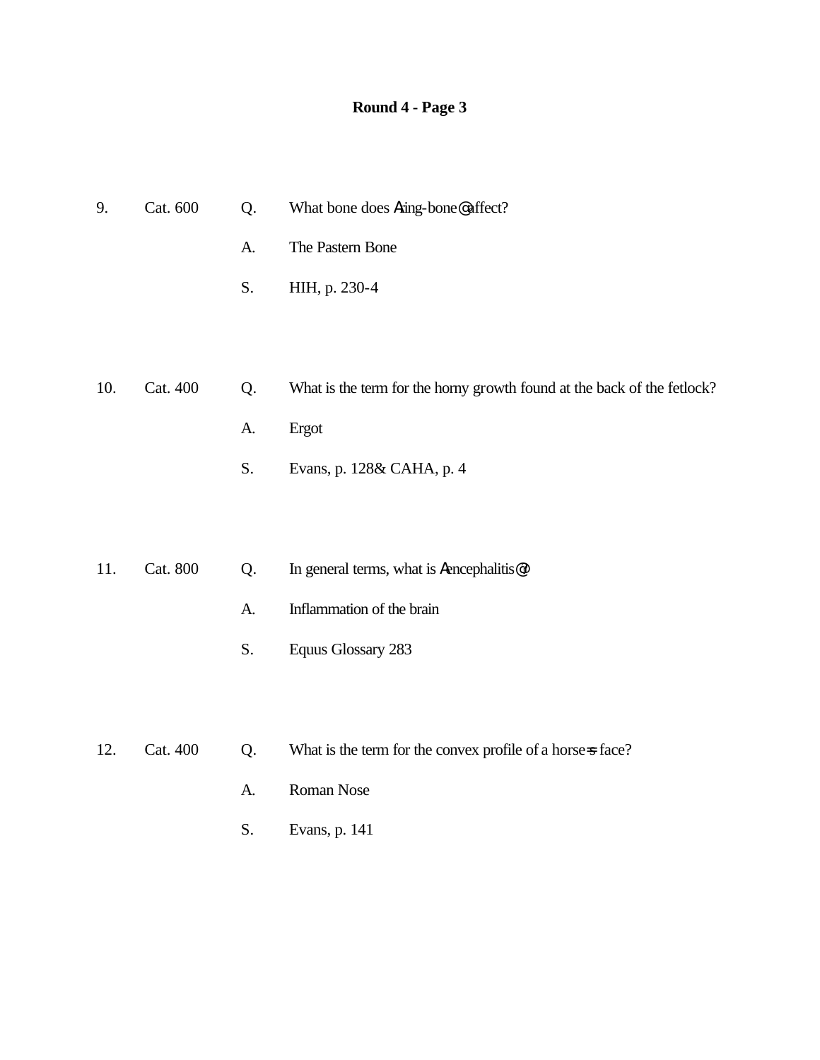**Round 4 - Page 3**

9. Cat. 600 Q. What bone does Aring-bone@ affect?

A. The Pastern Bone

S. HIH, p. 230-4

10. Cat. 400 Q. What is the term for the horny growth found at the back of the fetlock?

A. Ergot

S. Evans, p. 128& CAHA, p. 4

11. Cat. 800 Q. In general terms, what is Aencephalitis@?

A. Inflammation of the brain

S. Equus Glossary 283

12. Cat. 400 Q. What is the term for the convex profile of a horse=s face?

A. Roman Nose

S. Evans, p. 141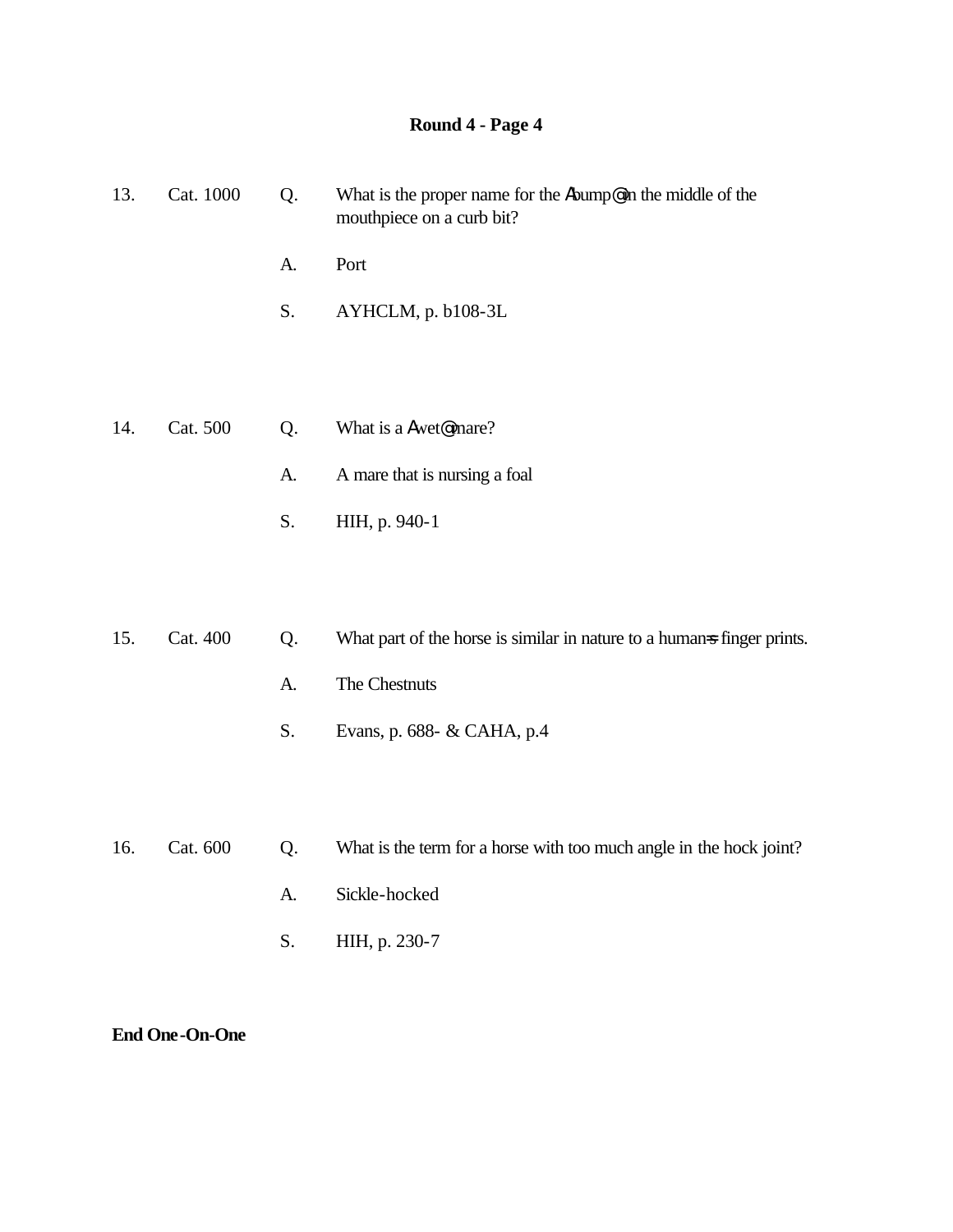**Round 4 - Page 4**

13. Cat. 1000

Q. What is the proper name for the Abump@ in the middle of the mouthpiece on a curb bit?

A. Port

S. AYHCLM, p. b108-3L

14. Cat. 500

Q. What is a Awet@ mare?

A. A mare that is nursing a foal

S. HIH, p. 940-1

15. Cat. 400

Q. What part of the horse is similar in nature to a human=s finger prints.

A. The Chestnuts

S. Evans, p. 688- & CAHA, p.4

16. Cat. 600

Q. What is the term for a horse with too much angle in the hock joint?

A. Sickle-hocked

S. HIH, p. 230-7

**End One-On-One**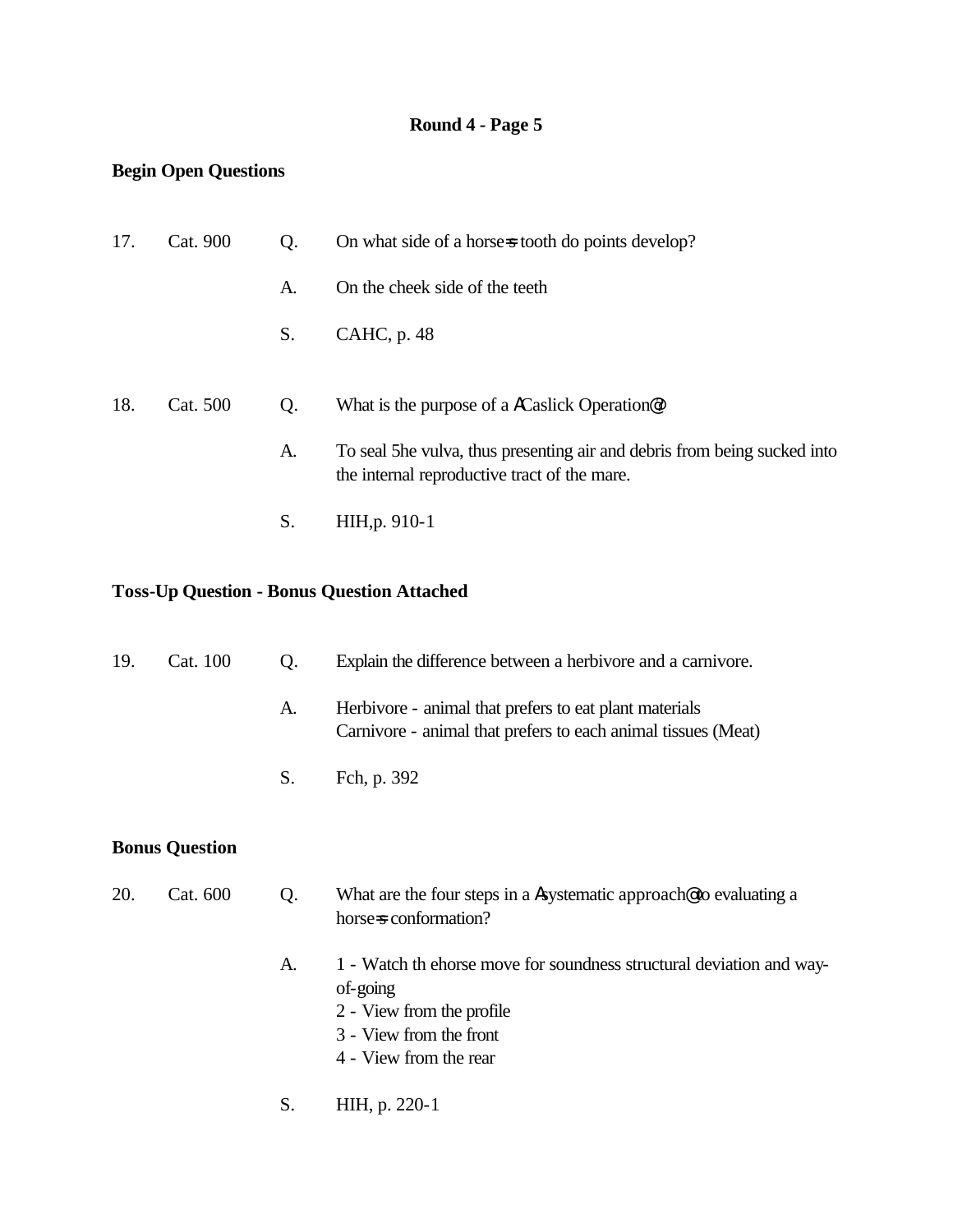## Round 4 - Page 5

**Begin Open Questions**

17. Cat. 900

Q. On what side of a horse=s tooth do points develop?

A. On the cheek side of the teeth

S. CAHC, p. 48

18. Cat. 500

Q. What is the purpose of a ACaslick Operation@?

A. To seal 5he vulva, thus presenting air and debris from being sucked into the internal reproductive tract of the mare.

S. HIH,p. 910-1

**Toss-Up Question - Bonus Question Attached**

19. Cat. 100

Q. Explain the difference between a herbivore and a carnivore.

A. Herbivore - animal that prefers to eat plant materials
Carnivore - animal that prefers to each animal tissues (Meat)

S. Fch, p. 392

**Bonus Question**

20. Cat. 600

Q. What are the four steps in a Asystematic approach@ to evaluating a horse=s conformation?

A. 1 - Watch th ehorse move for soundness structural deviation and way-of-going
2 - View from the profile
3 - View from the front
4 - View from the rear

S. HIH, p. 220-1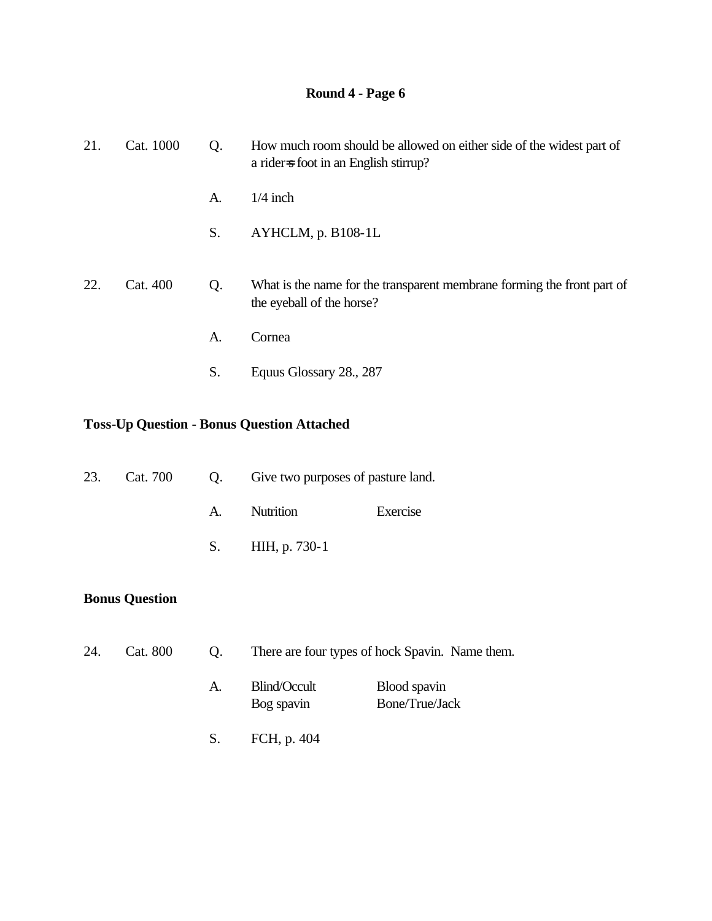# Round 4 - Page 6

21. Cat. 1000

Q. How much room should be allowed on either side of the widest part of a rider=s foot in an English stirrup?

A. 1/4 inch

S. AYHCLM, p. B108-1L

22. Cat. 400

Q. What is the name for the transparent membrane forming the front part of the eyeball of the horse?

A. Cornea

S. Equus Glossary 28., 287

**Toss-Up Question - Bonus Question Attached**

23. Cat. 700

Q. Give two purposes of pasture land.

A. Nutrition Exercise

S. HIH, p. 730-1

**Bonus Question**

24. Cat. 800

Q. There are four types of hock Spavin. Name them.

A. Blind/Occult Blood spavin
Bog spavin Bone/True/Jack

S. FCH, p. 404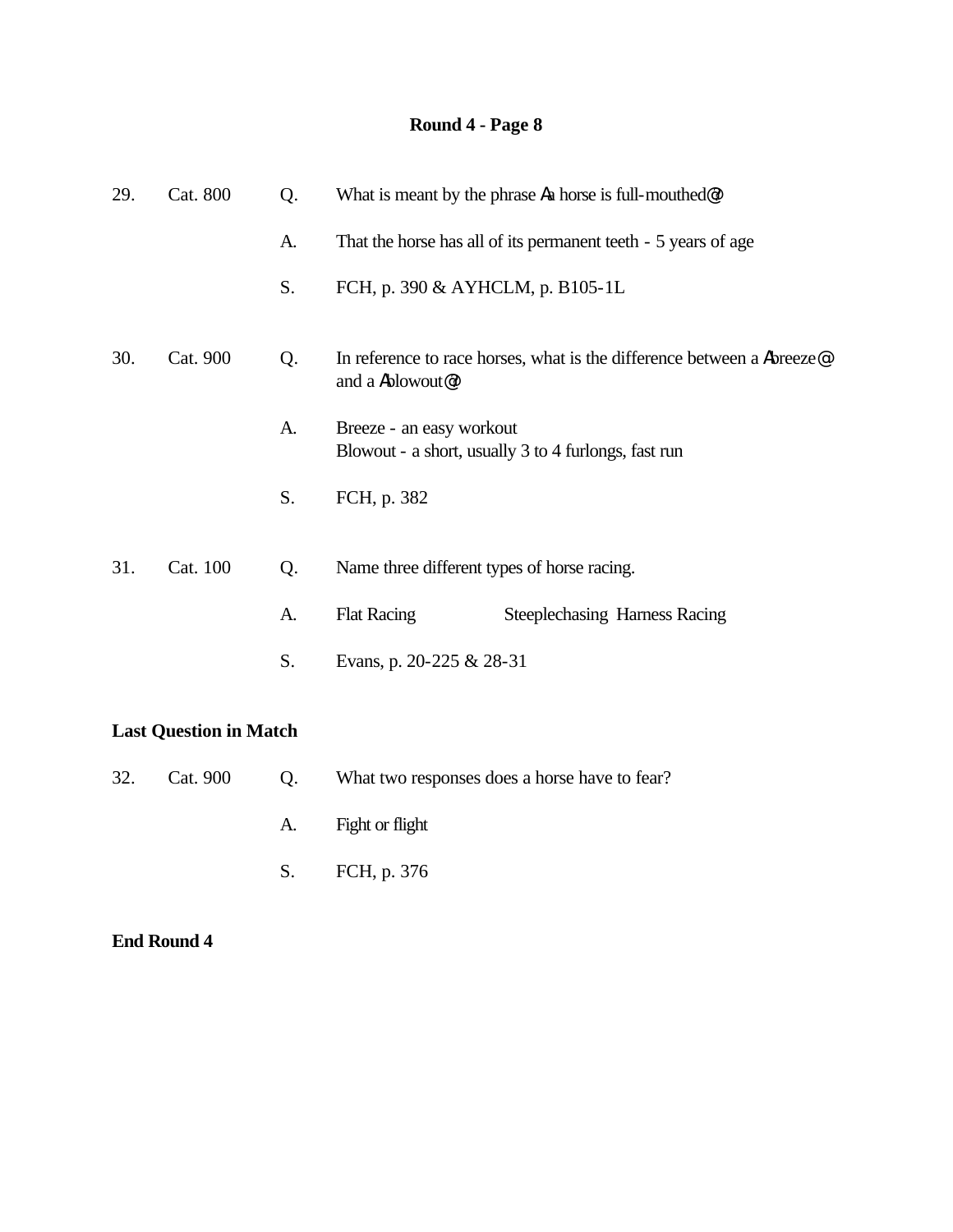## Round 4 - Page 8

29. Cat. 800

Q. What is meant by the phrase Aa horse is full-mouthed@?

A. That the horse has all of its permanent teeth - 5 years of age

S. FCH, p. 390 & AYHCLM, p. B105-1L

30. Cat. 900

Q. In reference to race horses, what is the difference between a Abreeze@ and a Ablowout@?

A. Breeze - an easy workout
Blowout - a short, usually 3 to 4 furlongs, fast run

S. FCH, p. 382

31. Cat. 100

Q. Name three different types of horse racing.

A. Flat Racing Steeplechasing Harness Racing

S. Evans, p. 20-225 & 28-31

**Last Question in Match**

32. Cat. 900

Q. What two responses does a horse have to fear?

A. Fight or flight

S. FCH, p. 376

**End Round 4**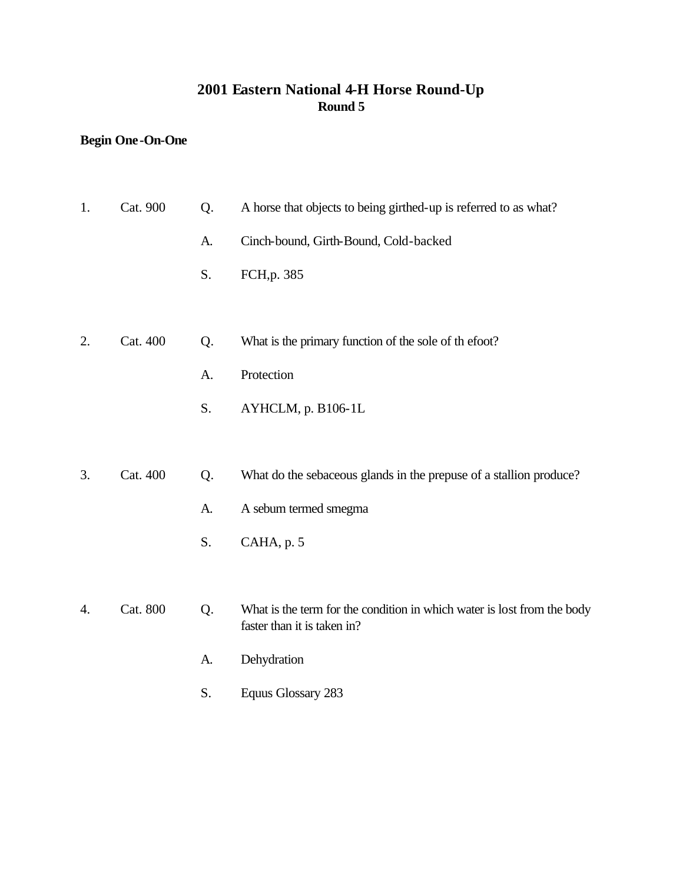# 2001 Eastern National 4-H Horse Round-Up

## Round 5

**Begin One-On-One**

1. Cat. 900

   Q. A horse that objects to being girthed-up is referred to as what?

   A. Cinch-bound, Girth-Bound, Cold-backed

   S. FCH,p. 385

2. Cat. 400

   Q. What is the primary function of the sole of th efoot?

   A. Protection

   S. AYHCLM, p. B106-1L

3. Cat. 400

   Q. What do the sebaceous glands in the prepuse of a stallion produce?

   A. A sebum termed smegma

   S. CAHA, p. 5

4. Cat. 800

   Q. What is the term for the condition in which water is lost from the body faster than it is taken in?

   A. Dehydration

   S. Equus Glossary 283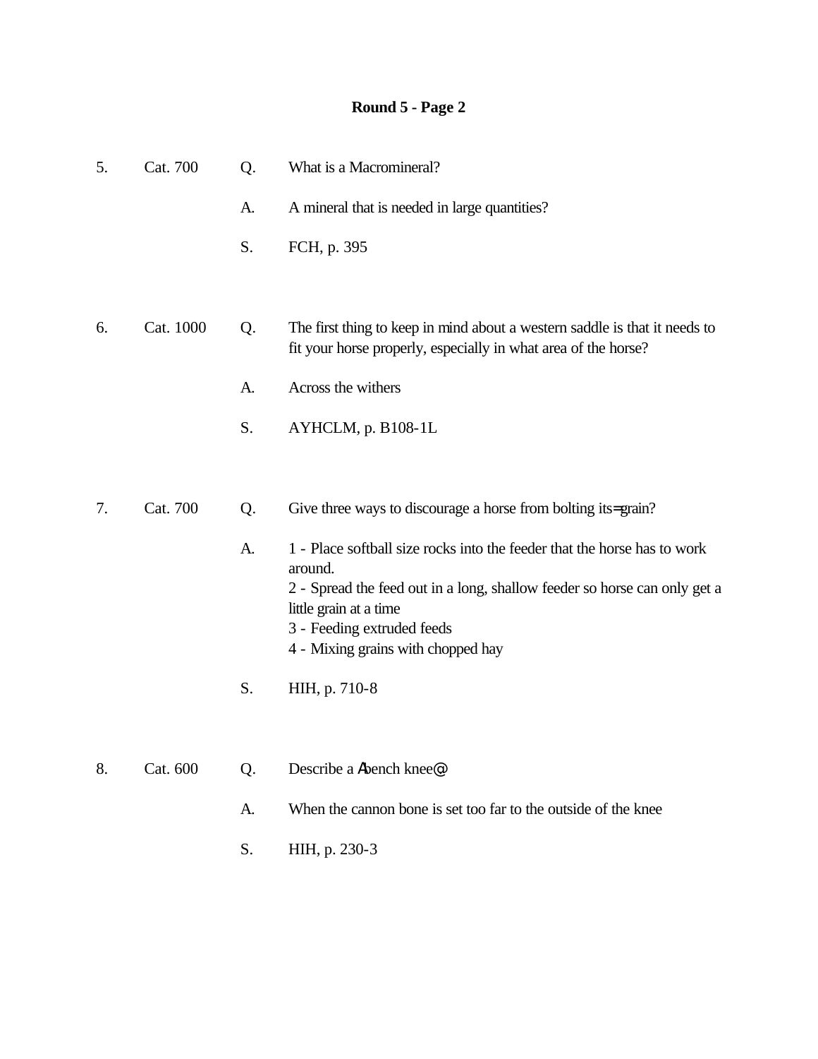# Round 5 - Page 2

5. Cat. 700

Q. What is a Macromineral?

A. A mineral that is needed in large quantities?

S. FCH, p. 395

6. Cat. 1000

Q. The first thing to keep in mind about a western saddle is that it needs to fit your horse properly, especially in what area of the horse?

A. Across the withers

S. AYHCLM, p. B108-1L

7. Cat. 700

Q. Give three ways to discourage a horse from bolting its=grain?

A. 1 - Place softball size rocks into the feeder that the horse has to work around.
2 - Spread the feed out in a long, shallow feeder so horse can only get a little grain at a time
3 - Feeding extruded feeds
4 - Mixing grains with chopped hay

S. HIH, p. 710-8

8. Cat. 600

Q. Describe a Abench knee@.

A. When the cannon bone is set too far to the outside of the knee

S. HIH, p. 230-3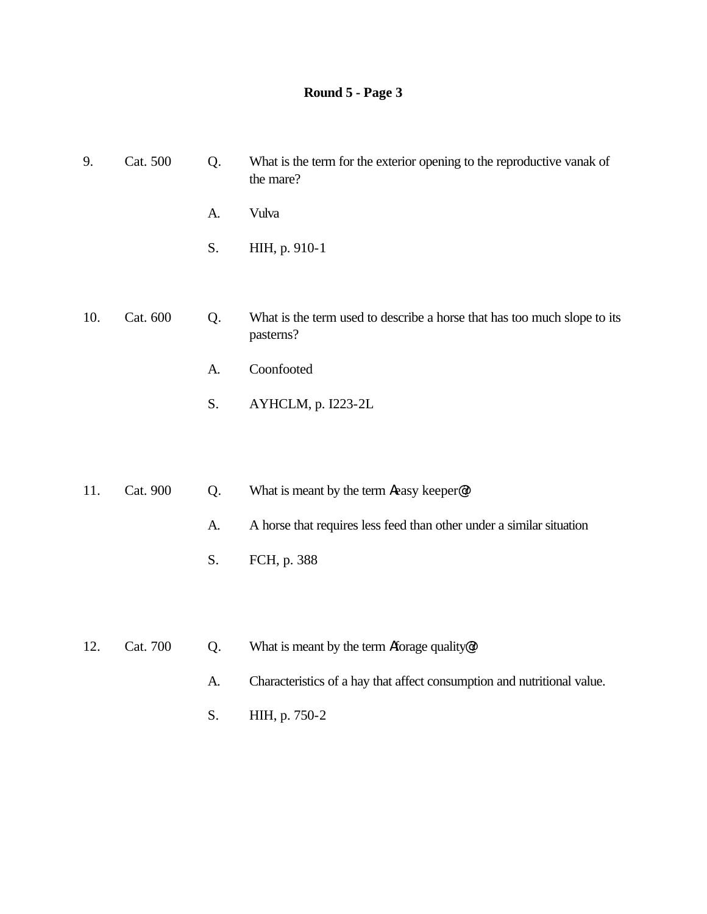# Round 5 - Page 3

9. Cat. 500 Q. What is the term for the exterior opening to the reproductive vanak of the mare?

   A. Vulva

   S. HIH, p. 910-1

10. Cat. 600 Q. What is the term used to describe a horse that has too much slope to its pasterns?

    A. Coonfooted

    S. AYHCLM, p. I223-2L

11. Cat. 900 Q. What is meant by the term Aeasy keeper@?

    A. A horse that requires less feed than other under a similar situation

    S. FCH, p. 388

12. Cat. 700 Q. What is meant by the term Aforage quality@?

    A. Characteristics of a hay that affect consumption and nutritional value.

    S. HIH, p. 750-2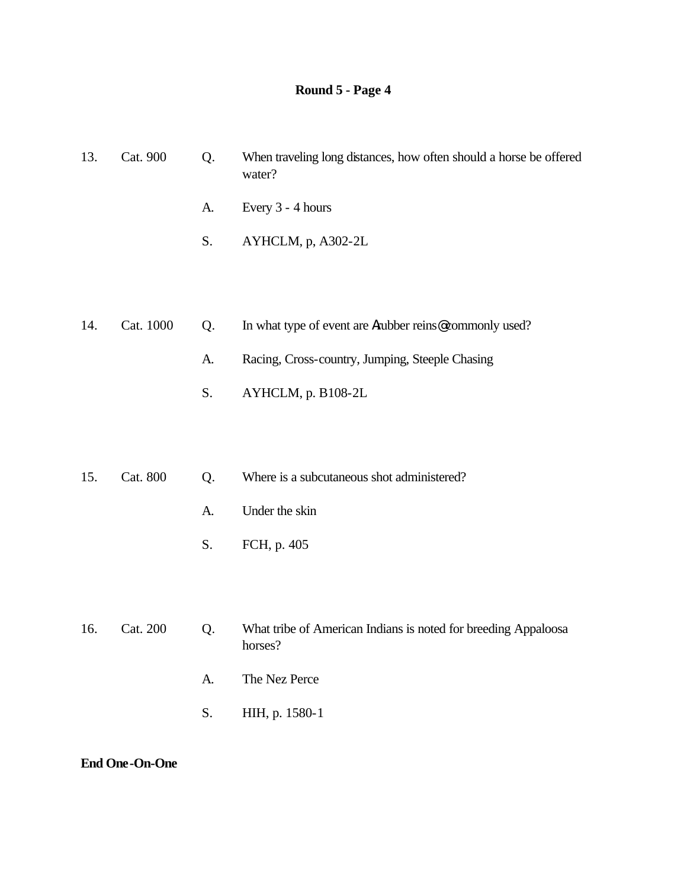# Round 5 - Page 4

13. Cat. 900

Q. When traveling long distances, how often should a horse be offered water?

A. Every 3 - 4 hours

S. AYHCLM, p, A302-2L

14. Cat. 1000

Q. In what type of event are Arubber reins@ commonly used?

A. Racing, Cross-country, Jumping, Steeple Chasing

S. AYHCLM, p. B108-2L

15. Cat. 800

Q. Where is a subcutaneous shot administered?

A. Under the skin

S. FCH, p. 405

16. Cat. 200

Q. What tribe of American Indians is noted for breeding Appaloosa horses?

A. The Nez Perce

S. HIH, p. 1580-1

**End One-On-One**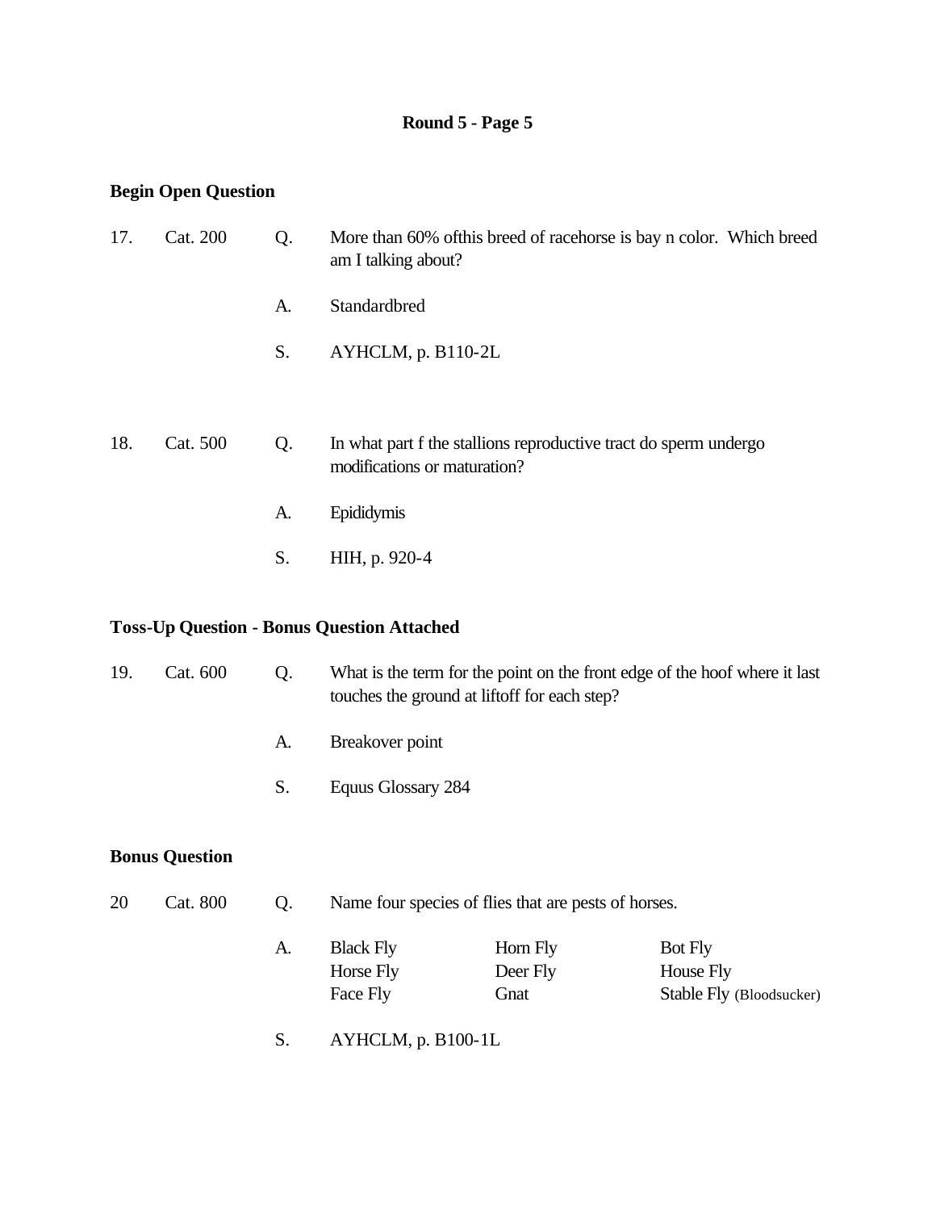## Round 5 - Page 5

**Begin Open Question**

17. Cat. 200

Q. More than 60% ofthis breed of racehorse is bay n color. Which breed am I talking about?

A. Standardbred

S. AYHCLM, p. B110-2L

18. Cat. 500

Q. In what part f the stallions reproductive tract do sperm undergo modifications or maturation?

A. Epididymis

S. HIH, p. 920-4

**Toss-Up Question - Bonus Question Attached**

19. Cat. 600

Q. What is the term for the point on the front edge of the hoof where it last touches the ground at liftoff for each step?

A. Breakover point

S. Equus Glossary 284

**Bonus Question**

20 Cat. 800

Q. Name four species of flies that are pests of horses.

A.

| | | |
|---|---|---|
| Black Fly | Horn Fly | Bot Fly |
| Horse Fly | Deer Fly | House Fly |
| Face Fly | Gnat | Stable Fly (Bloodsucker) |

S. AYHCLM, p. B100-1L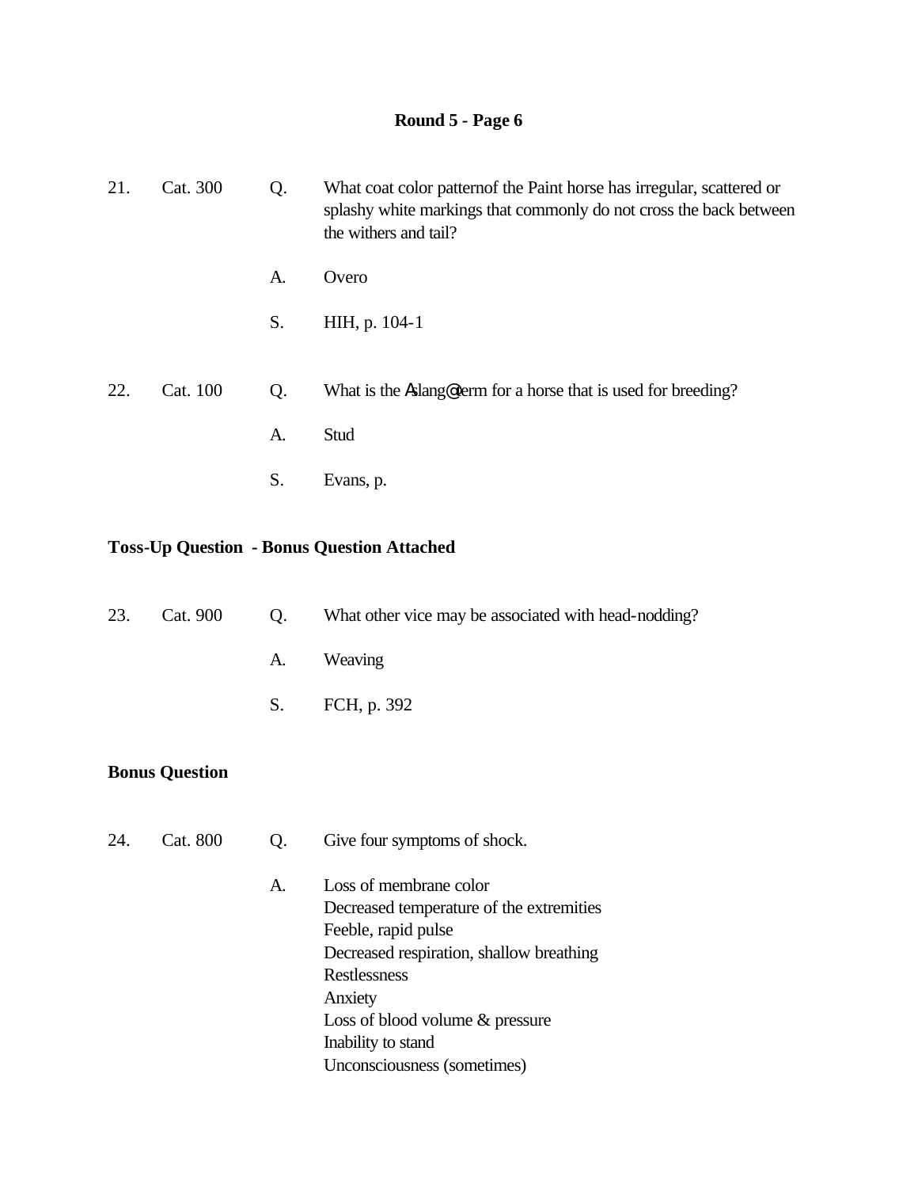**Round 5 - Page 6**

21. Cat. 300

Q. What coat color patternof the Paint horse has irregular, scattered or splashy white markings that commonly do not cross the back between the withers and tail?

A. Overo

S. HIH, p. 104-1

22. Cat. 100

Q. What is the Aslang@ term for a horse that is used for breeding?

A. Stud

S. Evans, p.

**Toss-Up Question - Bonus Question Attached**

23. Cat. 900

Q. What other vice may be associated with head-nodding?

A. Weaving

S. FCH, p. 392

**Bonus Question**

24. Cat. 800

Q. Give four symptoms of shock.

A. Loss of membrane color
Decreased temperature of the extremities
Feeble, rapid pulse
Decreased respiration, shallow breathing
Restlessness
Anxiety
Loss of blood volume & pressure
Inability to stand
Unconsciousness (sometimes)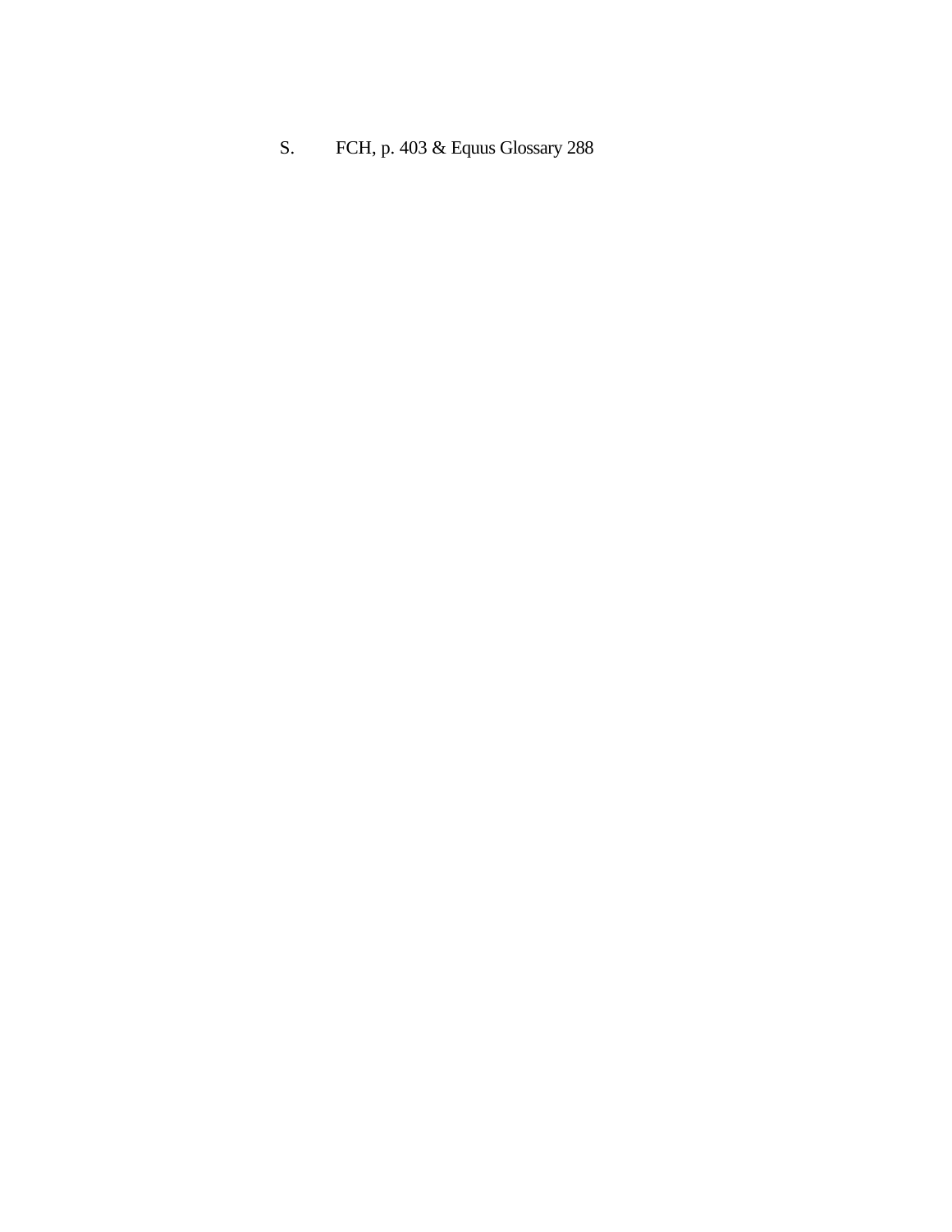S. FCH, p. 403 & Equus Glossary 288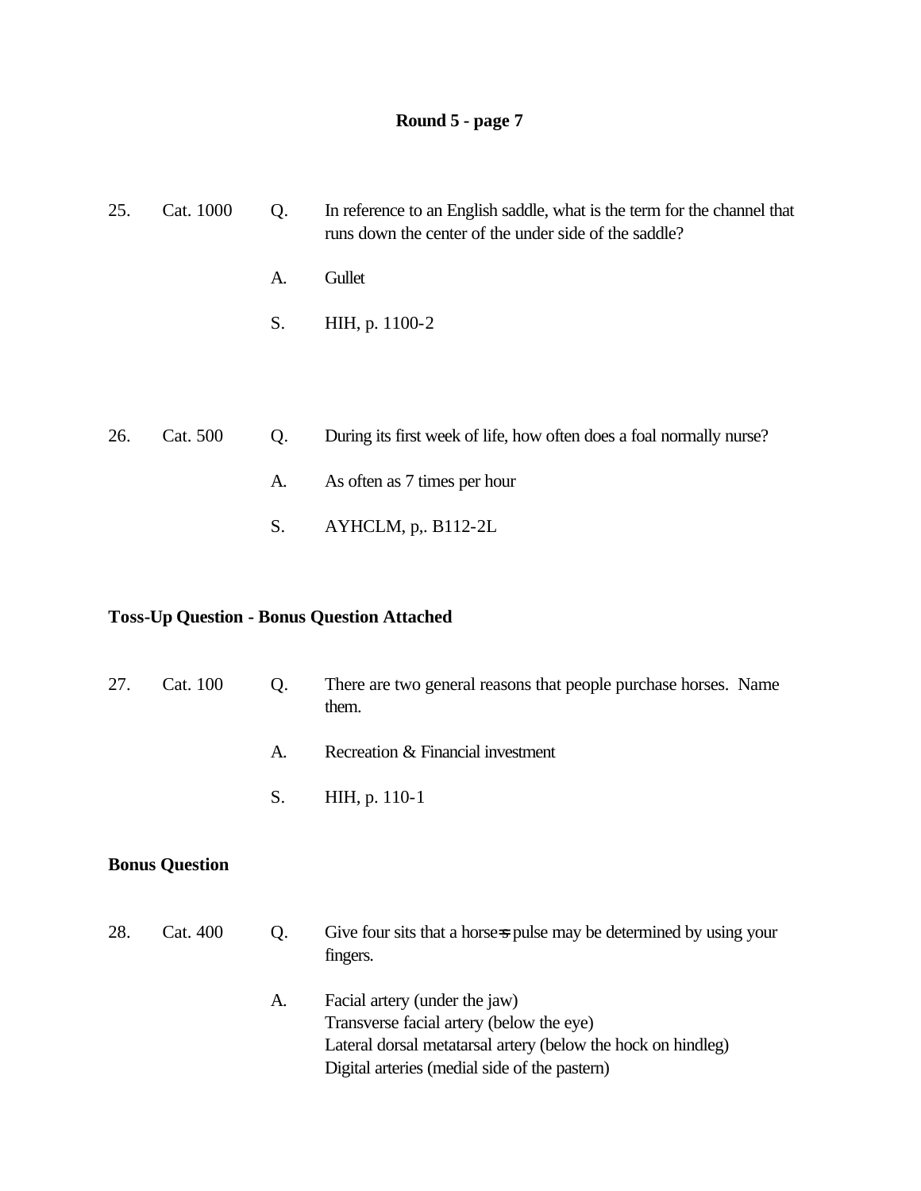**Round 5 - page 7**

25. Cat. 1000 Q. In reference to an English saddle, what is the term for the channel that runs down the center of the under side of the saddle?

A. Gullet

S. HIH, p. 1100-2

26. Cat. 500 Q. During its first week of life, how often does a foal normally nurse?

A. As often as 7 times per hour

S. AYHCLM, p,. B112-2L

**Toss-Up Question - Bonus Question Attached**

27. Cat. 100 Q. There are two general reasons that people purchase horses. Name them.

A. Recreation & Financial investment

S. HIH, p. 110-1

**Bonus Question**

28. Cat. 400 Q. Give four sits that a horse=s pulse may be determined by using your fingers.

A. Facial artery (under the jaw)
Transverse facial artery (below the eye)
Lateral dorsal metatarsal artery (below the hock on hindleg)
Digital arteries (medial side of the pastern)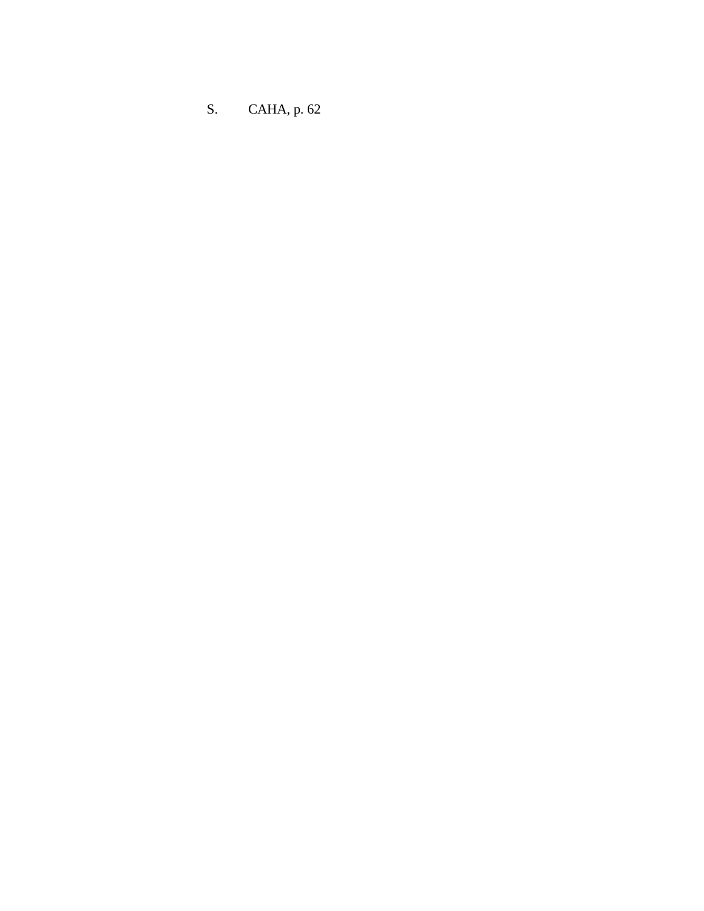S. CAHA, p. 62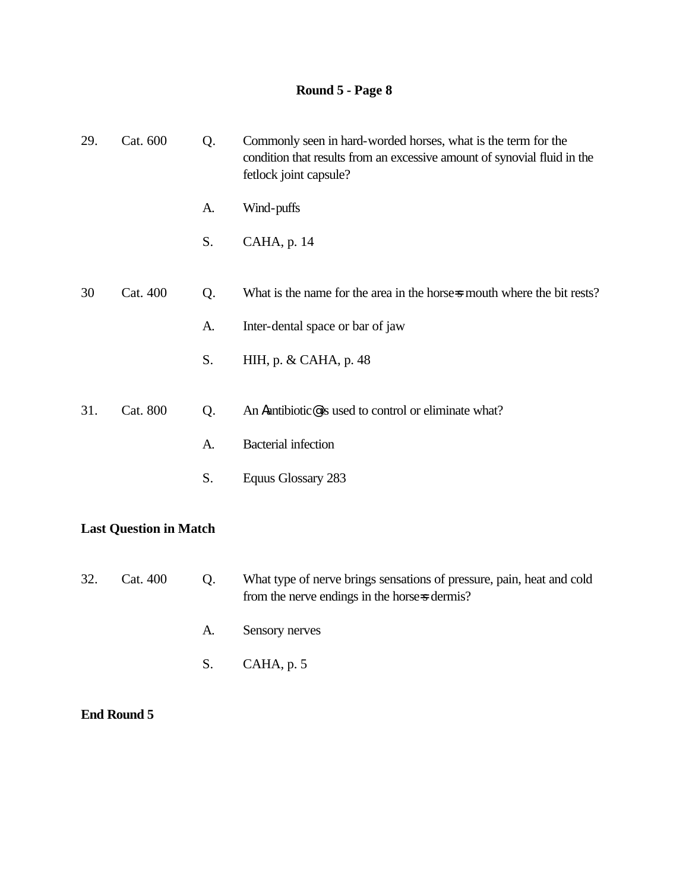# Round 5 - Page 8

29. Cat. 600

Q. Commonly seen in hard-worded horses, what is the term for the condition that results from an excessive amount of synovial fluid in the fetlock joint capsule?

A. Wind-puffs

S. CAHA, p. 14

30 Cat. 400

Q. What is the name for the area in the horse=s mouth where the bit rests?

A. Inter-dental space or bar of jaw

S. HIH, p. & CAHA, p. 48

31. Cat. 800

Q. An Aantibiotic@ is used to control or eliminate what?

A. Bacterial infection

S. Equus Glossary 283

**Last Question in Match**

32. Cat. 400

Q. What type of nerve brings sensations of pressure, pain, heat and cold from the nerve endings in the horse=s dermis?

A. Sensory nerves

S. CAHA, p. 5

**End Round 5**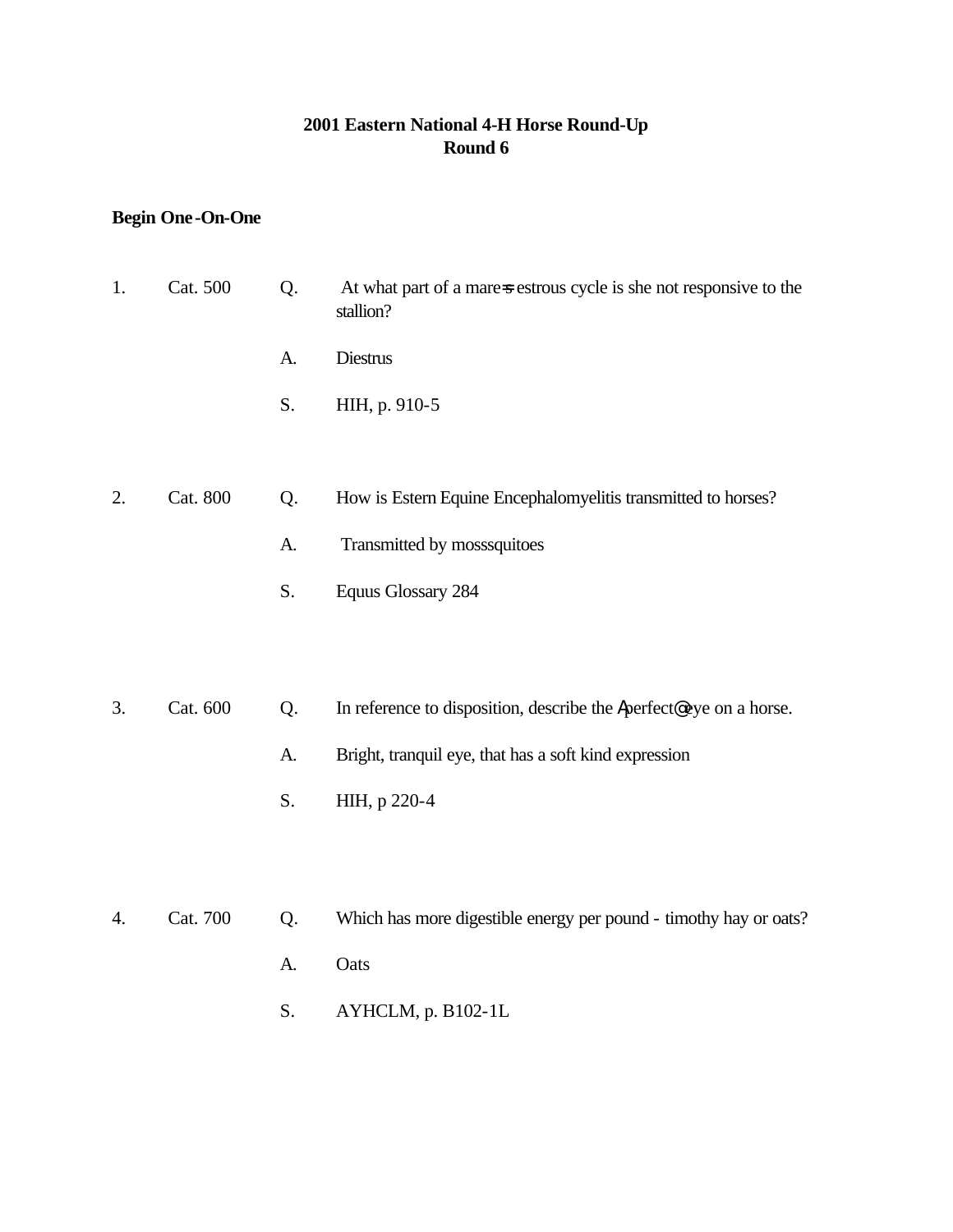# 2001 Eastern National 4-H Horse Round-Up
## Round 6

**Begin One-On-One**

1. Cat. 500

   Q. At what part of a mare=s estrous cycle is she not responsive to the stallion?

   A. Diestrus

   S. HIH, p. 910-5

2. Cat. 800

   Q. How is Estern Equine Encephalomyelitis transmitted to horses?

   A. Transmitted by mosssquitoes

   S. Equus Glossary 284

3. Cat. 600

   Q. In reference to disposition, describe the Aperfect@ eye on a horse.

   A. Bright, tranquil eye, that has a soft kind expression

   S. HIH, p 220-4

4. Cat. 700

   Q. Which has more digestible energy per pound - timothy hay or oats?

   A. Oats

   S. AYHCLM, p. B102-1L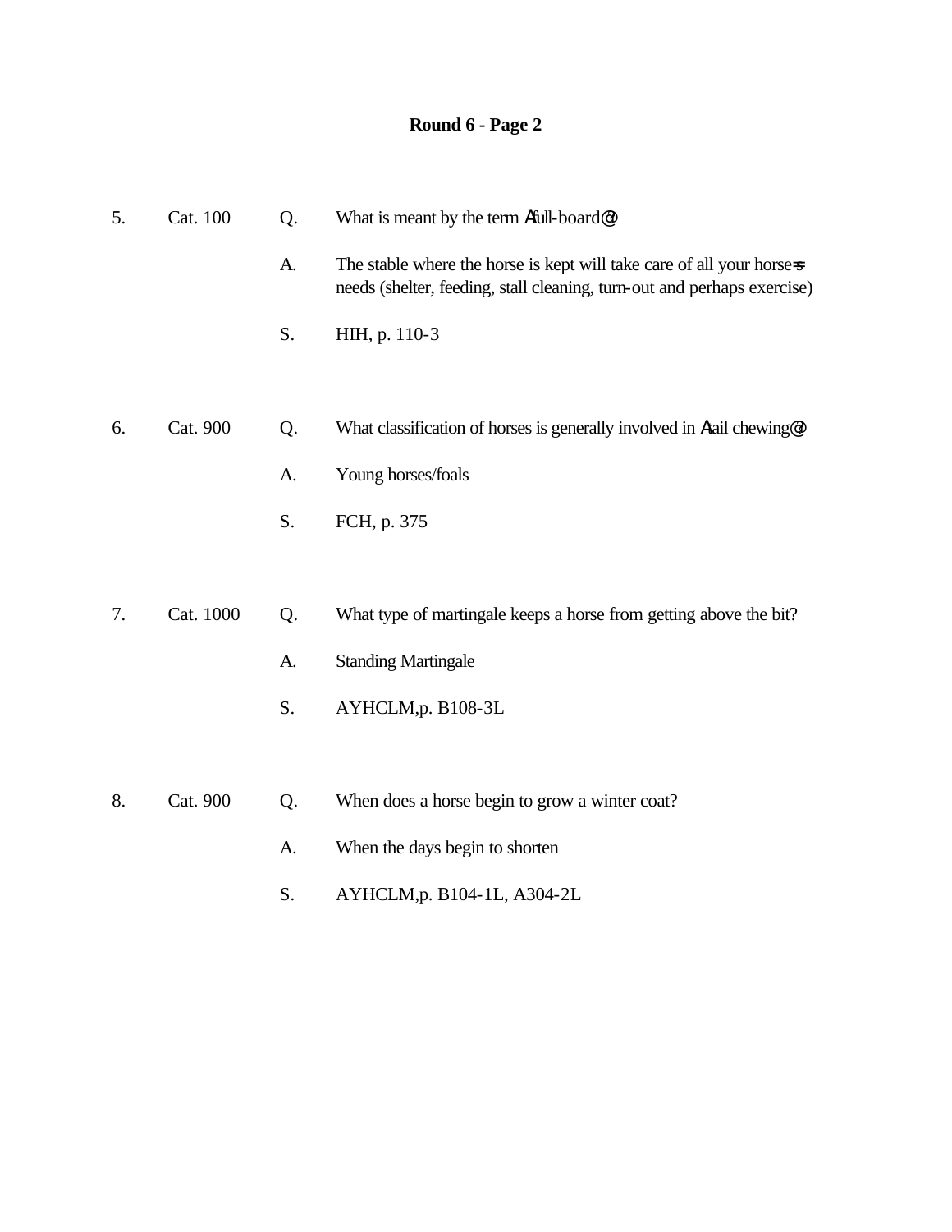**Round 6 - Page 2**

5. Cat. 100

Q. What is meant by the term Afull-board@?

A. The stable where the horse is kept will take care of all your horse=s needs (shelter, feeding, stall cleaning, turn-out and perhaps exercise)

S. HIH, p. 110-3

6. Cat. 900

Q. What classification of horses is generally involved in Atail chewing@?

A. Young horses/foals

S. FCH, p. 375

7. Cat. 1000

Q. What type of martingale keeps a horse from getting above the bit?

A. Standing Martingale

S. AYHCLM,p. B108-3L

8. Cat. 900

Q. When does a horse begin to grow a winter coat?

A. When the days begin to shorten

S. AYHCLM,p. B104-1L, A304-2L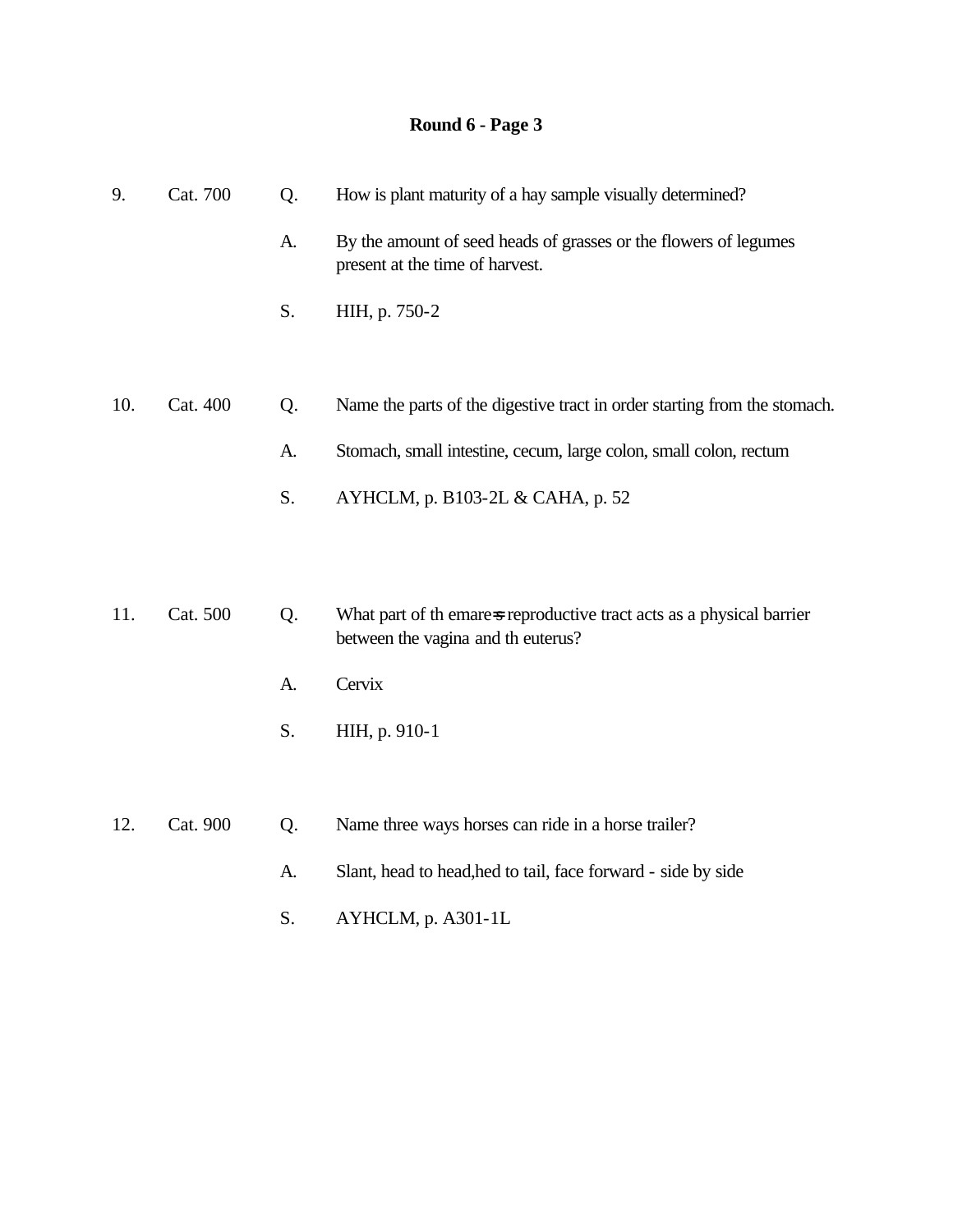**Round 6 - Page 3**

9. Cat. 700

Q. How is plant maturity of a hay sample visually determined?

A. By the amount of seed heads of grasses or the flowers of legumes present at the time of harvest.

S. HIH, p. 750-2

10. Cat. 400

Q. Name the parts of the digestive tract in order starting from the stomach.

A. Stomach, small intestine, cecum, large colon, small colon, rectum

S. AYHCLM, p. B103-2L & CAHA, p. 52

11. Cat. 500

Q. What part of th emare=s reproductive tract acts as a physical barrier between the vagina and th euterus?

A. Cervix

S. HIH, p. 910-1

12. Cat. 900

Q. Name three ways horses can ride in a horse trailer?

A. Slant, head to head,hed to tail, face forward - side by side

S. AYHCLM, p. A301-1L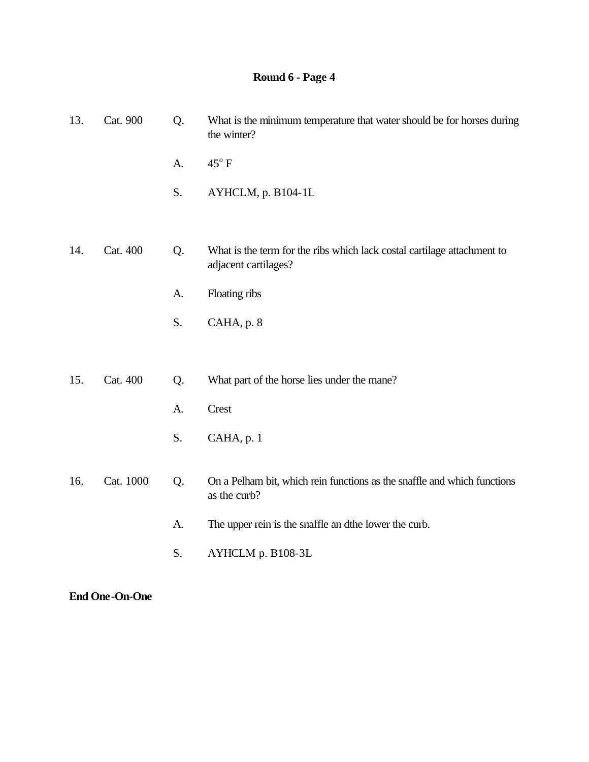# Round 6 - Page 4

13. Cat. 900

Q. What is the minimum temperature that water should be for horses during the winter?

A. $45^{o}$ F

S. AYHCLM, p. B104-1L

14. Cat. 400

Q. What is the term for the ribs which lack costal cartilage attachment to adjacent cartilages?

A. Floating ribs

S. CAHA, p. 8

15. Cat. 400

Q. What part of the horse lies under the mane?

A. Crest

S. CAHA, p. 1

16. Cat. 1000

Q. On a Pelham bit, which rein functions as the snaffle and which functions as the curb?

A. The upper rein is the snaffle an dthe lower the curb.

S. AYHCLM p. B108-3L

**End One-On-One**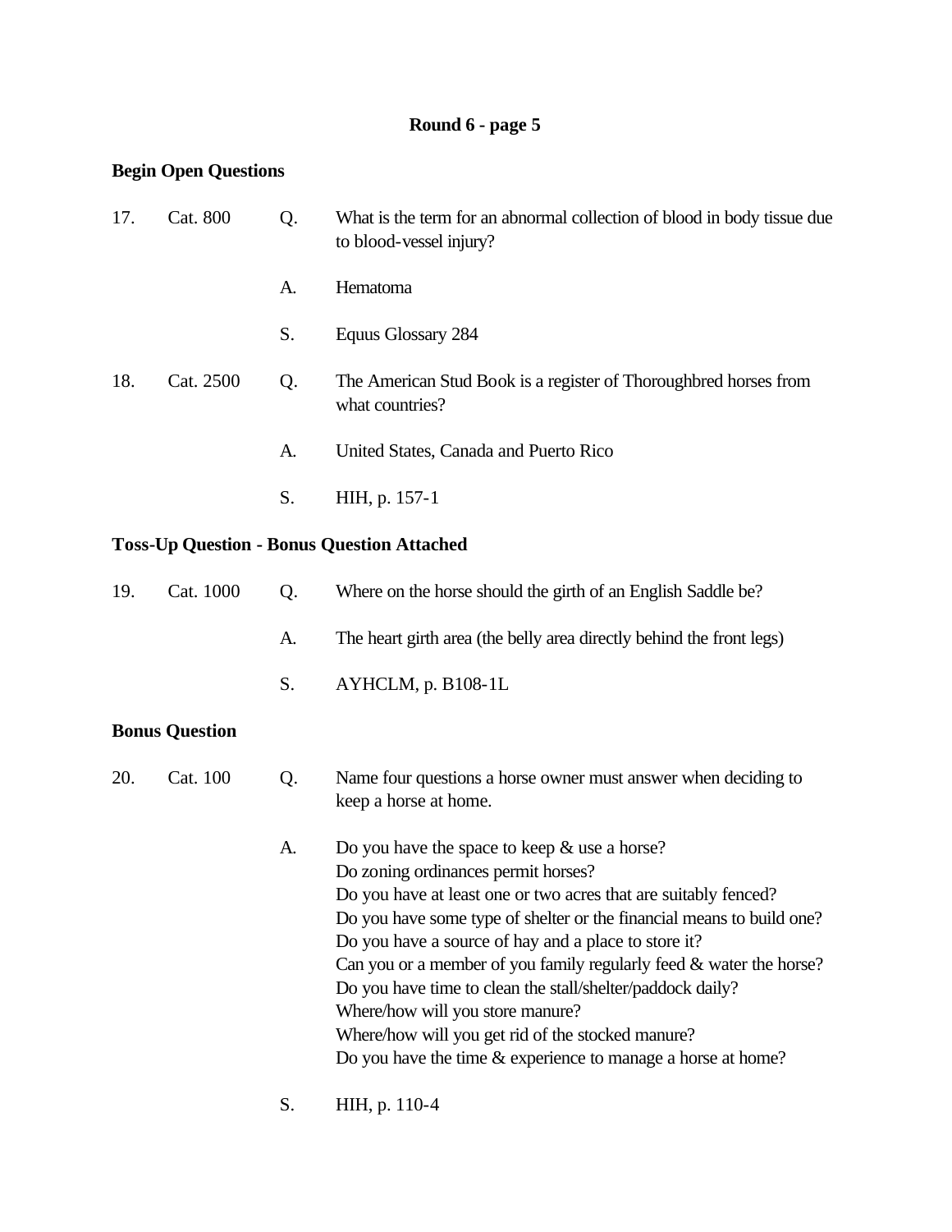## Round 6 - page 5

**Begin Open Questions**

17. Cat. 800

Q. What is the term for an abnormal collection of blood in body tissue due to blood-vessel injury?

A. Hematoma

S. Equus Glossary 284

18. Cat. 2500

Q. The American Stud Book is a register of Thoroughbred horses from what countries?

A. United States, Canada and Puerto Rico

S. HIH, p. 157-1

**Toss-Up Question - Bonus Question Attached**

19. Cat. 1000

Q. Where on the horse should the girth of an English Saddle be?

A. The heart girth area (the belly area directly behind the front legs)

S. AYHCLM, p. B108-1L

**Bonus Question**

20. Cat. 100

Q. Name four questions a horse owner must answer when deciding to keep a horse at home.

A. Do you have the space to keep & use a horse?
Do zoning ordinances permit horses?
Do you have at least one or two acres that are suitably fenced?
Do you have some type of shelter or the financial means to build one?
Do you have a source of hay and a place to store it?
Can you or a member of you family regularly feed & water the horse?
Do you have time to clean the stall/shelter/paddock daily?
Where/how will you store manure?
Where/how will you get rid of the stocked manure?
Do you have the time & experience to manage a horse at home?

S. HIH, p. 110-4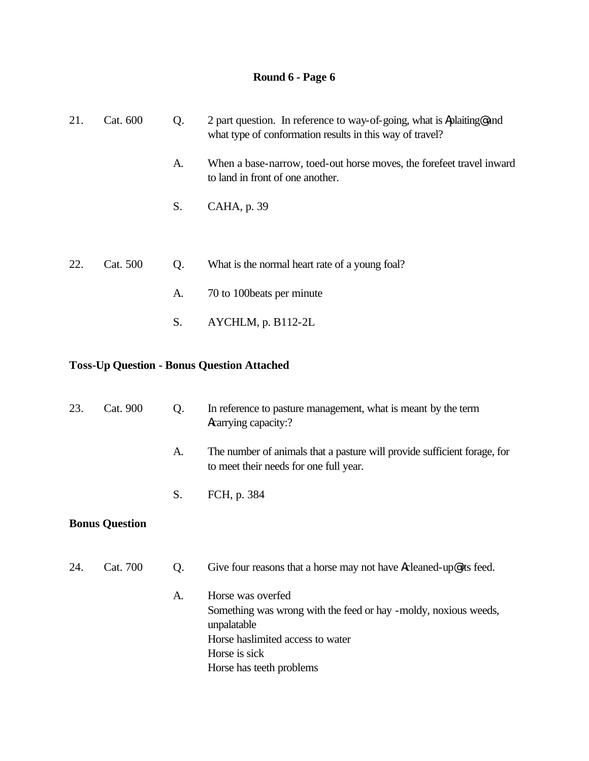## Round 6 - Page 6

21. Cat. 600

Q. 2 part question. In reference to way-of-going, what is Aplaiting@ and what type of conformation results in this way of travel?

A. When a base-narrow, toed-out horse moves, the forefeet travel inward to land in front of one another.

S. CAHA, p. 39

22. Cat. 500

Q. What is the normal heart rate of a young foal?

A. 70 to 100beats per minute

S. AYCHLM, p. B112-2L

**Toss-Up Question - Bonus Question Attached**

23. Cat. 900

Q. In reference to pasture management, what is meant by the term Acarrying capacity:?

A. The number of animals that a pasture will provide sufficient forage, for to meet their needs for one full year.

S. FCH, p. 384

**Bonus Question**

24. Cat. 700

Q. Give four reasons that a horse may not have Acleaned-up@ its feed.

A. Horse was overfed
Something was wrong with the feed or hay -moldy, noxious weeds, unpalatable
Horse haslimited access to water
Horse is sick
Horse has teeth problems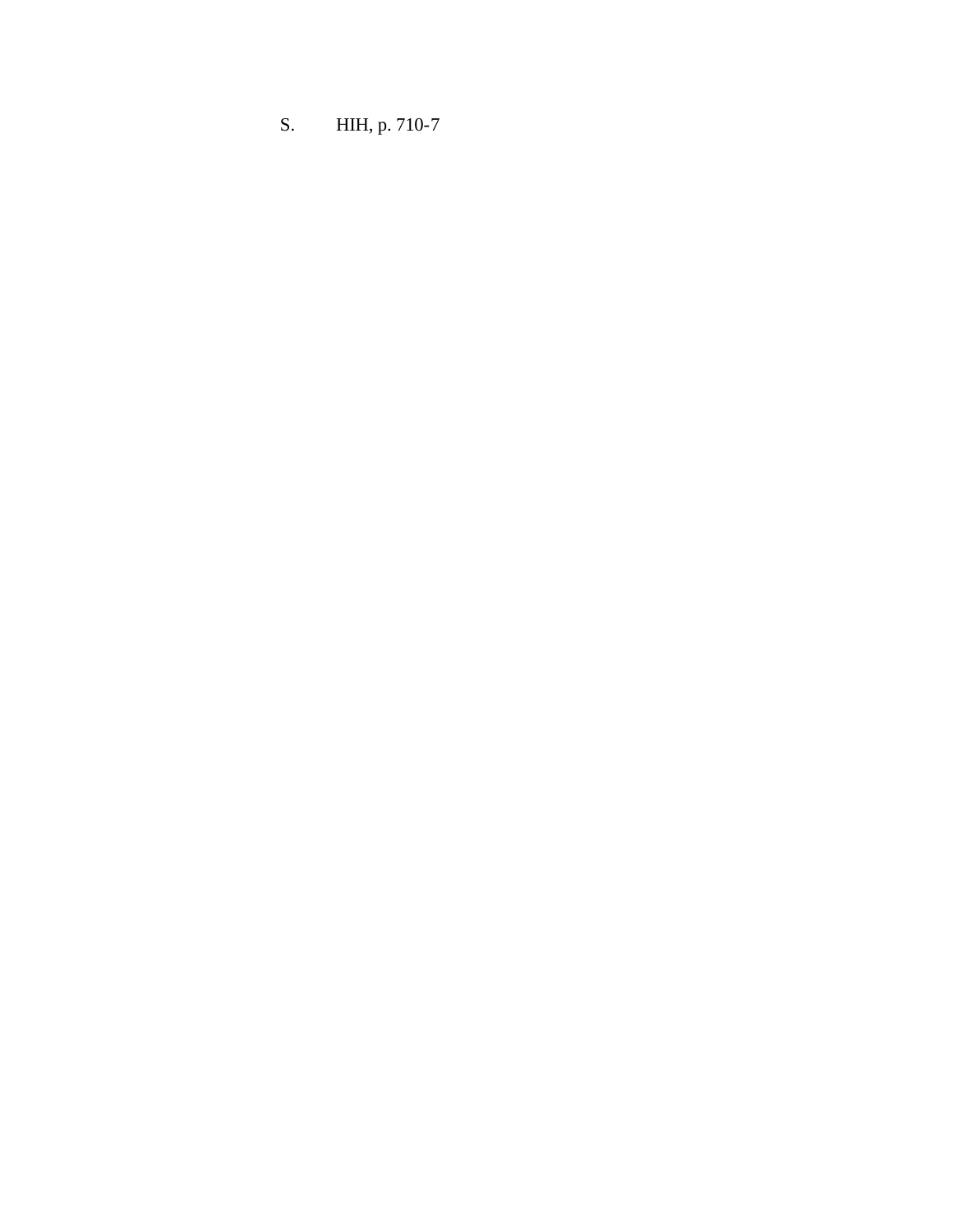S. HIH, p. 710-7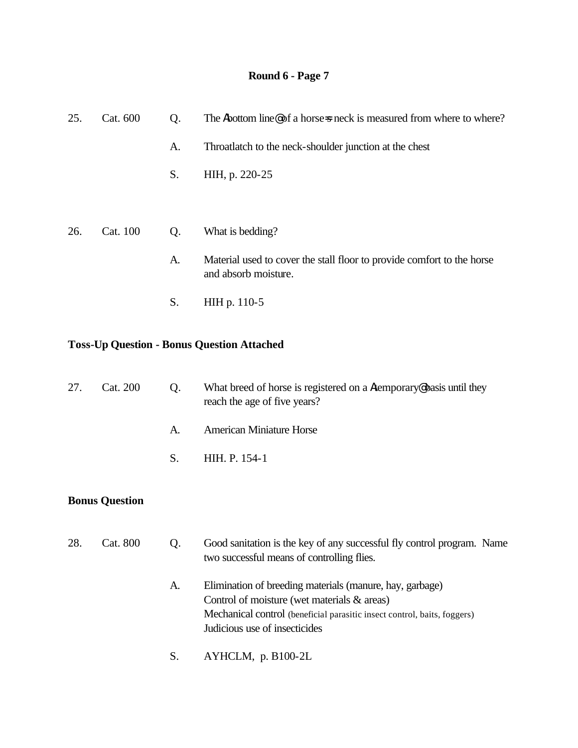# Round 6 - Page 7

25. Cat. 600

Q. The Abottom line@ of a horse=s neck is measured from where to where?

A. Throatlatch to the neck-shoulder junction at the chest

S. HIH, p. 220-25

26. Cat. 100

Q. What is bedding?

A. Material used to cover the stall floor to provide comfort to the horse and absorb moisture.

S. HIH p. 110-5

**Toss-Up Question - Bonus Question Attached**

27. Cat. 200

Q. What breed of horse is registered on a Atemporary@ basis until they reach the age of five years?

A. American Miniature Horse

S. HIH. P. 154-1

**Bonus Question**

28. Cat. 800

Q. Good sanitation is the key of any successful fly control program. Name two successful means of controlling flies.

A. Elimination of breeding materials (manure, hay, garbage)
Control of moisture (wet materials & areas)
Mechanical control (beneficial parasitic insect control, baits, foggers)
Judicious use of insecticides

S. AYHCLM, p. B100-2L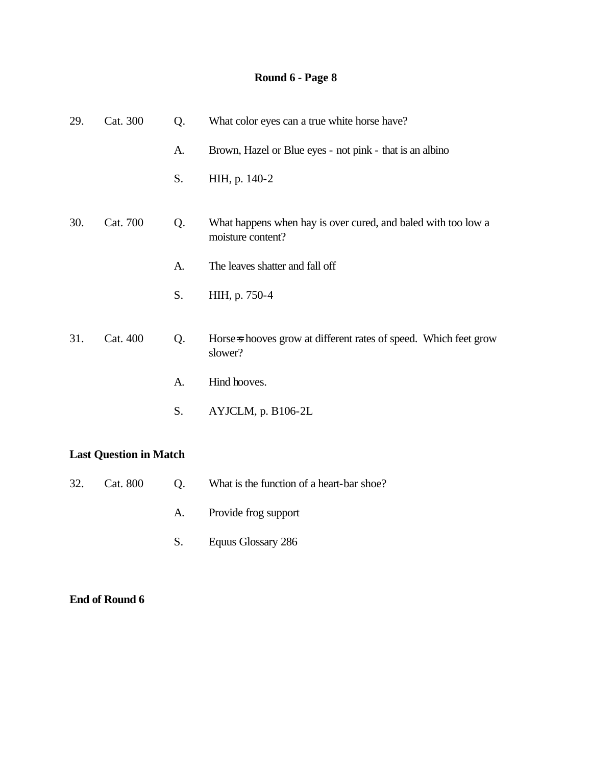## Round 6 - Page 8

29. Cat. 300 Q. What color eyes can a true white horse have?

A. Brown, Hazel or Blue eyes - not pink - that is an albino

S. HIH, p. 140-2

30. Cat. 700 Q. What happens when hay is over cured, and baled with too low a moisture content?

A. The leaves shatter and fall off

S. HIH, p. 750-4

31. Cat. 400 Q. Horse=s hooves grow at different rates of speed. Which feet grow slower?

A. Hind hooves.

S. AYJCLM, p. B106-2L

**Last Question in Match**

32. Cat. 800 Q. What is the function of a heart-bar shoe?

A. Provide frog support

S. Equus Glossary 286

**End of Round 6**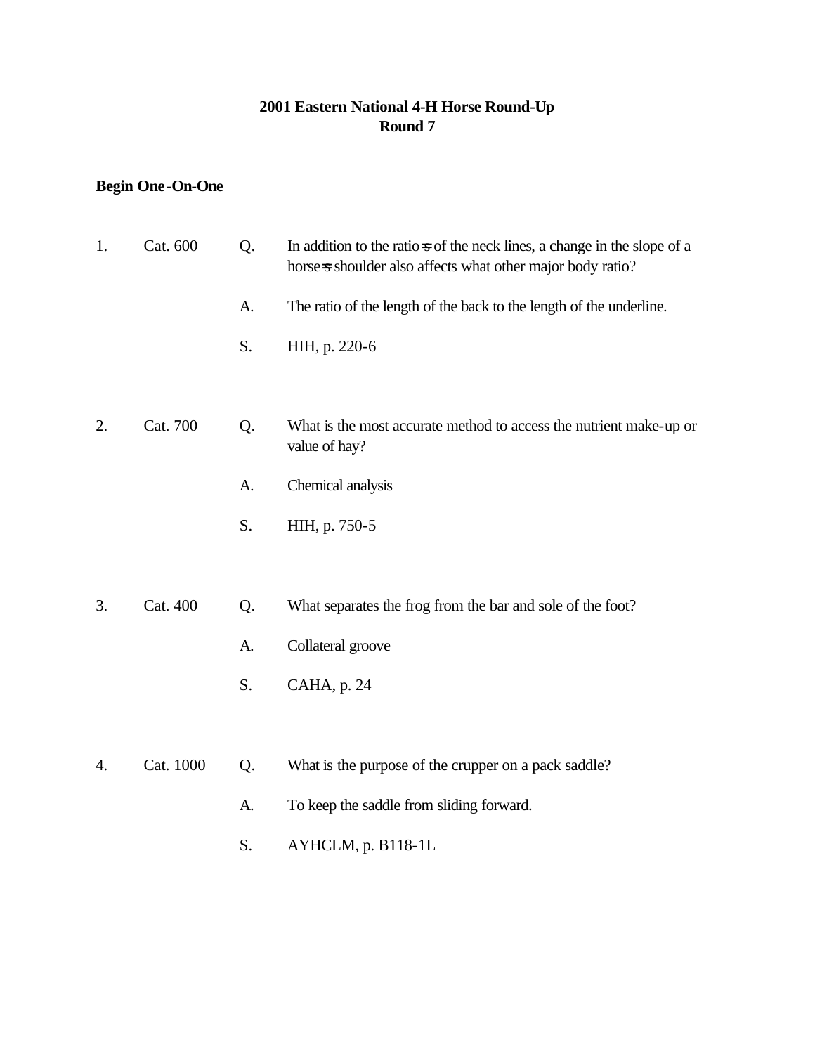# 2001 Eastern National 4-H Horse Round-Up
## Round 7

**Begin One-On-One**

1. Cat. 600

Q. In addition to the ratio=s of the neck lines, a change in the slope of a horse=s shoulder also affects what other major body ratio?

A. The ratio of the length of the back to the length of the underline.

S. HIH, p. 220-6

2. Cat. 700

Q. What is the most accurate method to access the nutrient make-up or value of hay?

A. Chemical analysis

S. HIH, p. 750-5

3. Cat. 400

Q. What separates the frog from the bar and sole of the foot?

A. Collateral groove

S. CAHA, p. 24

4. Cat. 1000

Q. What is the purpose of the crupper on a pack saddle?

A. To keep the saddle from sliding forward.

S. AYHCLM, p. B118-1L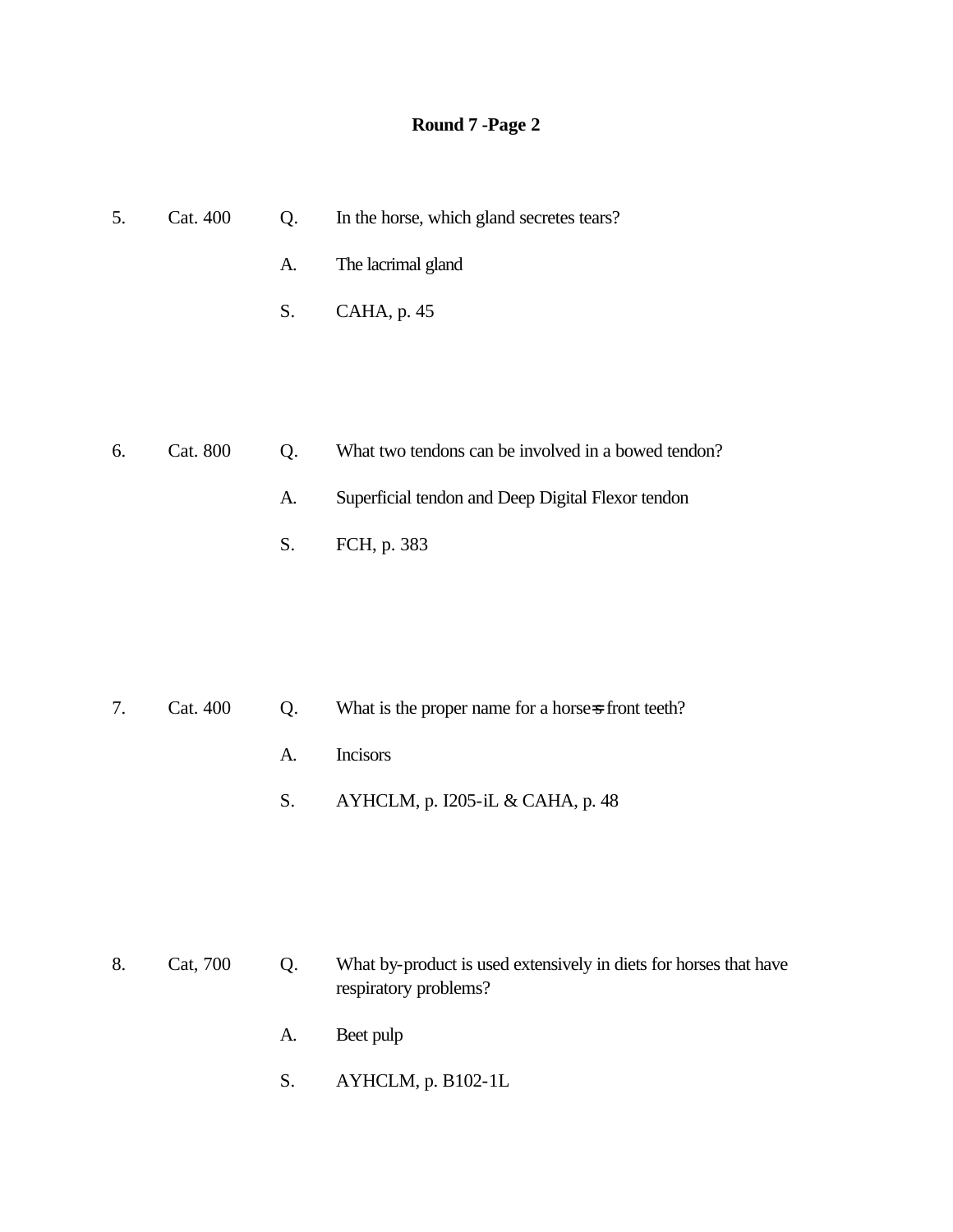## Round 7 -Page 2

5. Cat. 400

Q. In the horse, which gland secretes tears?

A. The lacrimal gland

S. CAHA, p. 45

6. Cat. 800

Q. What two tendons can be involved in a bowed tendon?

A. Superficial tendon and Deep Digital Flexor tendon

S. FCH, p. 383

7. Cat. 400

Q. What is the proper name for a horse=s front teeth?

A. Incisors

S. AYHCLM, p. I205-iL & CAHA, p. 48

8. Cat, 700

Q. What by-product is used extensively in diets for horses that have respiratory problems?

A. Beet pulp

S. AYHCLM, p. B102-1L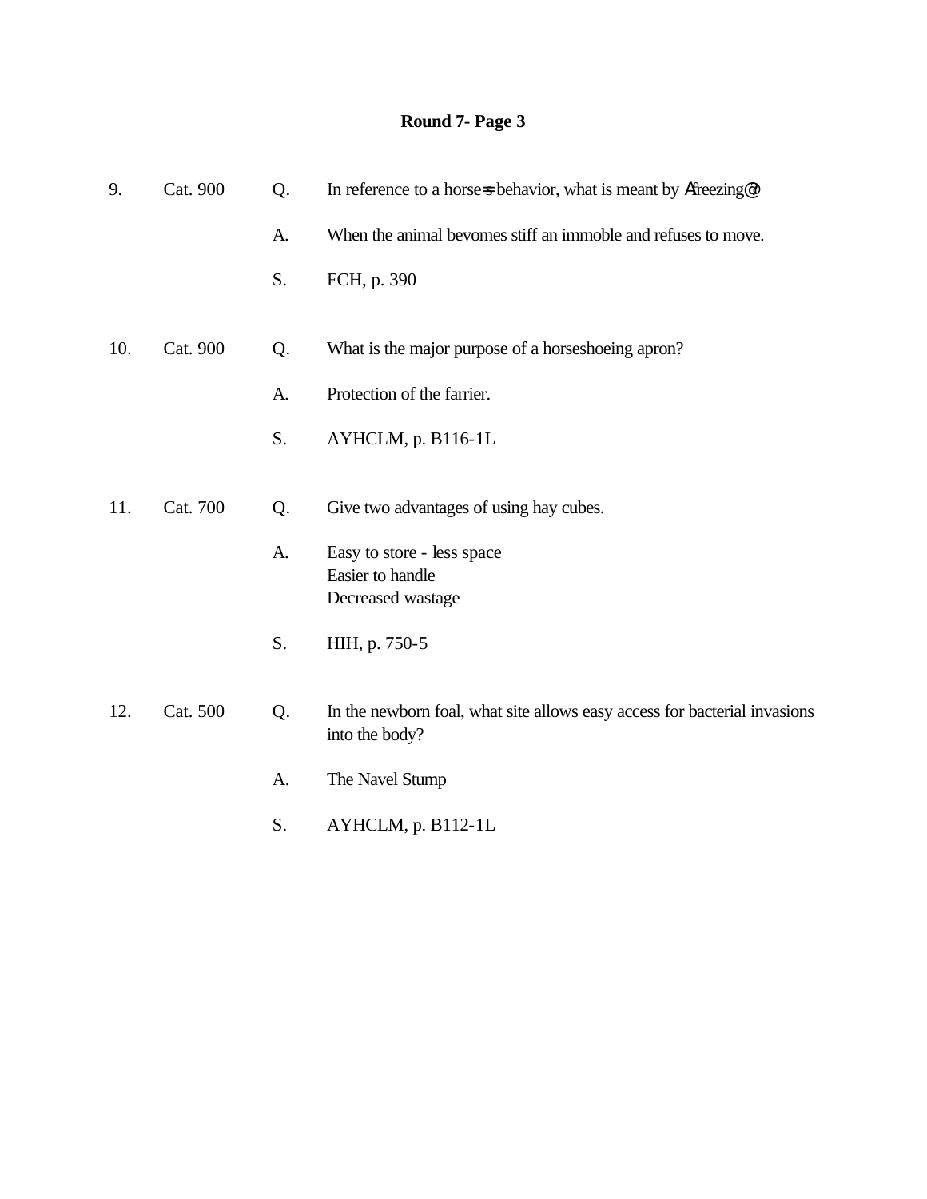# Round 7- Page 3

9. Cat. 900 Q. In reference to a horse=s behavior, what is meant by Afreezing@?

A. When the animal bevomes stiff an immoble and refuses to move.

S. FCH, p. 390

10. Cat. 900 Q. What is the major purpose of a horseshoeing apron?

A. Protection of the farrier.

S. AYHCLM, p. B116-1L

11. Cat. 700 Q. Give two advantages of using hay cubes.

A. Easy to store - less space
Easier to handle
Decreased wastage

S. HIH, p. 750-5

12. Cat. 500 Q. In the newborn foal, what site allows easy access for bacterial invasions into the body?

A. The Navel Stump

S. AYHCLM, p. B112-1L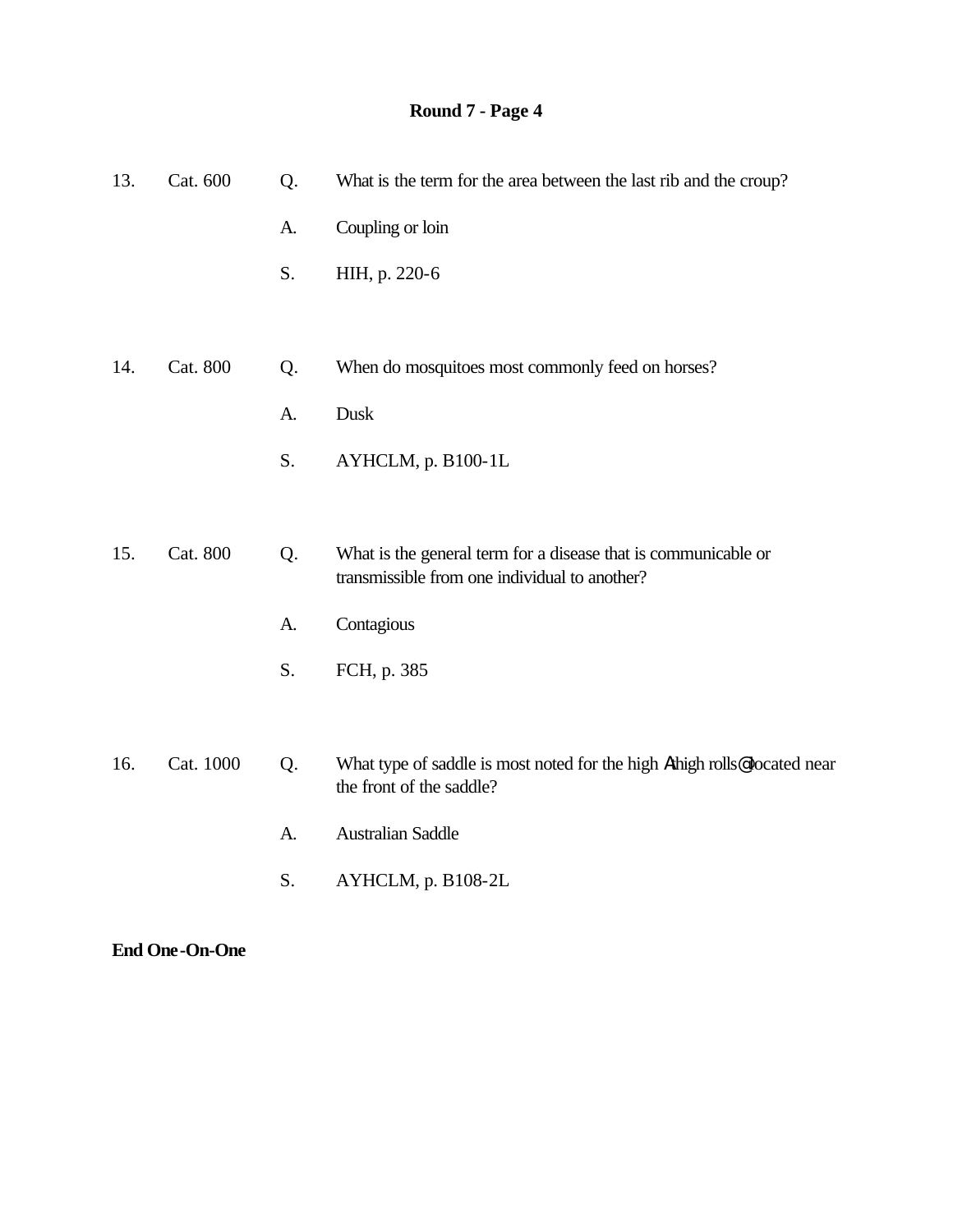**Round 7 - Page 4**

13. Cat. 600

Q. What is the term for the area between the last rib and the croup?

A. Coupling or loin

S. HIH, p. 220-6

14. Cat. 800

Q. When do mosquitoes most commonly feed on horses?

A. Dusk

S. AYHCLM, p. B100-1L

15. Cat. 800

Q. What is the general term for a disease that is communicable or transmissible from one individual to another?

A. Contagious

S. FCH, p. 385

16. Cat. 1000

Q. What type of saddle is most noted for the high Athigh rolls@ located near the front of the saddle?

A. Australian Saddle

S. AYHCLM, p. B108-2L

**End One-On-One**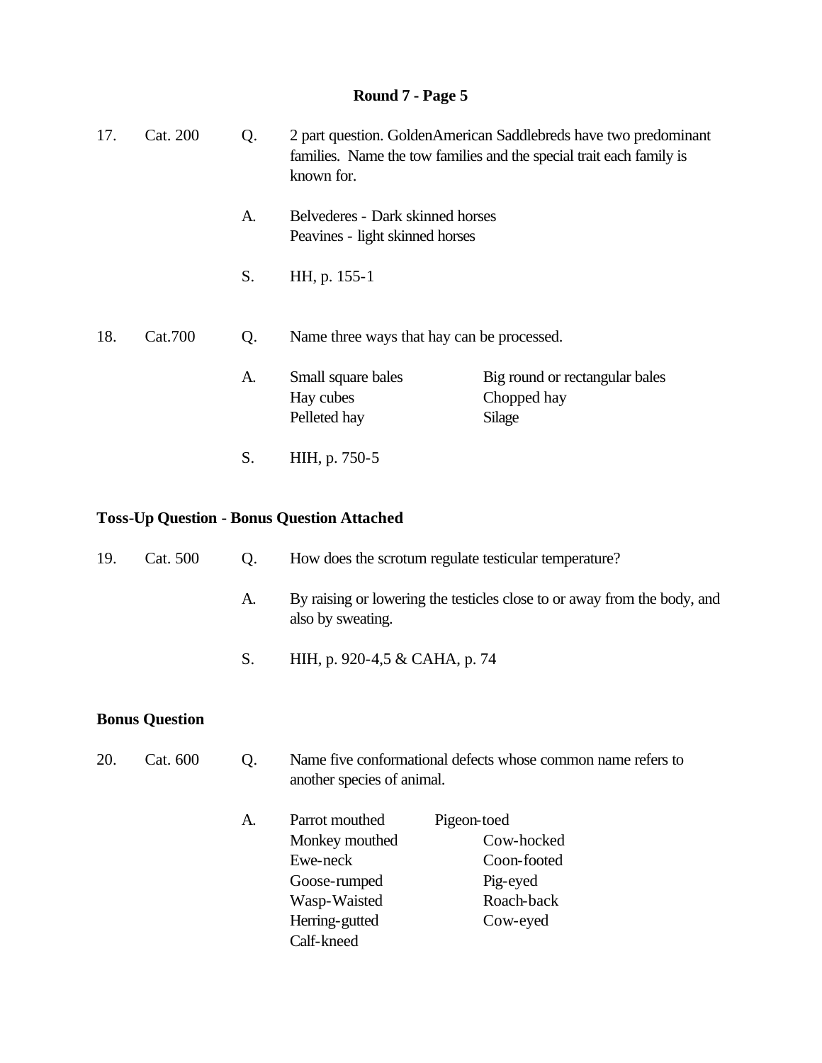## Round 7 - Page 5

17. Cat. 200

Q. 2 part question. GoldenAmerican Saddlebreds have two predominant families. Name the tow families and the special trait each family is known for.

A. Belvederes - Dark skinned horses
Peavines - light skinned horses

S. HH, p. 155-1

18. Cat.700

Q. Name three ways that hay can be processed.

A. Small square bales
Big round or rectangular bales
Hay cubes
Chopped hay
Pelleted hay
Silage

S. HIH, p. 750-5

**Toss-Up Question - Bonus Question Attached**

19. Cat. 500

Q. How does the scrotum regulate testicular temperature?

A. By raising or lowering the testicles close to or away from the body, and also by sweating.

S. HIH, p. 920-4,5 & CAHA, p. 74

**Bonus Question**

20. Cat. 600

Q. Name five conformational defects whose common name refers to another species of animal.

A. Parrot mouthed
Pigeon-toed
Monkey mouthed
Cow-hocked
Ewe-neck
Coon-footed
Goose-rumped
Pig-eyed
Wasp-Waisted
Roach-back
Herring-gutted
Cow-eyed
Calf-kneed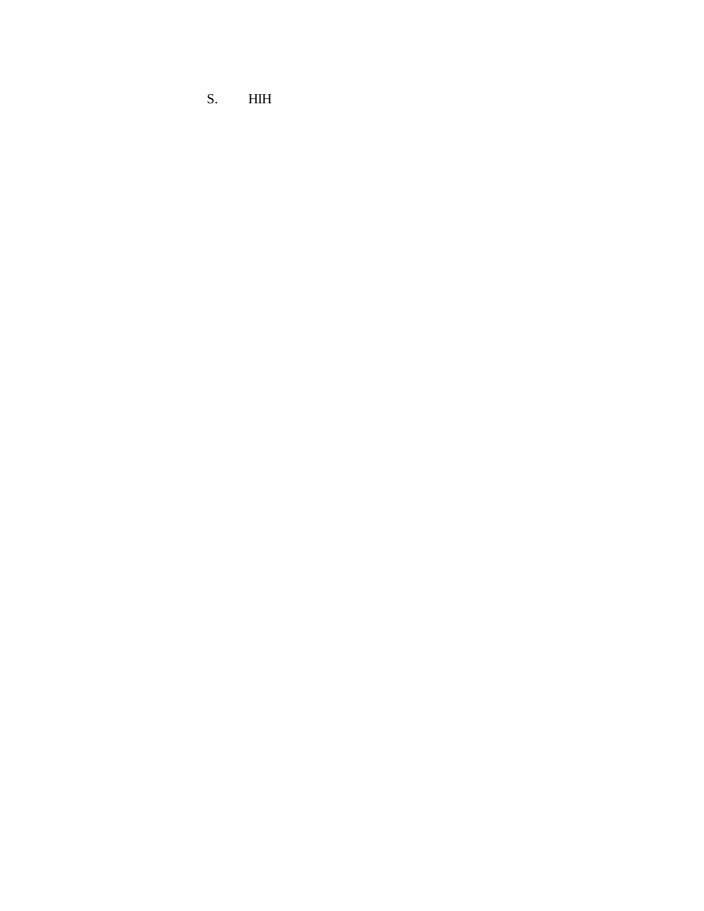S. HIH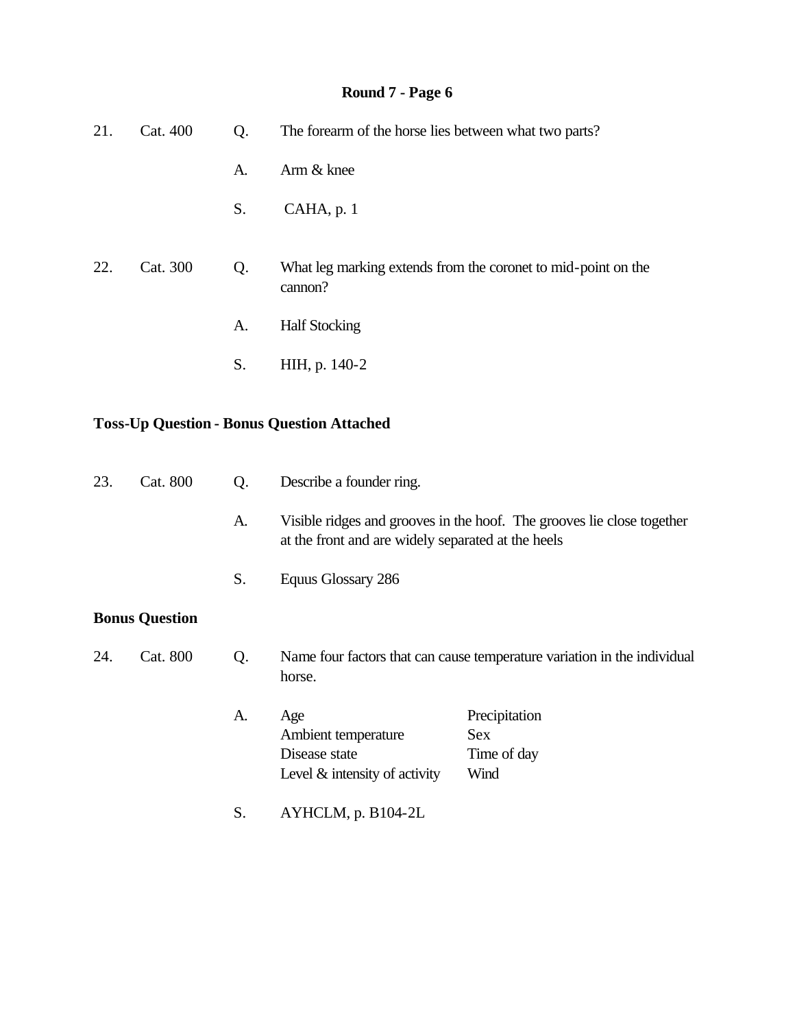## Round 7 - Page 6

21. Cat. 400

Q. The forearm of the horse lies between what two parts?

A. Arm & knee

S. CAHA, p. 1

22. Cat. 300

Q. What leg marking extends from the coronet to mid-point on the cannon?

A. Half Stocking

S. HIH, p. 140-2

**Toss-Up Question - Bonus Question Attached**

23. Cat. 800

Q. Describe a founder ring.

A. Visible ridges and grooves in the hoof. The grooves lie close together at the front and are widely separated at the heels

S. Equus Glossary 286

**Bonus Question**

24. Cat. 800

Q. Name four factors that can cause temperature variation in the individual horse.

A.

| | |
|---|---|
| Age | Precipitation |
| Ambient temperature | Sex |
| Disease state | Time of day |
| Level & intensity of activity | Wind |

S. AYHCLM, p. B104-2L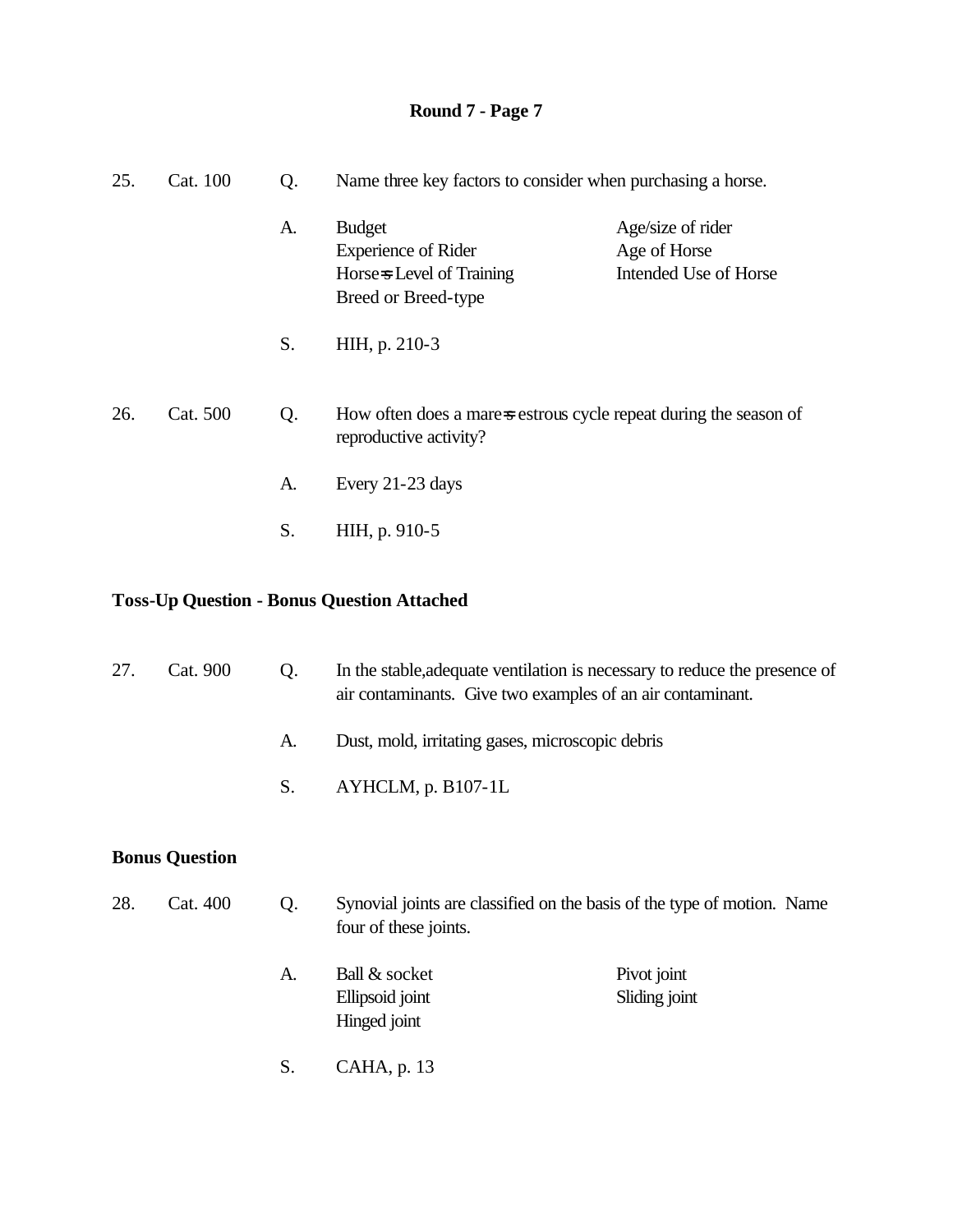## Round 7 - Page 7

25. Cat. 100

Q. Name three key factors to consider when purchasing a horse.

A. Budget
Experience of Rider
Horse=s Level of Training
Breed or Breed-type
Age/size of rider
Age of Horse
Intended Use of Horse

S. HIH, p. 210-3

26. Cat. 500

Q. How often does a mare=s estrous cycle repeat during the season of reproductive activity?

A. Every 21-23 days

S. HIH, p. 910-5

**Toss-Up Question - Bonus Question Attached**

27. Cat. 900

Q. In the stable,adequate ventilation is necessary to reduce the presence of air contaminants. Give two examples of an air contaminant.

A. Dust, mold, irritating gases, microscopic debris

S. AYHCLM, p. B107-1L

**Bonus Question**

28. Cat. 400

Q. Synovial joints are classified on the basis of the type of motion. Name four of these joints.

A. Ball & socket
Ellipsoid joint
Hinged joint
Pivot joint
Sliding joint

S. CAHA, p. 13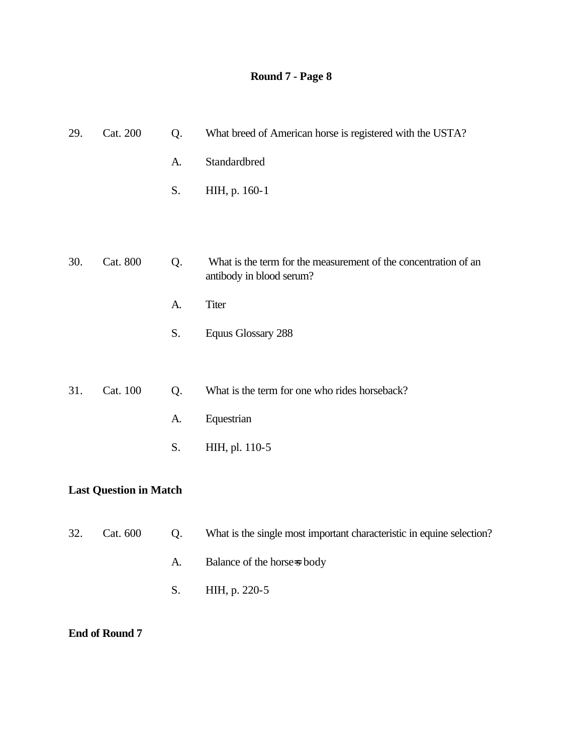## Round 7 - Page 8

29. Cat. 200

Q. What breed of American horse is registered with the USTA?

A. Standardbred

S. HIH, p. 160-1

30. Cat. 800

Q. What is the term for the measurement of the concentration of an antibody in blood serum?

A. Titer

S. Equus Glossary 288

31. Cat. 100

Q. What is the term for one who rides horseback?

A. Equestrian

S. HIH, pl. 110-5

**Last Question in Match**

32. Cat. 600

Q. What is the single most important characteristic in equine selection?

A. Balance of the horse=s body

S. HIH, p. 220-5

**End of Round 7**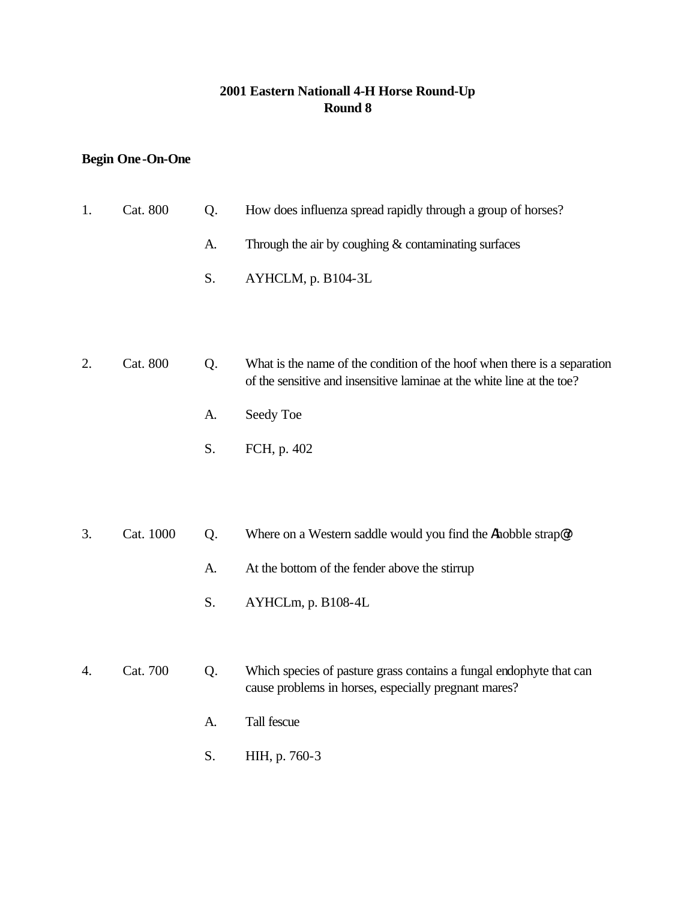# 2001 Eastern Nationall 4-H Horse Round-Up
## Round 8

**Begin One-On-One**

1. Cat. 800

   Q. How does influenza spread rapidly through a group of horses?

   A. Through the air by coughing & contaminating surfaces

   S. AYHCLM, p. B104-3L

2. Cat. 800

   Q. What is the name of the condition of the hoof when there is a separation of the sensitive and insensitive laminae at the white line at the toe?

   A. Seedy Toe

   S. FCH, p. 402

3. Cat. 1000

   Q. Where on a Western saddle would you find the Ahobble strap@?

   A. At the bottom of the fender above the stirrup

   S. AYHCLm, p. B108-4L

4. Cat. 700

   Q. Which species of pasture grass contains a fungal endophyte that can cause problems in horses, especially pregnant mares?

   A. Tall fescue

   S. HIH, p. 760-3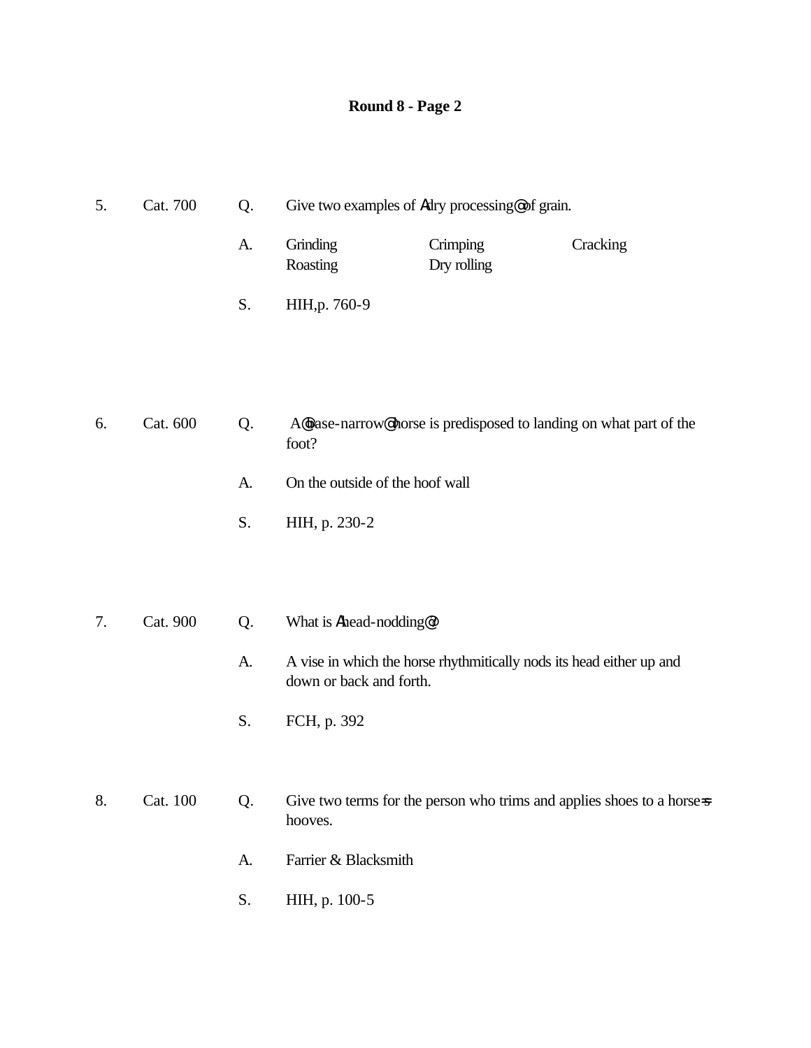## Round 8 - Page 2

5. Cat. 700 Q. Give two examples of Adry processing@ of grain.

   A. Grinding  Crimping  Cracking
      Roasting  Dry rolling

   S. HIH,p. 760-9

6. Cat. 600 Q. A@base-narrow@ horse is predisposed to landing on what part of the foot?

   A. On the outside of the hoof wall

   S. HIH, p. 230-2

7. Cat. 900 Q. What is Ahead-nodding@?

   A. A vise in which the horse rhythmically nods its head either up and down or back and forth.

   S. FCH, p. 392

8. Cat. 100 Q. Give two terms for the person who trims and applies shoes to a horse=s hooves.

   A. Farrier & Blacksmith

   S. HIH, p. 100-5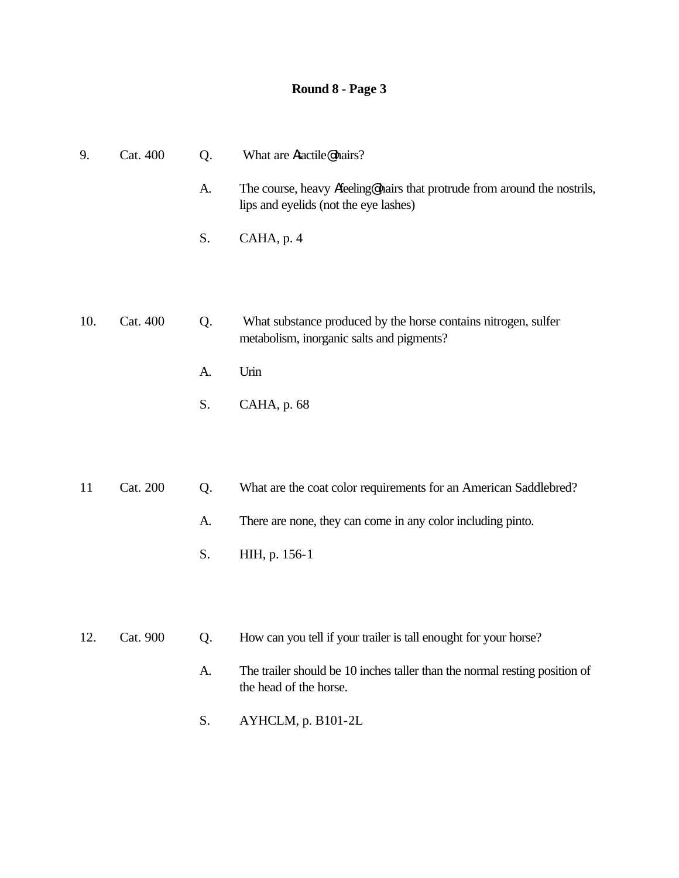**Round 8 - Page 3**

9. Cat. 400

Q. What are Atactile@ hairs?

A. The course, heavy Afeeling@ hairs that protrude from around the nostrils, lips and eyelids (not the eye lashes)

S. CAHA, p. 4

10. Cat. 400

Q. What substance produced by the horse contains nitrogen, sulfer metabolism, inorganic salts and pigments?

A. Urin

S. CAHA, p. 68

11 Cat. 200

Q. What are the coat color requirements for an American Saddlebred?

A. There are none, they can come in any color including pinto.

S. HIH, p. 156-1

12. Cat. 900

Q. How can you tell if your trailer is tall enought for your horse?

A. The trailer should be 10 inches taller than the normal resting position of the head of the horse.

S. AYHCLM, p. B101-2L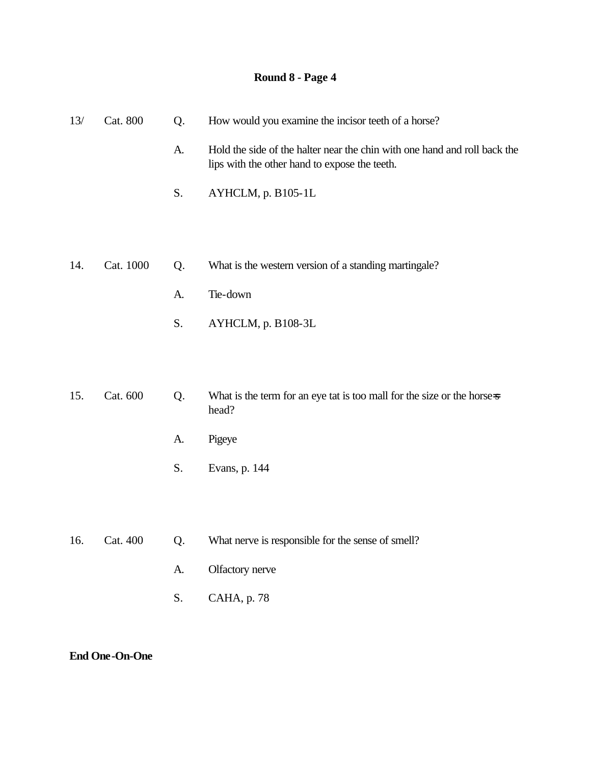## Round 8 - Page 4

13/ Cat. 800

Q. How would you examine the incisor teeth of a horse?

A. Hold the side of the halter near the chin with one hand and roll back the lips with the other hand to expose the teeth.

S. AYHCLM, p. B105-1L

14. Cat. 1000

Q. What is the western version of a standing martingale?

A. Tie-down

S. AYHCLM, p. B108-3L

15. Cat. 600

Q. What is the term for an eye tat is too mall for the size or the horse=s head?

A. Pigeye

S. Evans, p. 144

16. Cat. 400

Q. What nerve is responsible for the sense of smell?

A. Olfactory nerve

S. CAHA, p. 78

**End One-On-One**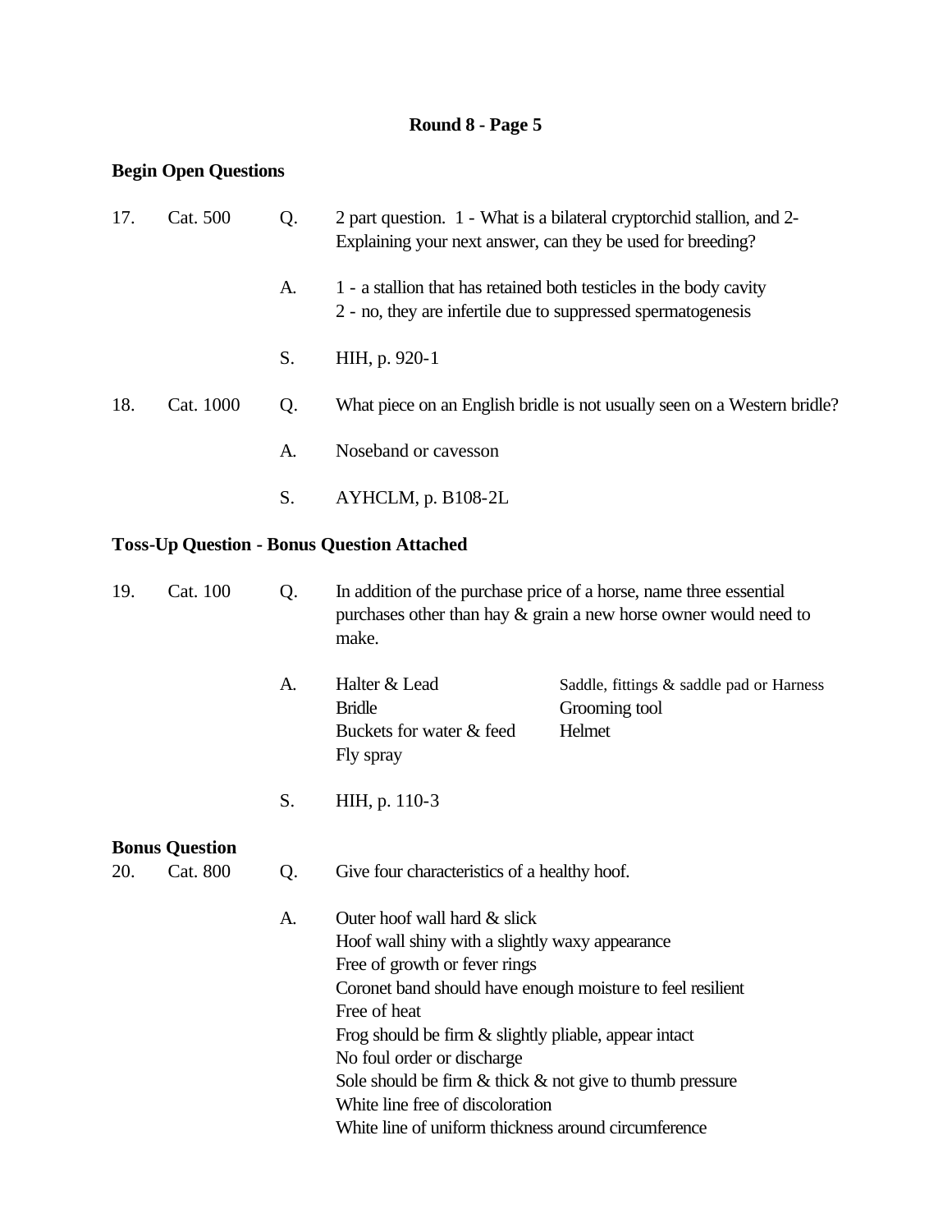## Round 8 - Page 5

**Begin Open Questions**

17. Cat. 500

Q. 2 part question. 1 - What is a bilateral cryptorchid stallion, and 2- Explaining your next answer, can they be used for breeding?

A. 1 - a stallion that has retained both testicles in the body cavity
2 - no, they are infertile due to suppressed spermatogenesis

S. HIH, p. 920-1

18. Cat. 1000

Q. What piece on an English bridle is not usually seen on a Western bridle?

A. Noseband or cavesson

S. AYHCLM, p. B108-2L

**Toss-Up Question - Bonus Question Attached**

19. Cat. 100

Q. In addition of the purchase price of a horse, name three essential purchases other than hay & grain a new horse owner would need to make.

A. Halter & Lead
Bridle
Buckets for water & feed
Fly spray
Saddle, fittings & saddle pad or Harness
Grooming tool
Helmet

S. HIH, p. 110-3

**Bonus Question**

20. Cat. 800

Q. Give four characteristics of a healthy hoof.

A. Outer hoof wall hard & slick
Hoof wall shiny with a slightly waxy appearance
Free of growth or fever rings
Coronet band should have enough moisture to feel resilient
Free of heat
Frog should be firm & slightly pliable, appear intact
No foul order or discharge
Sole should be firm & thick & not give to thumb pressure
White line free of discoloration
White line of uniform thickness around circumference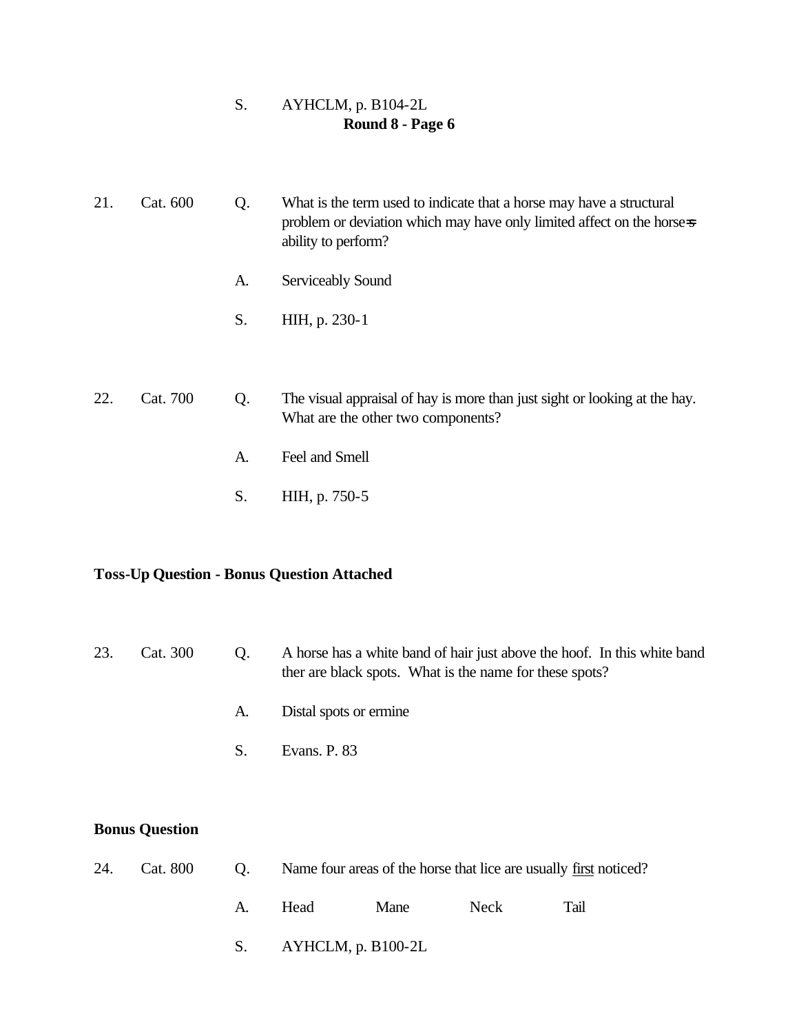S. AYHCLM, p. B104-2L

**Round 8 - Page 6**

21. Cat. 600

Q. What is the term used to indicate that a horse may have a structural problem or deviation which may have only limited affect on the horse=s ability to perform?

A. Serviceably Sound

S. HIH, p. 230-1

22. Cat. 700

Q. The visual appraisal of hay is more than just sight or looking at the hay. What are the other two components?

A. Feel and Smell

S. HIH, p. 750-5

**Toss-Up Question - Bonus Question Attached**

23. Cat. 300

Q. A horse has a white band of hair just above the hoof. In this white band ther are black spots. What is the name for these spots?

A. Distal spots or ermine

S. Evans. P. 83

**Bonus Question**

24. Cat. 800

Q. Name four areas of the horse that lice are usually first noticed?

A. Head Mane Neck Tail

S. AYHCLM, p. B100-2L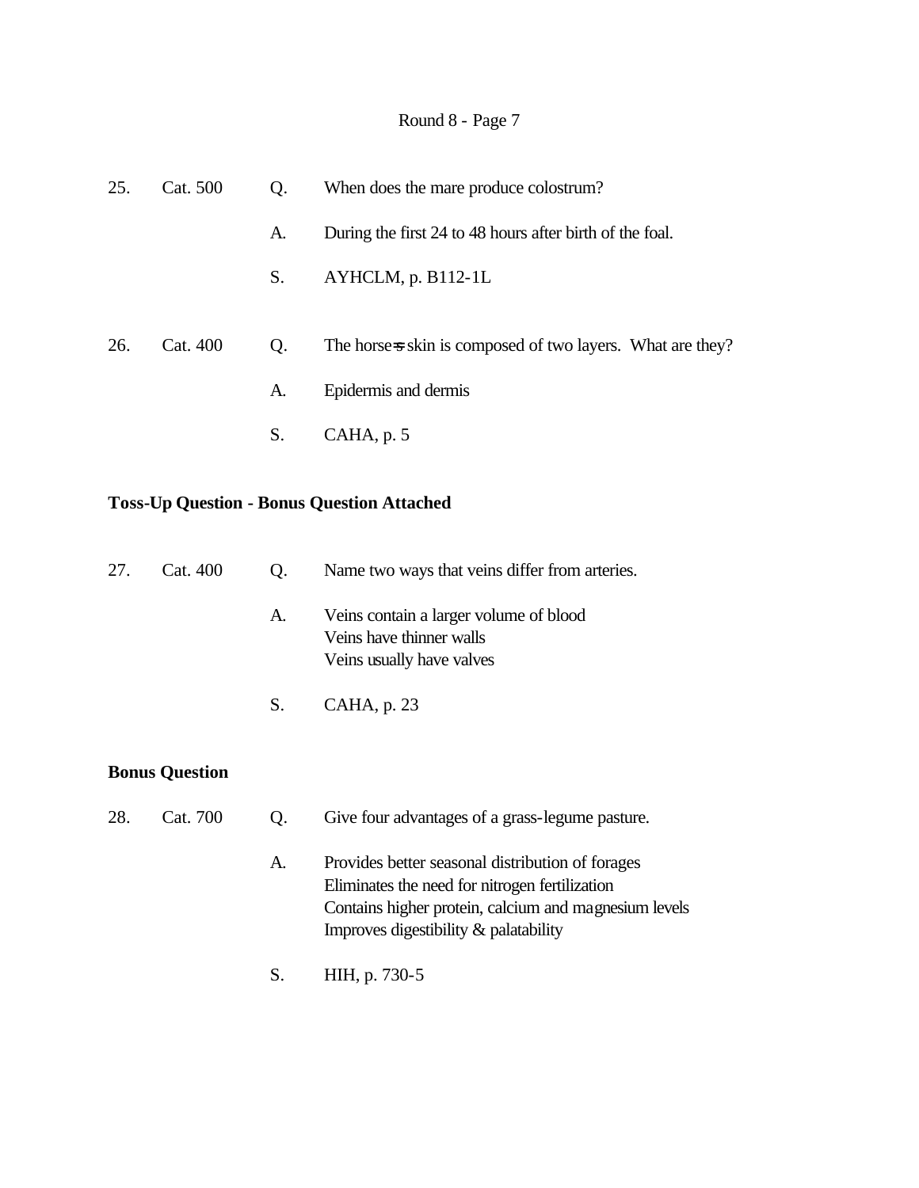25. Cat. 500 Q. When does the mare produce colostrum?

A. During the first 24 to 48 hours after birth of the foal.

S. AYHCLM, p. B112-1L

26. Cat. 400 Q. The horse=s skin is composed of two layers. What are they?

A. Epidermis and dermis

S. CAHA, p. 5

**Toss-Up Question - Bonus Question Attached**

27. Cat. 400 Q. Name two ways that veins differ from arteries.

A. Veins contain a larger volume of blood
Veins have thinner walls
Veins usually have valves

S. CAHA, p. 23

**Bonus Question**

28. Cat. 700 Q. Give four advantages of a grass-legume pasture.

A. Provides better seasonal distribution of forages
Eliminates the need for nitrogen fertilization
Contains higher protein, calcium and magnesium levels
Improves digestibility & palatability

S. HIH, p. 730-5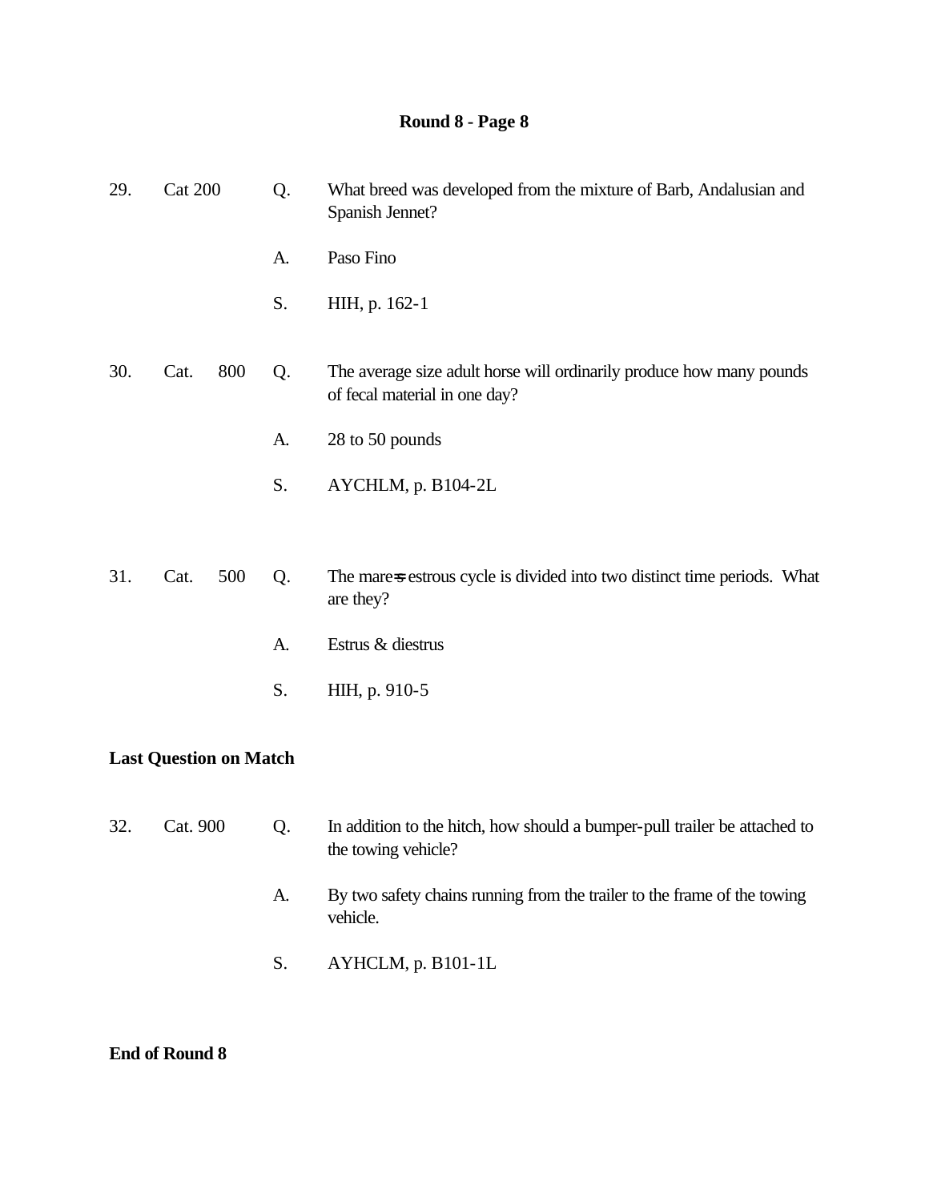## Round 8 - Page 8

29. Cat 200

Q. What breed was developed from the mixture of Barb, Andalusian and Spanish Jennet?

A. Paso Fino

S. HIH, p. 162-1

30. Cat. 800

Q. The average size adult horse will ordinarily produce how many pounds of fecal material in one day?

A. 28 to 50 pounds

S. AYCHLM, p. B104-2L

31. Cat. 500

Q. The mare=s estrous cycle is divided into two distinct time periods. What are they?

A. Estrus & diestrus

S. HIH, p. 910-5

**Last Question on Match**

32. Cat. 900

Q. In addition to the hitch, how should a bumper-pull trailer be attached to the towing vehicle?

A. By two safety chains running from the trailer to the frame of the towing vehicle.

S. AYHCLM, p. B101-1L

**End of Round 8**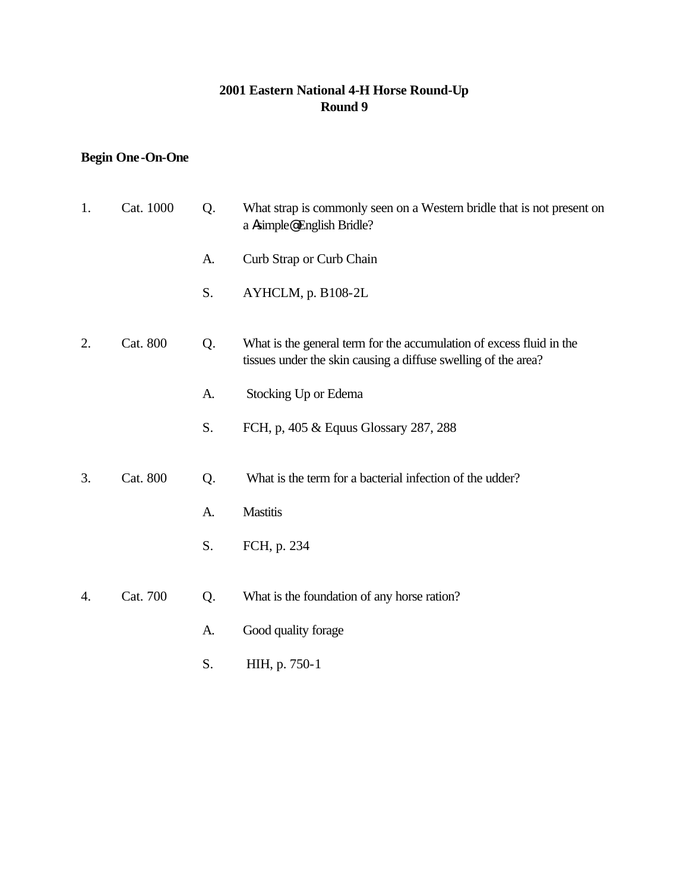**2001 Eastern National 4-H Horse Round-Up**
**Round 9**

**Begin One-On-One**

1. Cat. 1000

Q. What strap is commonly seen on a Western bridle that is not present on a Asimple@ English Bridle?

A. Curb Strap or Curb Chain

S. AYHCLM, p. B108-2L

2. Cat. 800

Q. What is the general term for the accumulation of excess fluid in the tissues under the skin causing a diffuse swelling of the area?

A. Stocking Up or Edema

S. FCH, p, 405 & Equus Glossary 287, 288

3. Cat. 800

Q. What is the term for a bacterial infection of the udder?

A. Mastitis

S. FCH, p. 234

4. Cat. 700

Q. What is the foundation of any horse ration?

A. Good quality forage

S. HIH, p. 750-1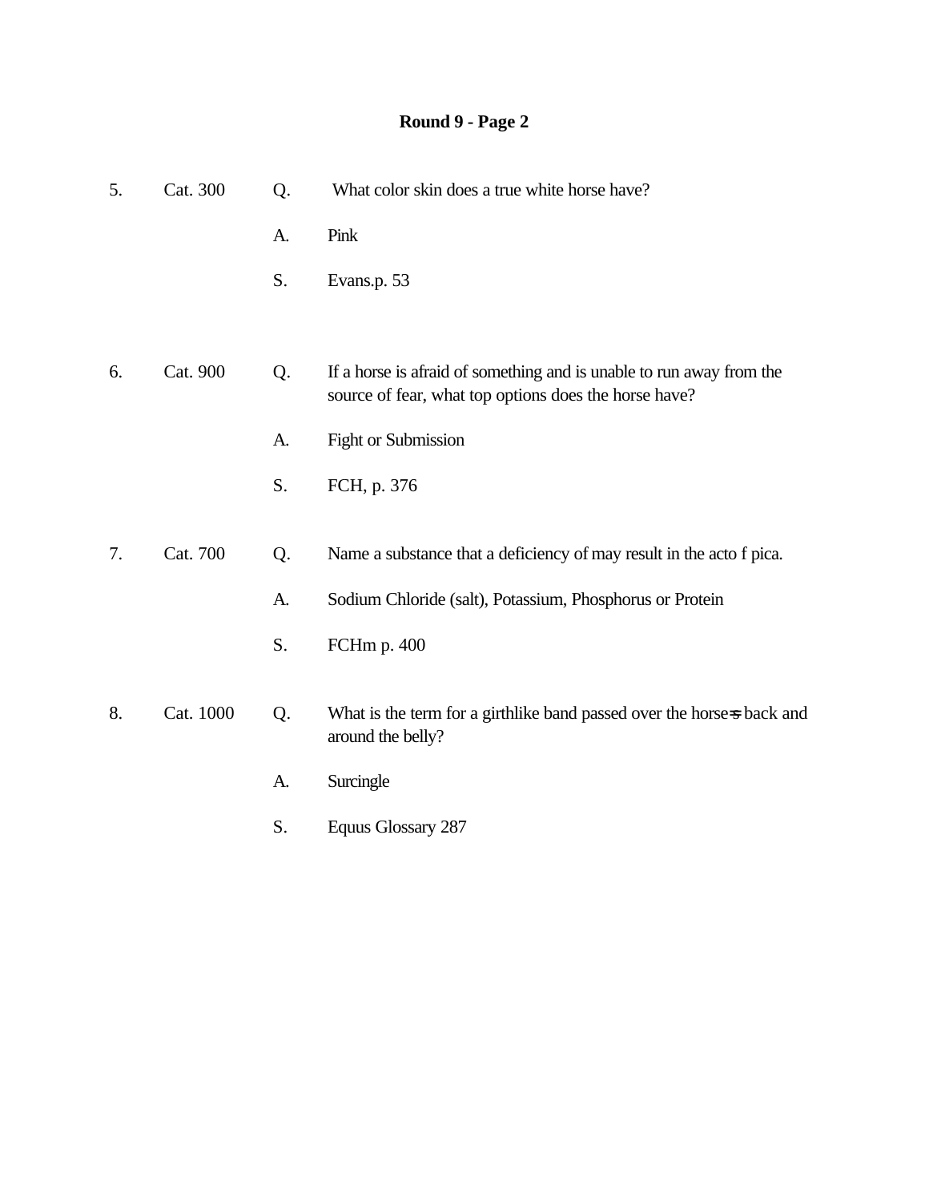## Round 9 - Page 2

5. Cat. 300

Q. What color skin does a true white horse have?

A. Pink

S. Evans.p. 53

6. Cat. 900

Q. If a horse is afraid of something and is unable to run away from the source of fear, what top options does the horse have?

A. Fight or Submission

S. FCH, p. 376

7. Cat. 700

Q. Name a substance that a deficiency of may result in the acto f pica.

A. Sodium Chloride (salt), Potassium, Phosphorus or Protein

S. FCHm p. 400

8. Cat. 1000

Q. What is the term for a girthlike band passed over the horse=s back and around the belly?

A. Surcingle

S. Equus Glossary 287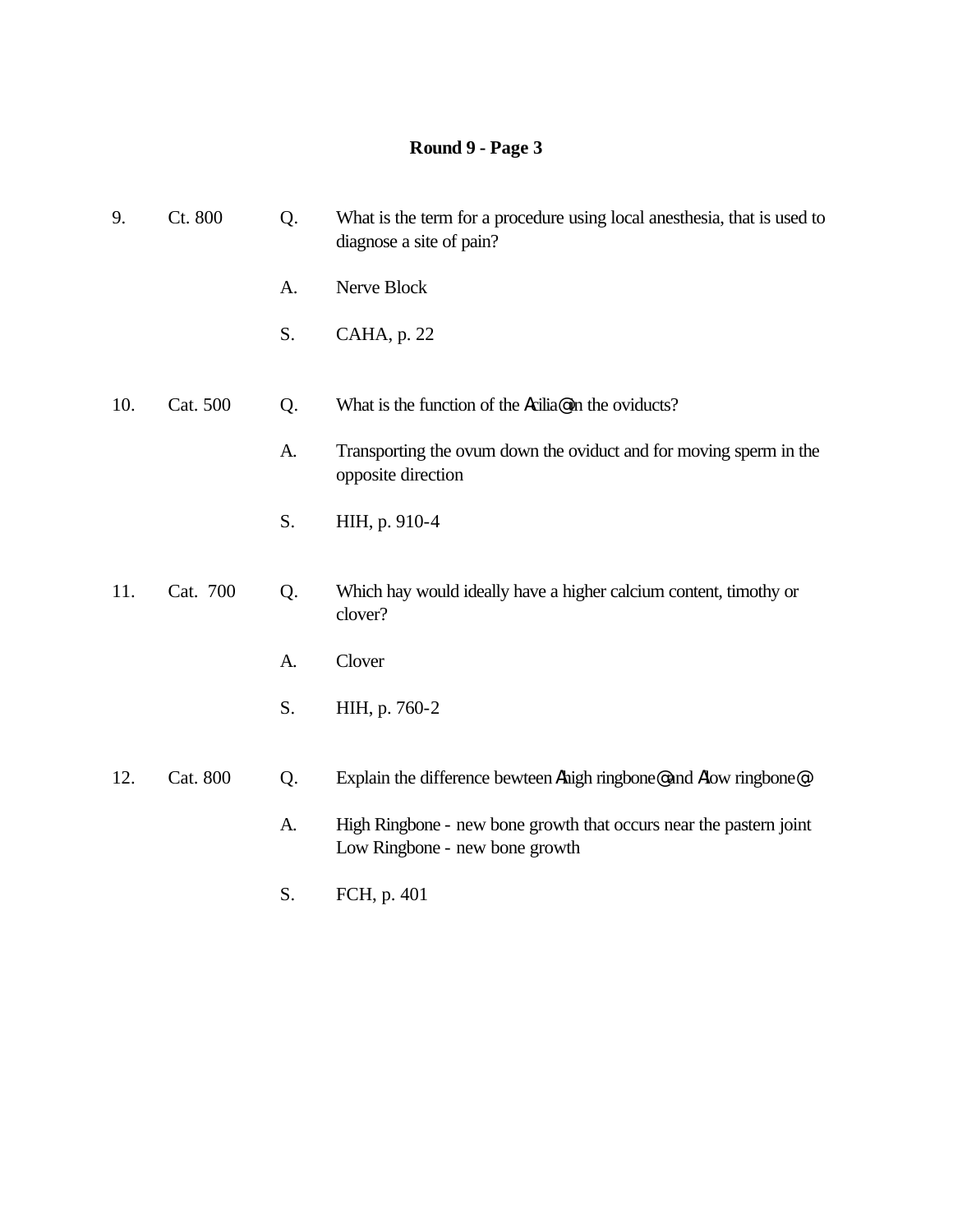## Round 9 - Page 3

9. Ct. 800

Q. What is the term for a procedure using local anesthesia, that is used to diagnose a site of pain?

A. Nerve Block

S. CAHA, p. 22

10. Cat. 500

Q. What is the function of the Acilia@ in the oviducts?

A. Transporting the ovum down the oviduct and for moving sperm in the opposite direction

S. HIH, p. 910-4

11. Cat. 700

Q. Which hay would ideally have a higher calcium content, timothy or clover?

A. Clover

S. HIH, p. 760-2

12. Cat. 800

Q. Explain the difference bewteen Ahigh ringbone@ and Alow ringbone@

A. High Ringbone - new bone growth that occurs near the pastern joint
Low Ringbone - new bone growth

S. FCH, p. 401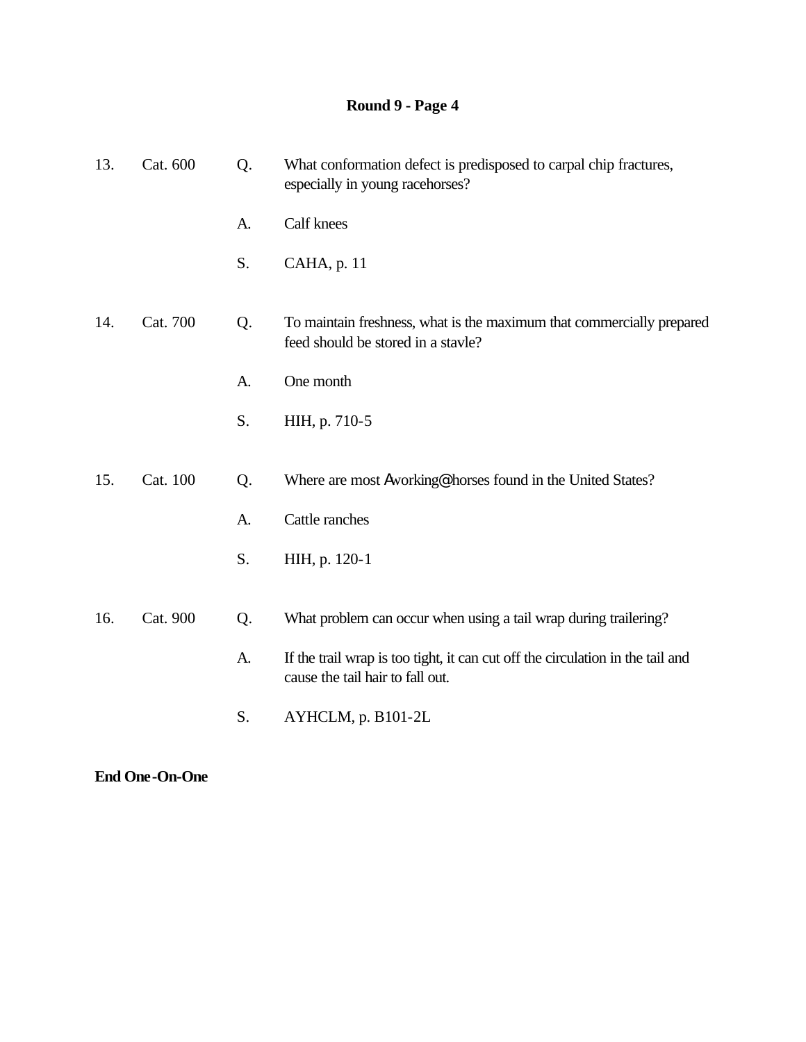## Round 9 - Page 4

13. Cat. 600

Q. What conformation defect is predisposed to carpal chip fractures, especially in young racehorses?

A. Calf knees

S. CAHA, p. 11

14. Cat. 700

Q. To maintain freshness, what is the maximum that commercially prepared feed should be stored in a stavle?

A. One month

S. HIH, p. 710-5

15. Cat. 100

Q. Where are most Aworking@ horses found in the United States?

A. Cattle ranches

S. HIH, p. 120-1

16. Cat. 900

Q. What problem can occur when using a tail wrap during trailering?

A. If the trail wrap is too tight, it can cut off the circulation in the tail and cause the tail hair to fall out.

S. AYHCLM, p. B101-2L

**End One-On-One**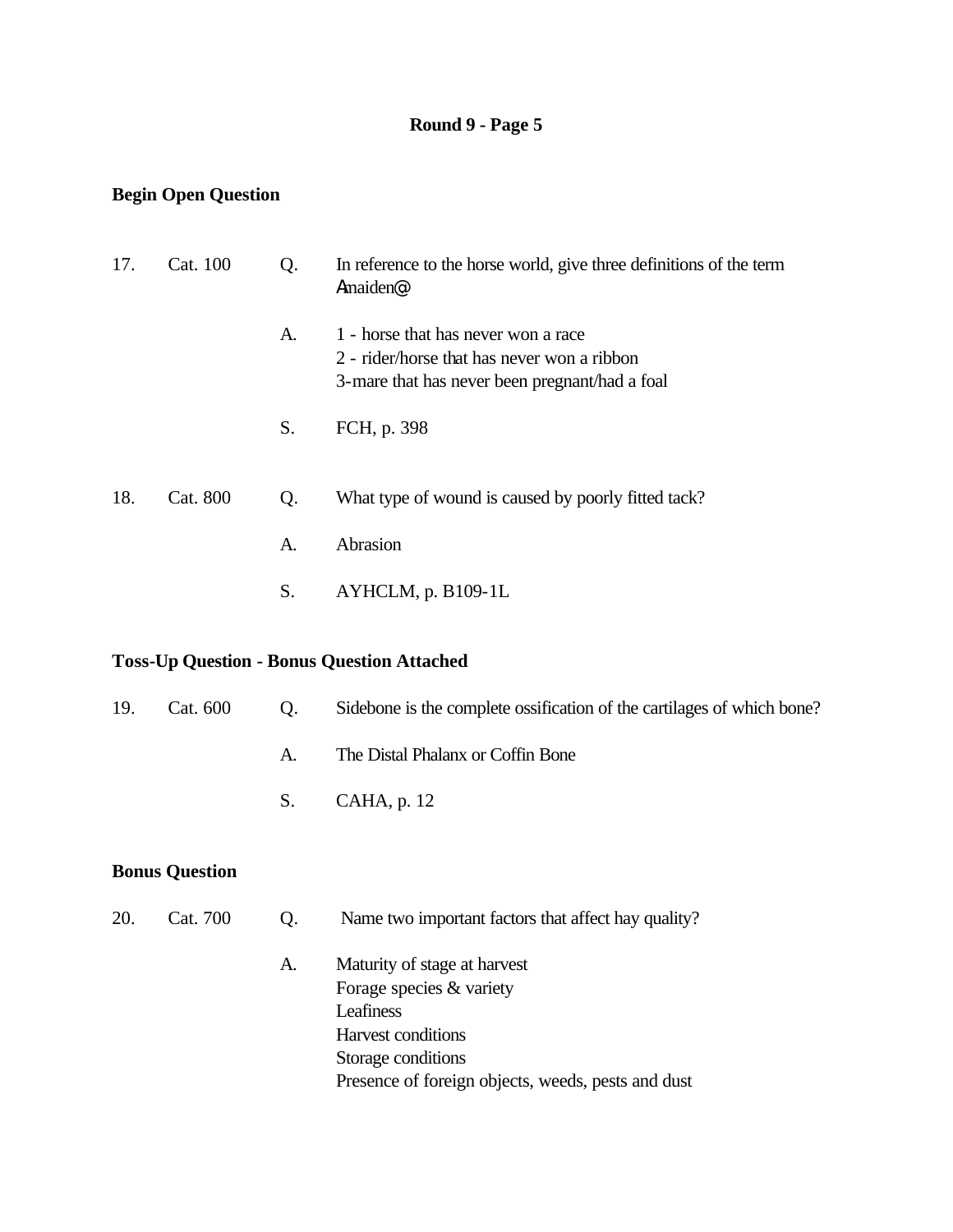## Round 9 - Page 5

**Begin Open Question**

17. Cat. 100

Q. In reference to the horse world, give three definitions of the term Amaiden@

A. 1 - horse that has never won a race
2 - rider/horse that has never won a ribbon
3-mare that has never been pregnant/had a foal

S. FCH, p. 398

18. Cat. 800

Q. What type of wound is caused by poorly fitted tack?

A. Abrasion

S. AYHCLM, p. B109-1L

**Toss-Up Question - Bonus Question Attached**

19. Cat. 600

Q. Sidebone is the complete ossification of the cartilages of which bone?

A. The Distal Phalanx or Coffin Bone

S. CAHA, p. 12

**Bonus Question**

20. Cat. 700

Q. Name two important factors that affect hay quality?

A. Maturity of stage at harvest
Forage species & variety
Leafiness
Harvest conditions
Storage conditions
Presence of foreign objects, weeds, pests and dust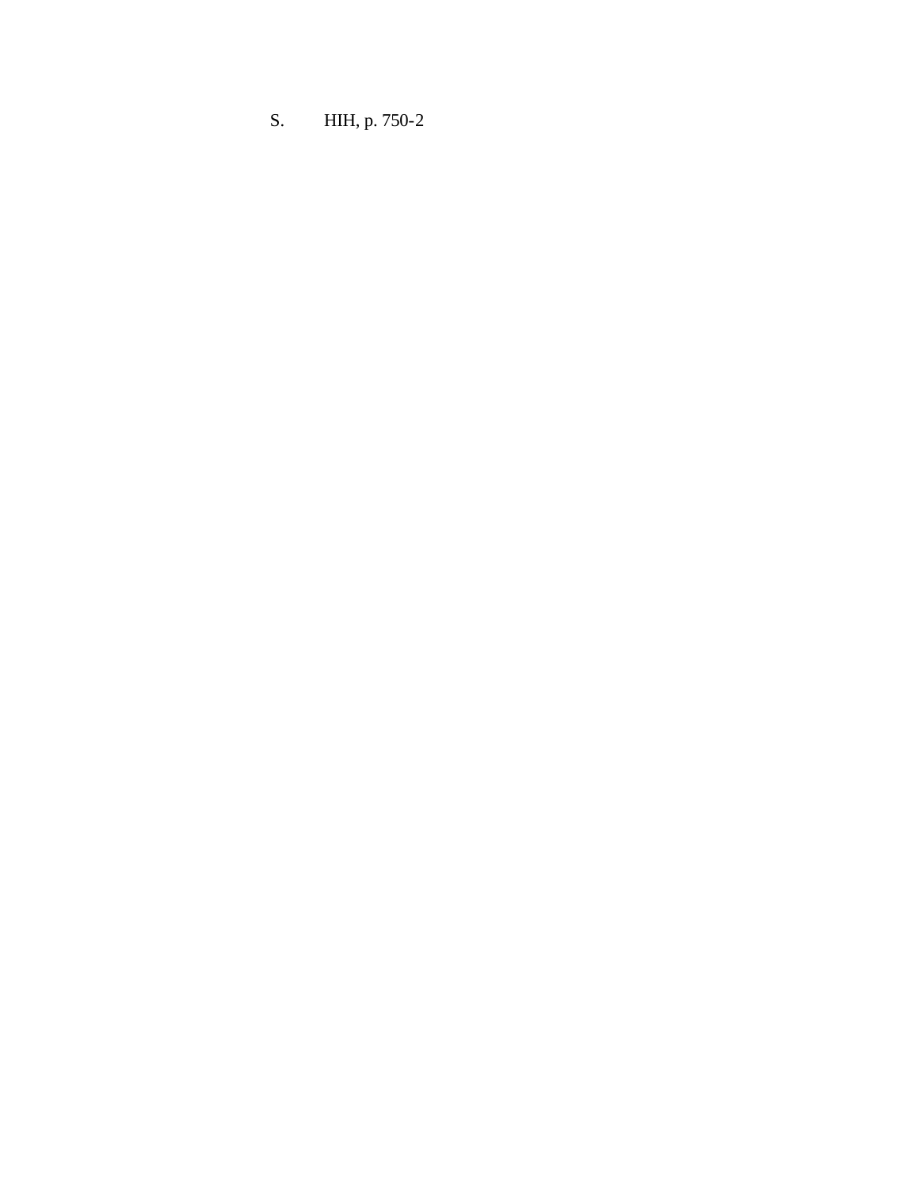S. HIH, p. 750-2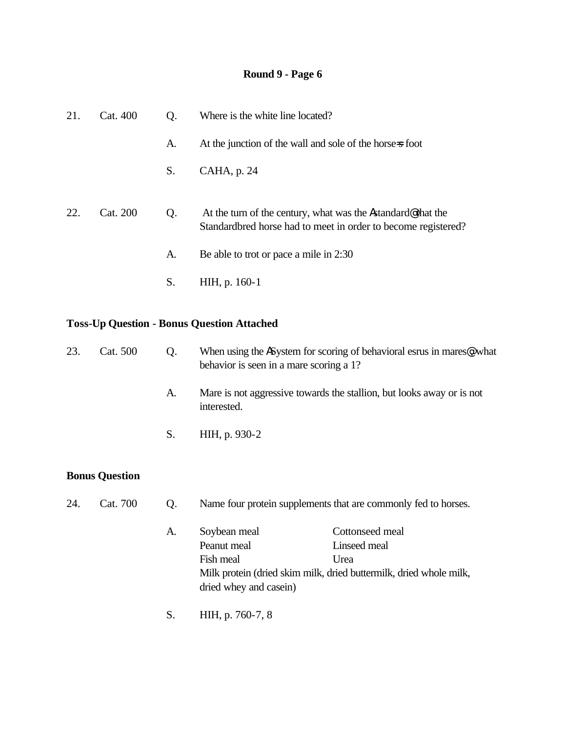**Round 9 - Page 6**

21. Cat. 400

Q. Where is the white line located?

A. At the junction of the wall and sole of the horse=s foot

S. CAHA, p. 24

22. Cat. 200

Q. At the turn of the century, what was the Astandard@ that the Standardbred horse had to meet in order to become registered?

A. Be able to trot or pace a mile in 2:30

S. HIH, p. 160-1

**Toss-Up Question - Bonus Question Attached**

23. Cat. 500

Q. When using the ASystem for scoring of behavioral esrus in mares@ what behavior is seen in a mare scoring a 1?

A. Mare is not aggressive towards the stallion, but looks away or is not interested.

S. HIH, p. 930-2

**Bonus Question**

24. Cat. 700

Q. Name four protein supplements that are commonly fed to horses.

A. Soybean meal, Cottonseed meal, Peanut meal, Linseed meal, Fish meal, Urea, Milk protein (dried skim milk, dried buttermilk, dried whole milk, dried whey and casein)

S. HIH, p. 760-7, 8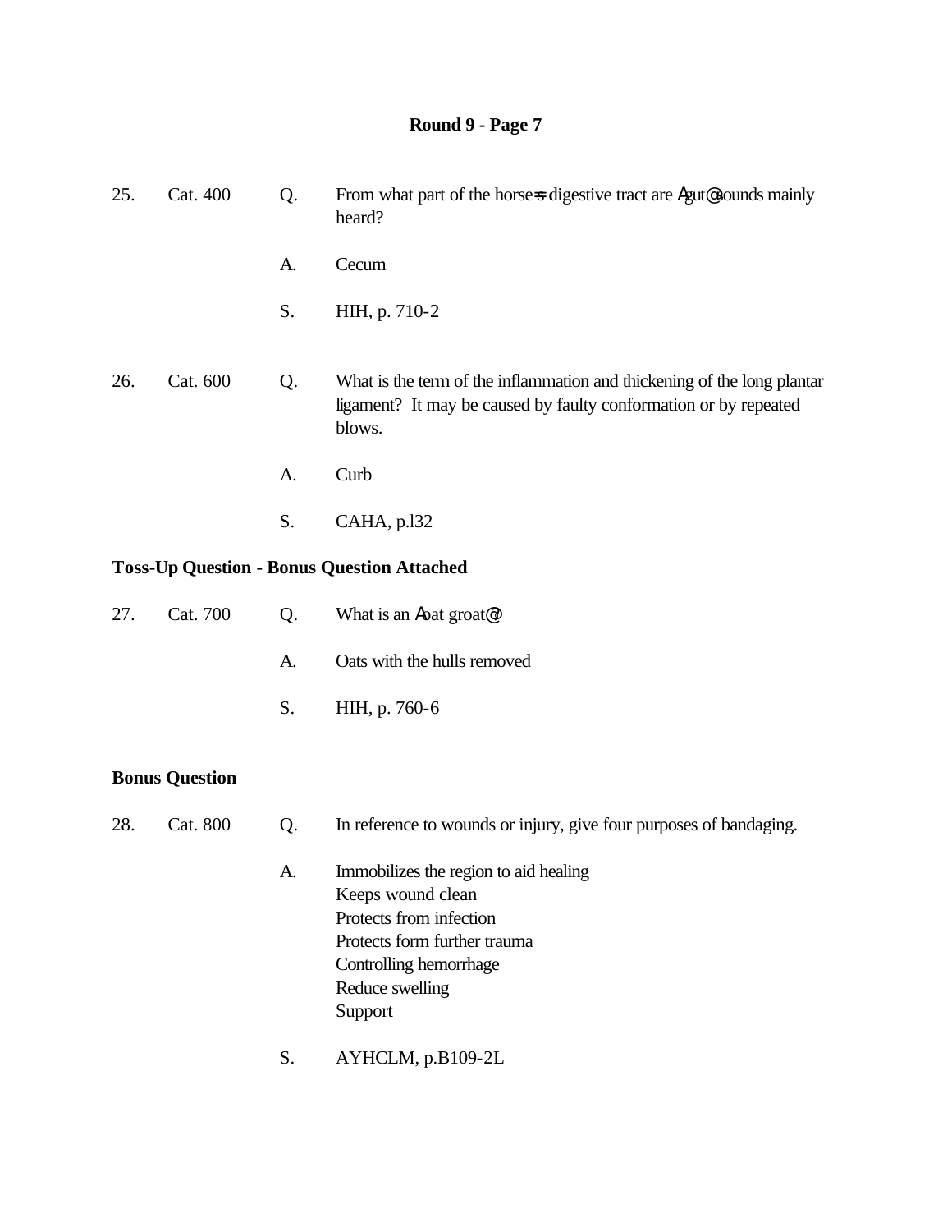## Round 9 - Page 7

25. Cat. 400 Q. From what part of the horse=s digestive tract are Agut@ sounds mainly heard?

A. Cecum

S. HIH, p. 710-2

26. Cat. 600 Q. What is the term of the inflammation and thickening of the long plantar ligament? It may be caused by faulty conformation or by repeated blows.

A. Curb

S. CAHA, p.l32

**Toss-Up Question - Bonus Question Attached**

27. Cat. 700 Q. What is an Aoat groat@?

A. Oats with the hulls removed

S. HIH, p. 760-6

**Bonus Question**

28. Cat. 800 Q. In reference to wounds or injury, give four purposes of bandaging.

A. Immobilizes the region to aid healing
Keeps wound clean
Protects from infection
Protects form further trauma
Controlling hemorrhage
Reduce swelling
Support

S. AYHCLM, p.B109-2L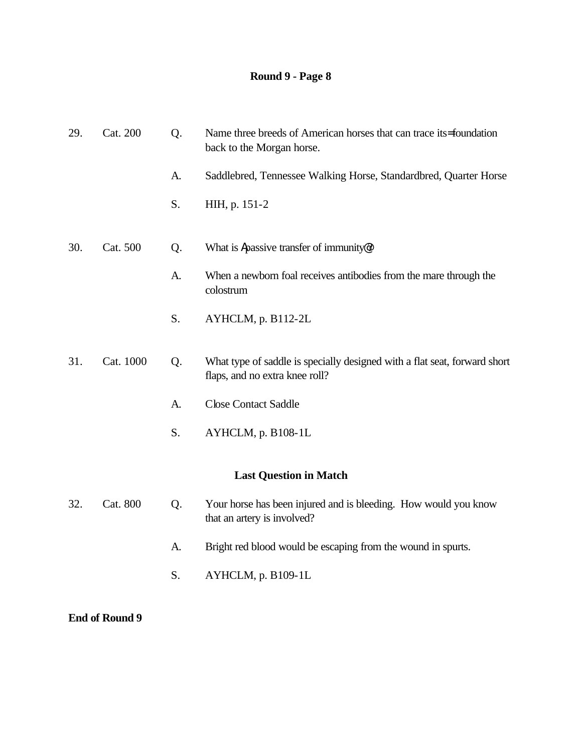## Round 9 - Page 8

29. Cat. 200 Q. Name three breeds of American horses that can trace its=foundation back to the Morgan horse.

A. Saddlebred, Tennessee Walking Horse, Standardbred, Quarter Horse

S. HIH, p. 151-2

30. Cat. 500 Q. What is Apassive transfer of immunity@?

A. When a newborn foal receives antibodies from the mare through the colostrum

S. AYHCLM, p. B112-2L

31. Cat. 1000 Q. What type of saddle is specially designed with a flat seat, forward short flaps, and no extra knee roll?

A. Close Contact Saddle

S. AYHCLM, p. B108-1L

**Last Question in Match**

32. Cat. 800 Q. Your horse has been injured and is bleeding. How would you know that an artery is involved?

A. Bright red blood would be escaping from the wound in spurts.

S. AYHCLM, p. B109-1L

**End of Round 9**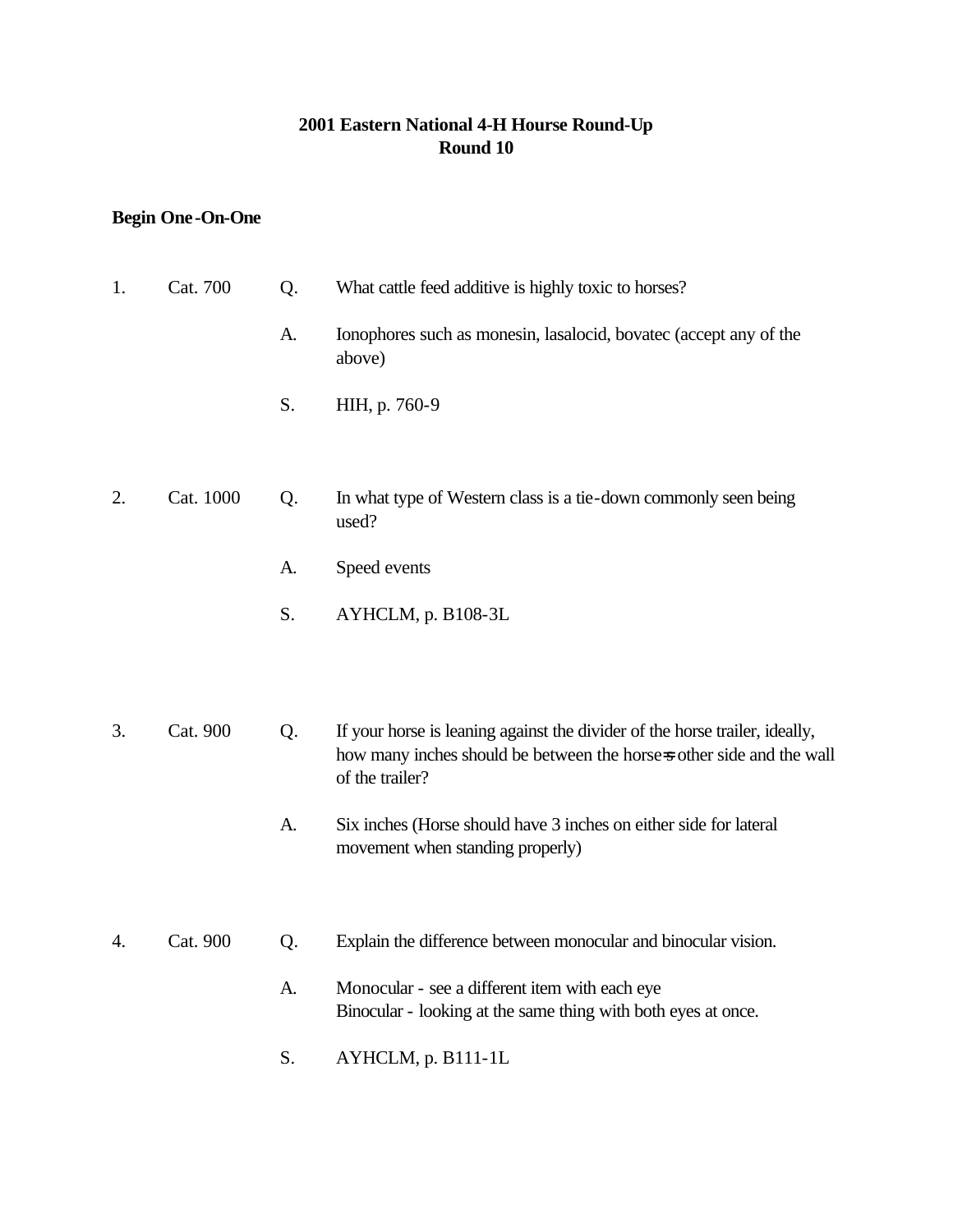# 2001 Eastern National 4-H Hourse Round-Up
## Round 10

**Begin One-On-One**

1. Cat. 700

Q. What cattle feed additive is highly toxic to horses?

A. Ionophores such as monesin, lasalocid, bovatec (accept any of the above)

S. HIH, p. 760-9

2. Cat. 1000

Q. In what type of Western class is a tie-down commonly seen being used?

A. Speed events

S. AYHCLM, p. B108-3L

3. Cat. 900

Q. If your horse is leaning against the divider of the horse trailer, ideally, how many inches should be between the horse=s other side and the wall of the trailer?

A. Six inches (Horse should have 3 inches on either side for lateral movement when standing properly)

4. Cat. 900

Q. Explain the difference between monocular and binocular vision.

A. Monocular - see a different item with each eye
Binocular - looking at the same thing with both eyes at once.

S. AYHCLM, p. B111-1L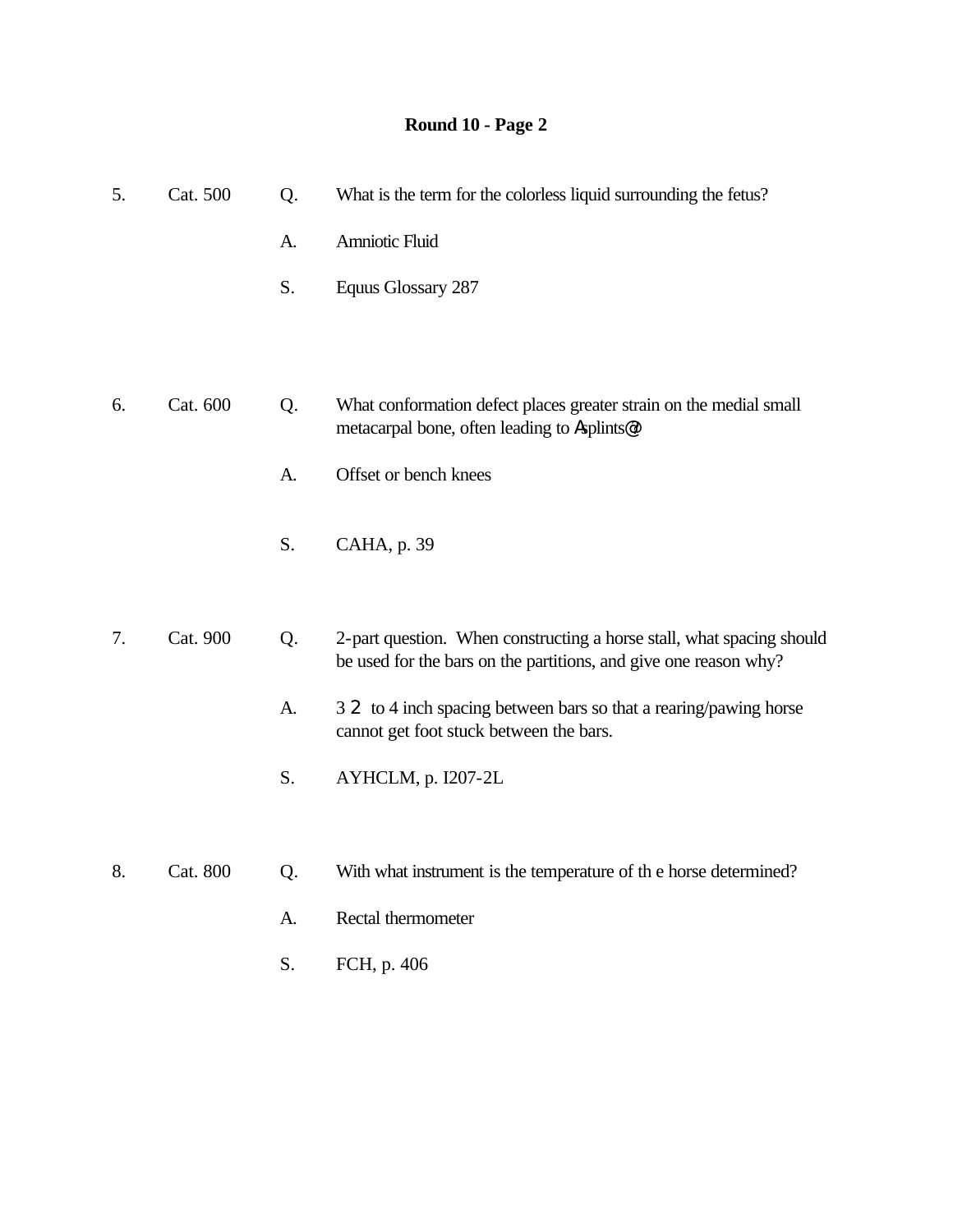## Round 10 - Page 2

5. Cat. 500

Q. What is the term for the colorless liquid surrounding the fetus?

A. Amniotic Fluid

S. Equus Glossary 287

6. Cat. 600

Q. What conformation defect places greater strain on the medial small metacarpal bone, often leading to Asplints@?

A. Offset or bench knees

S. CAHA, p. 39

7. Cat. 900

Q. 2-part question. When constructing a horse stall, what spacing should be used for the bars on the partitions, and give one reason why?

A. 3 2 to 4 inch spacing between bars so that a rearing/pawing horse cannot get foot stuck between the bars.

S. AYHCLM, p. I207-2L

8. Cat. 800

Q. With what instrument is the temperature of th e horse determined?

A. Rectal thermometer

S. FCH, p. 406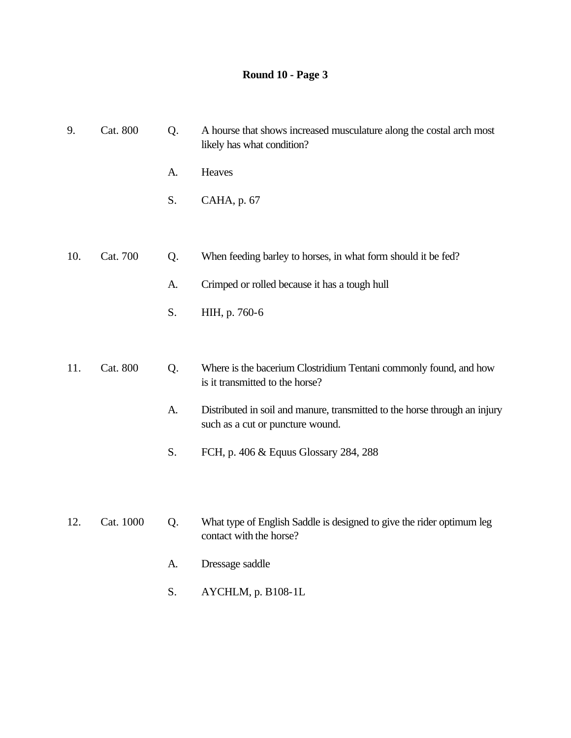**Round 10 - Page 3**

9. Cat. 800

Q. A hourse that shows increased musculature along the costal arch most likely has what condition?

A. Heaves

S. CAHA, p. 67

10. Cat. 700

Q. When feeding barley to horses, in what form should it be fed?

A. Crimped or rolled because it has a tough hull

S. HIH, p. 760-6

11. Cat. 800

Q. Where is the bacerium Clostridium Tentani commonly found, and how is it transmitted to the horse?

A. Distributed in soil and manure, transmitted to the horse through an injury such as a cut or puncture wound.

S. FCH, p. 406 & Equus Glossary 284, 288

12. Cat. 1000

Q. What type of English Saddle is designed to give the rider optimum leg contact with the horse?

A. Dressage saddle

S. AYCHLM, p. B108-1L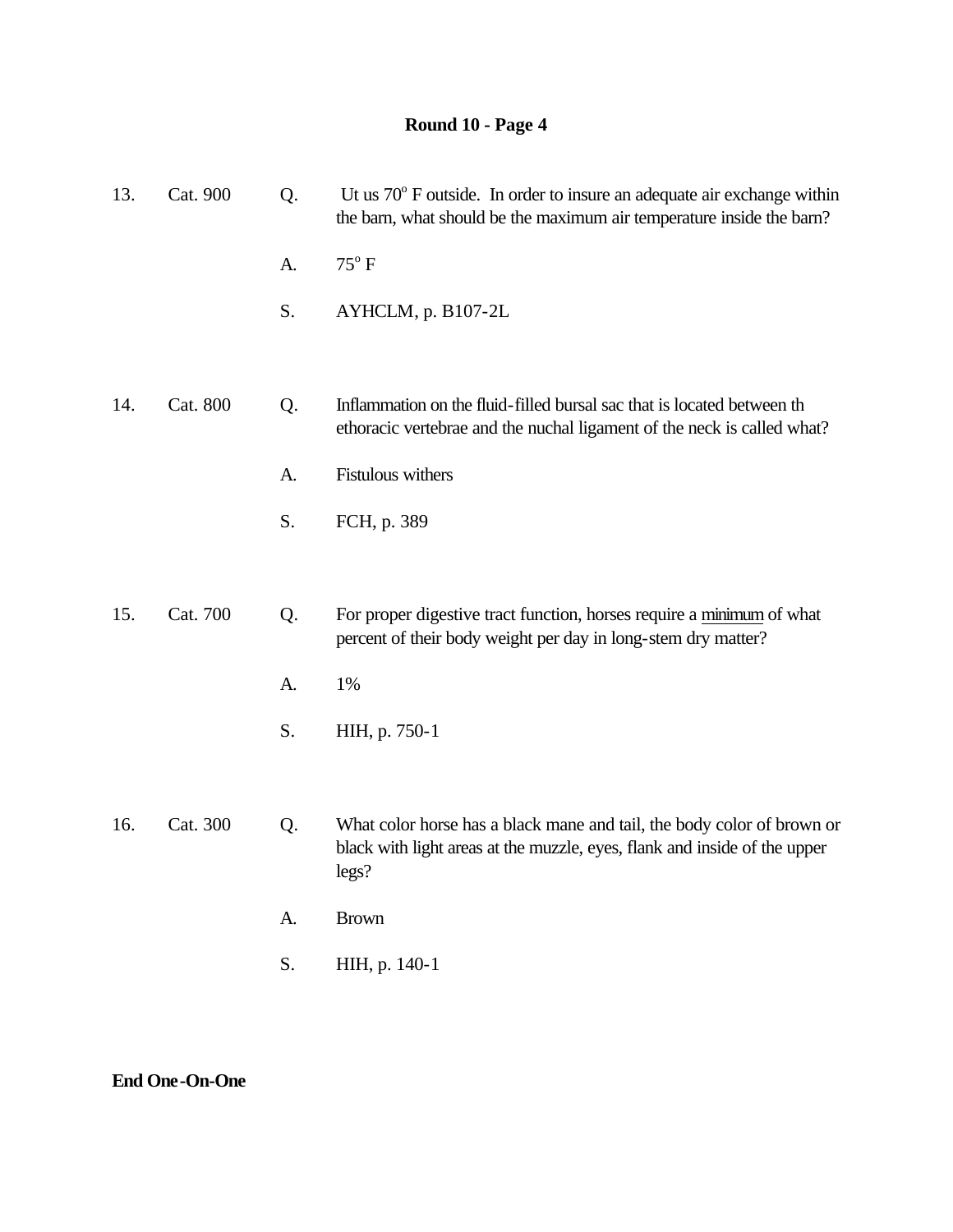## Round 10 - Page 4

13. Cat. 900

Q. Ut us 70$^o$ F outside. In order to insure an adequate air exchange within the barn, what should be the maximum air temperature inside the barn?

A. 75$^o$ F

S. AYHCLM, p. B107-2L

14. Cat. 800

Q. Inflammation on the fluid-filled bursal sac that is located between th ethoracic vertebrae and the nuchal ligament of the neck is called what?

A. Fistulous withers

S. FCH, p. 389

15. Cat. 700

Q. For proper digestive tract function, horses require a <u>minimum</u> of what percent of their body weight per day in long-stem dry matter?

A. 1%

S. HIH, p. 750-1

16. Cat. 300

Q. What color horse has a black mane and tail, the body color of brown or black with light areas at the muzzle, eyes, flank and inside of the upper legs?

A. Brown

S. HIH, p. 140-1

**End One-On-One**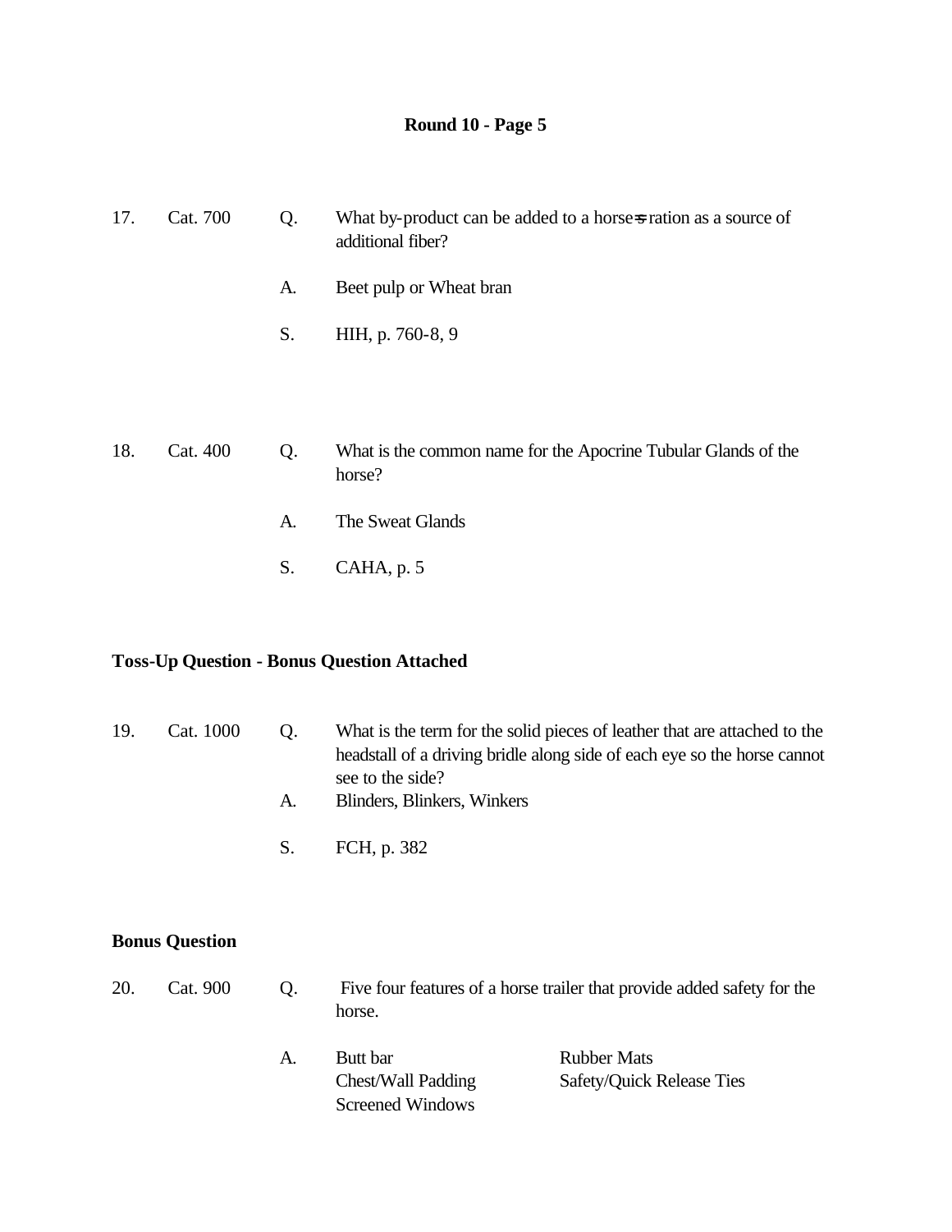**Round 10 - Page 5**

17. Cat. 700

Q. What by-product can be added to a horse=s ration as a source of additional fiber?

A. Beet pulp or Wheat bran

S. HIH, p. 760-8, 9

18. Cat. 400

Q. What is the common name for the Apocrine Tubular Glands of the horse?

A. The Sweat Glands

S. CAHA, p. 5

**Toss-Up Question - Bonus Question Attached**

19. Cat. 1000

Q. What is the term for the solid pieces of leather that are attached to the headstall of a driving bridle along side of each eye so the horse cannot see to the side?

A. Blinders, Blinkers, Winkers

S. FCH, p. 382

**Bonus Question**

20. Cat. 900

Q. Five four features of a horse trailer that provide added safety for the horse.

A. Butt bar | Rubber Mats
Chest/Wall Padding | Safety/Quick Release Ties
Screened Windows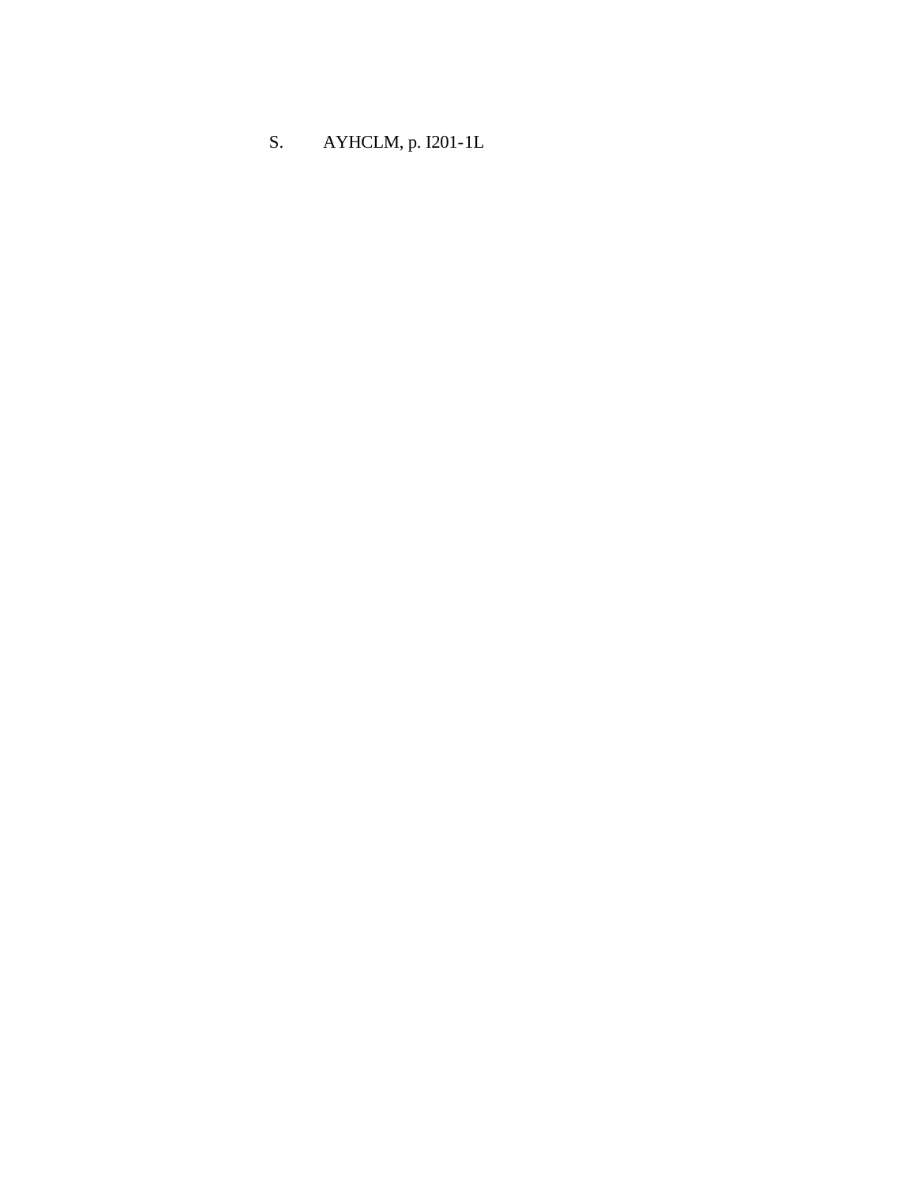S. AYHCLM, p. I201-1L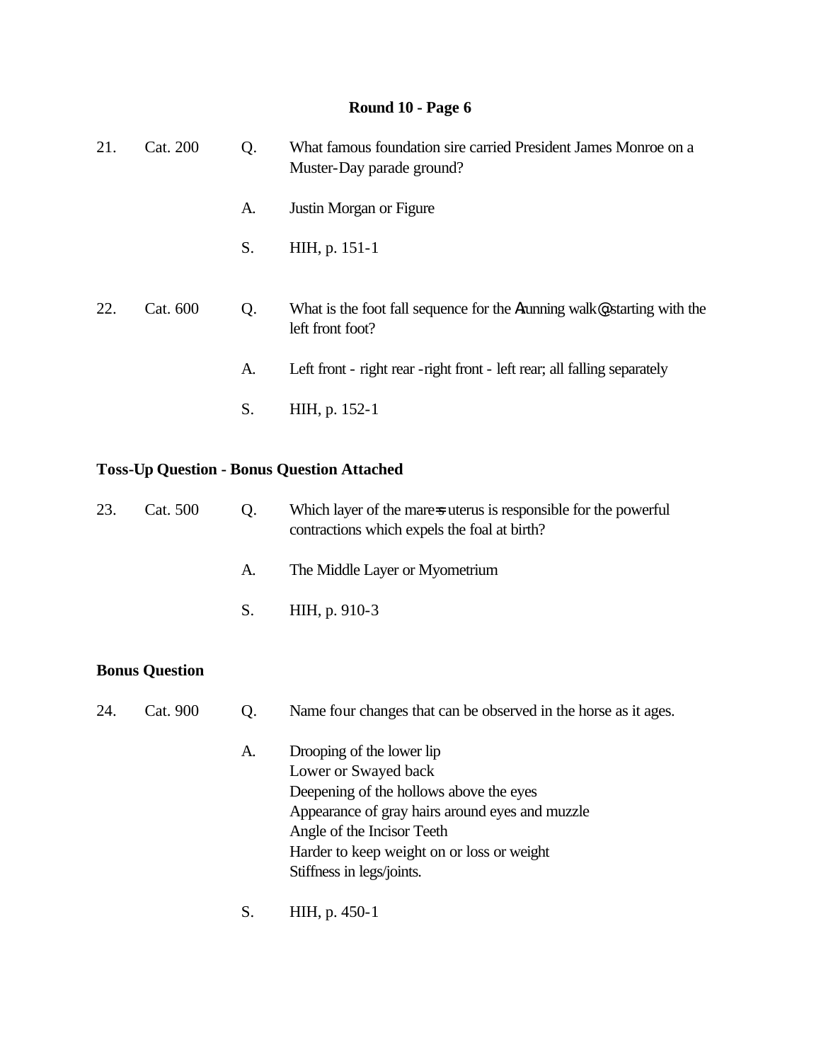## Round 10 - Page 6

21. Cat. 200

Q. What famous foundation sire carried President James Monroe on a Muster-Day parade ground?

A. Justin Morgan or Figure

S. HIH, p. 151-1

22. Cat. 600

Q. What is the foot fall sequence for the Arunning walk@ starting with the left front foot?

A. Left front - right rear -right front - left rear; all falling separately

S. HIH, p. 152-1

**Toss-Up Question - Bonus Question Attached**

23. Cat. 500

Q. Which layer of the mare=s uterus is responsible for the powerful contractions which expels the foal at birth?

A. The Middle Layer or Myometrium

S. HIH, p. 910-3

**Bonus Question**

24. Cat. 900

Q. Name four changes that can be observed in the horse as it ages.

A. Drooping of the lower lip
Lower or Swayed back
Deepening of the hollows above the eyes
Appearance of gray hairs around eyes and muzzle
Angle of the Incisor Teeth
Harder to keep weight on or loss or weight
Stiffness in legs/joints.

S. HIH, p. 450-1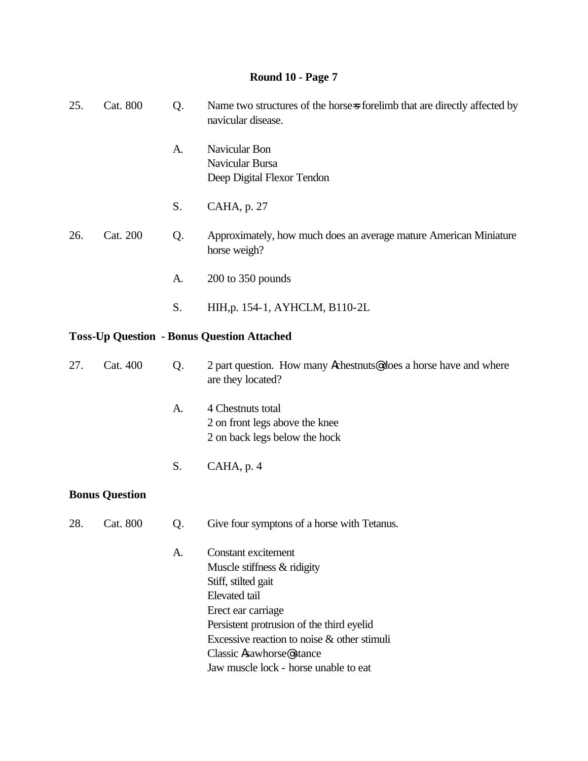## Round 10 - Page 7

25. Cat. 800

Q. Name two structures of the horse=s forelimb that are directly affected by navicular disease.

A. Navicular Bon
Navicular Bursa
Deep Digital Flexor Tendon

S. CAHA, p. 27

26. Cat. 200

Q. Approximately, how much does an average mature American Miniature horse weigh?

A. 200 to 350 pounds

S. HIH,p. 154-1, AYHCLM, B110-2L

**Toss-Up Question - Bonus Question Attached**

27. Cat. 400

Q. 2 part question. How many Achestnuts@ does a horse have and where are they located?

A. 4 Chestnuts total
2 on front legs above the knee
2 on back legs below the hock

S. CAHA, p. 4

**Bonus Question**

28. Cat. 800

Q. Give four symptons of a horse with Tetanus.

A. Constant excitement
Muscle stiffness & ridigity
Stiff, stilted gait
Elevated tail
Erect ear carriage
Persistent protrusion of the third eyelid
Excessive reaction to noise & other stimuli
Classic Asawhorse@ stance
Jaw muscle lock - horse unable to eat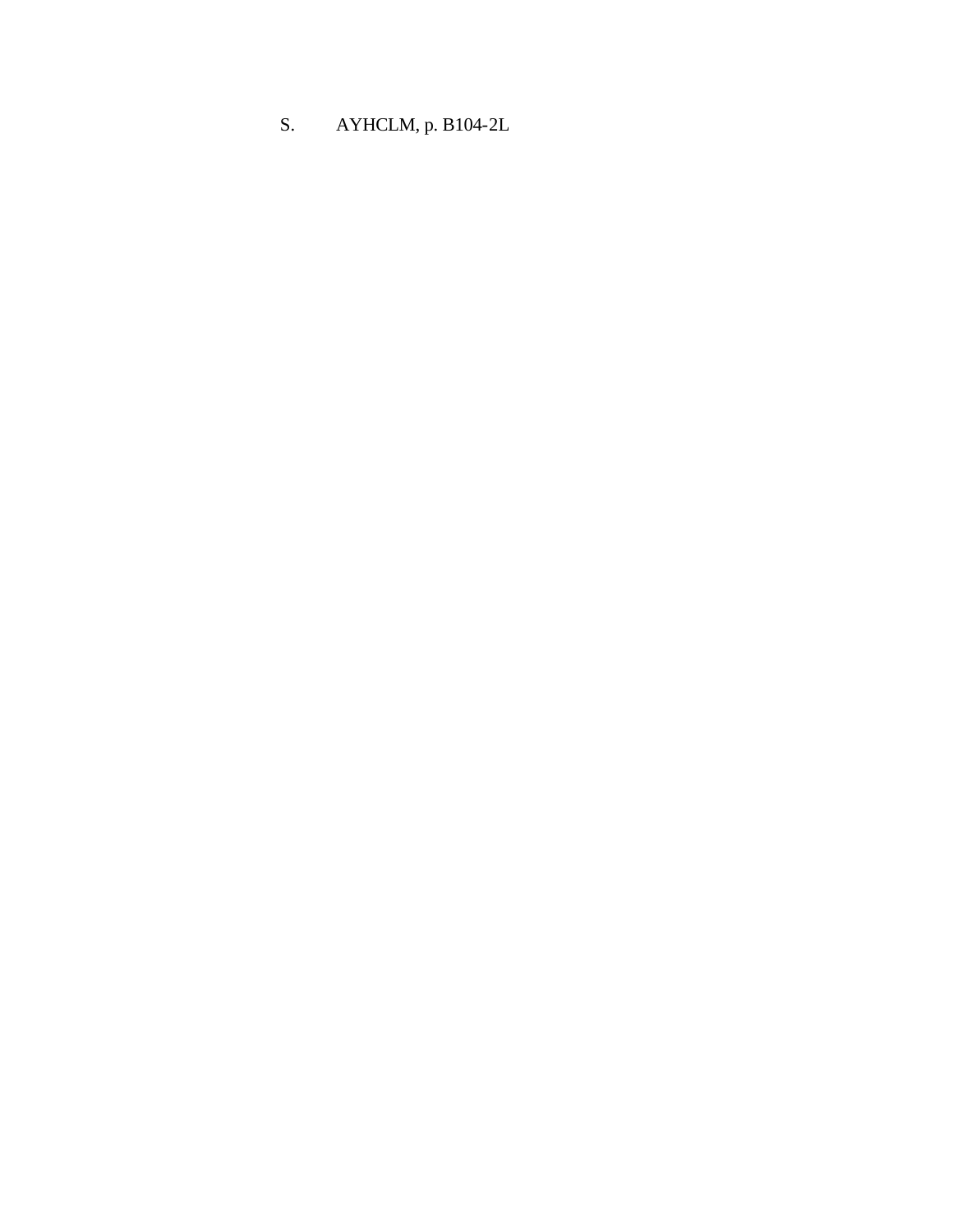S. AYHCLM, p. B104-2L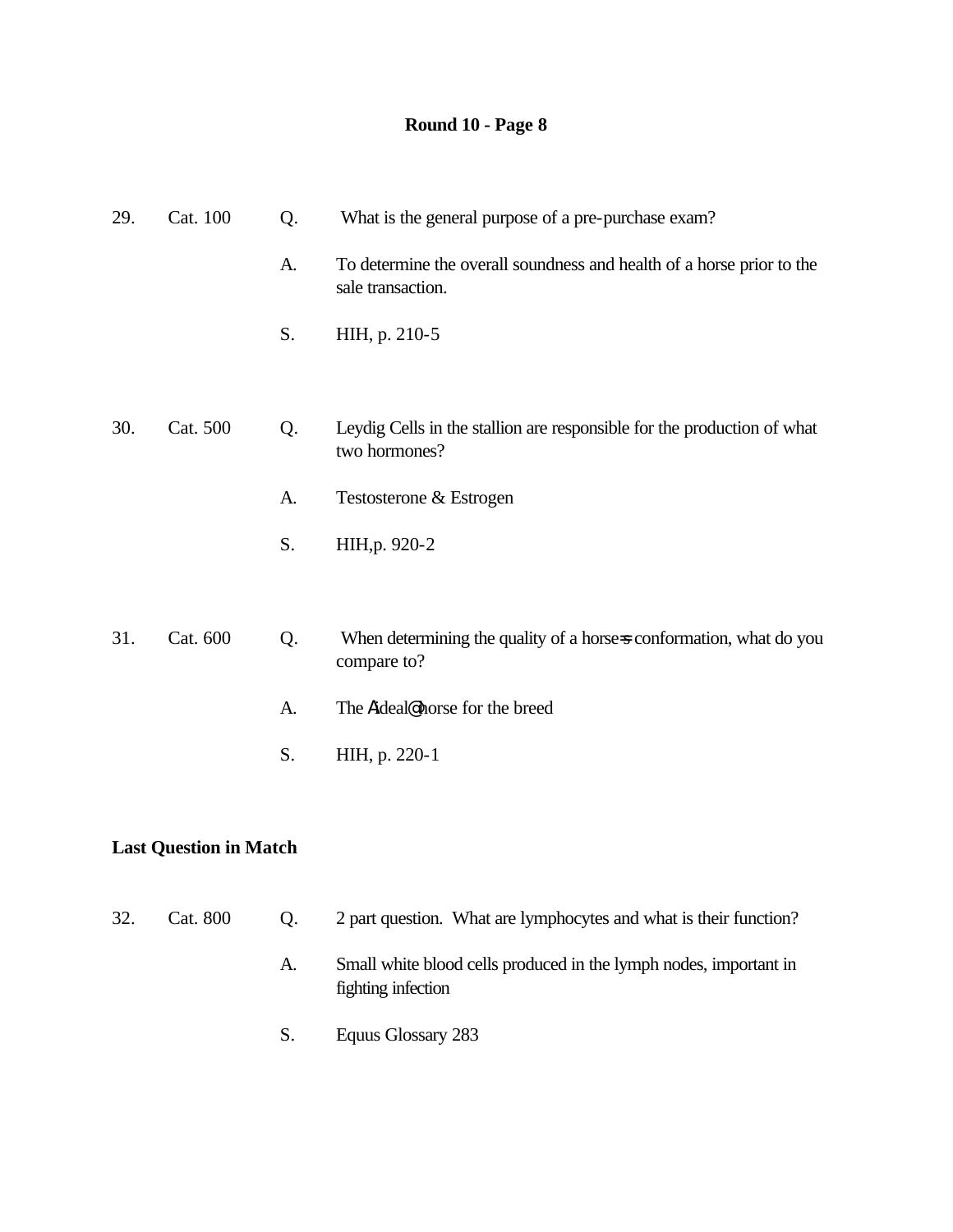**Round 10 - Page 8**

29. Cat. 100

Q. What is the general purpose of a pre-purchase exam?

A. To determine the overall soundness and health of a horse prior to the sale transaction.

S. HIH, p. 210-5

30. Cat. 500

Q. Leydig Cells in the stallion are responsible for the production of what two hormones?

A. Testosterone & Estrogen

S. HIH,p. 920-2

31. Cat. 600

Q. When determining the quality of a horse=s conformation, what do you compare to?

A. The AIdeal@ horse for the breed

S. HIH, p. 220-1

**Last Question in Match**

32. Cat. 800

Q. 2 part question. What are lymphocytes and what is their function?

A. Small white blood cells produced in the lymph nodes, important in fighting infection

S. Equus Glossary 283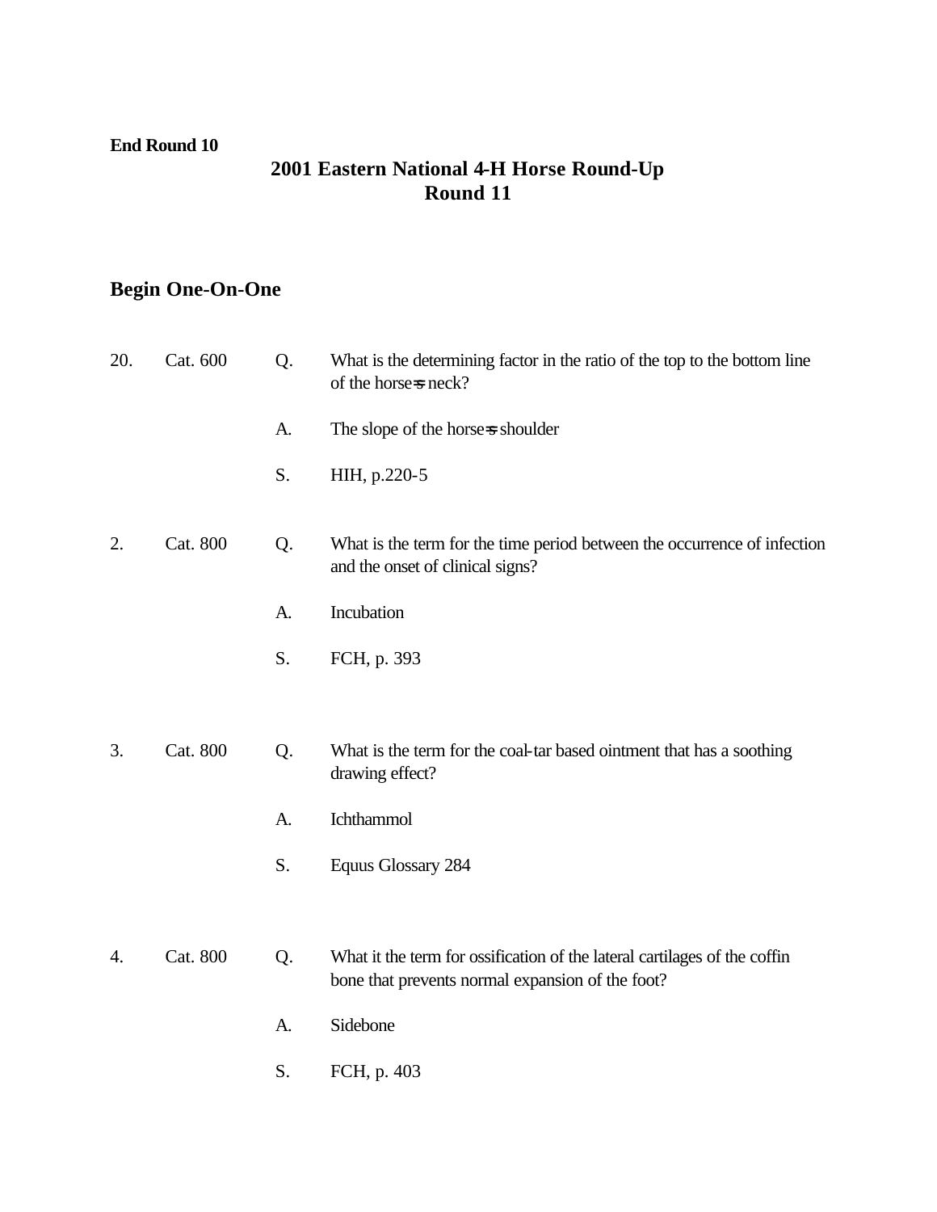**End Round 10**

## 2001 Eastern National 4-H Horse Round-Up
## Round 11

### Begin One-On-One

20. Cat. 600

Q. What is the determining factor in the ratio of the top to the bottom line of the horse=s neck?

A. The slope of the horse=s shoulder

S. HIH, p.220-5

2. Cat. 800

Q. What is the term for the time period between the occurrence of infection and the onset of clinical signs?

A. Incubation

S. FCH, p. 393

3. Cat. 800

Q. What is the term for the coal-tar based ointment that has a soothing drawing effect?

A. Ichthammol

S. Equus Glossary 284

4. Cat. 800

Q. What it the term for ossification of the lateral cartilages of the coffin bone that prevents normal expansion of the foot?

A. Sidebone

S. FCH, p. 403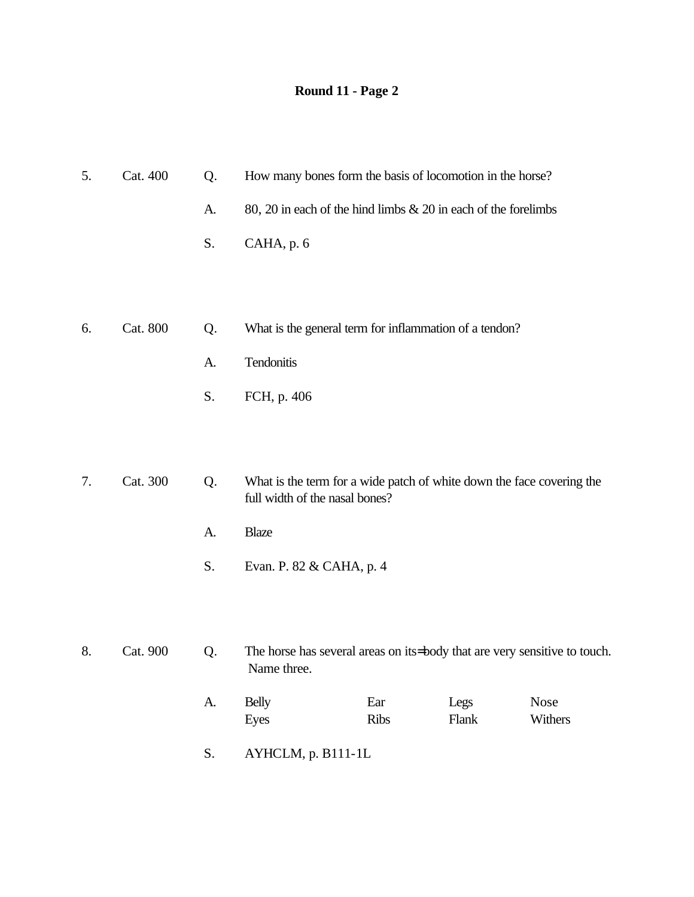**Round 11 - Page 2**

5. Cat. 400

Q. How many bones form the basis of locomotion in the horse?

A. 80, 20 in each of the hind limbs & 20 in each of the forelimbs

S. CAHA, p. 6

6. Cat. 800

Q. What is the general term for inflammation of a tendon?

A. Tendonitis

S. FCH, p. 406

7. Cat. 300

Q. What is the term for a wide patch of white down the face covering the full width of the nasal bones?

A. Blaze

S. Evan. P. 82 & CAHA, p. 4

8. Cat. 900

Q. The horse has several areas on its=body that are very sensitive to touch. Name three.

A.

| | | | |
|---|---|---|---|
| Belly | Ear | Legs | Nose |
| Eyes | Ribs | Flank | Withers |

S. AYHCLM, p. B111-1L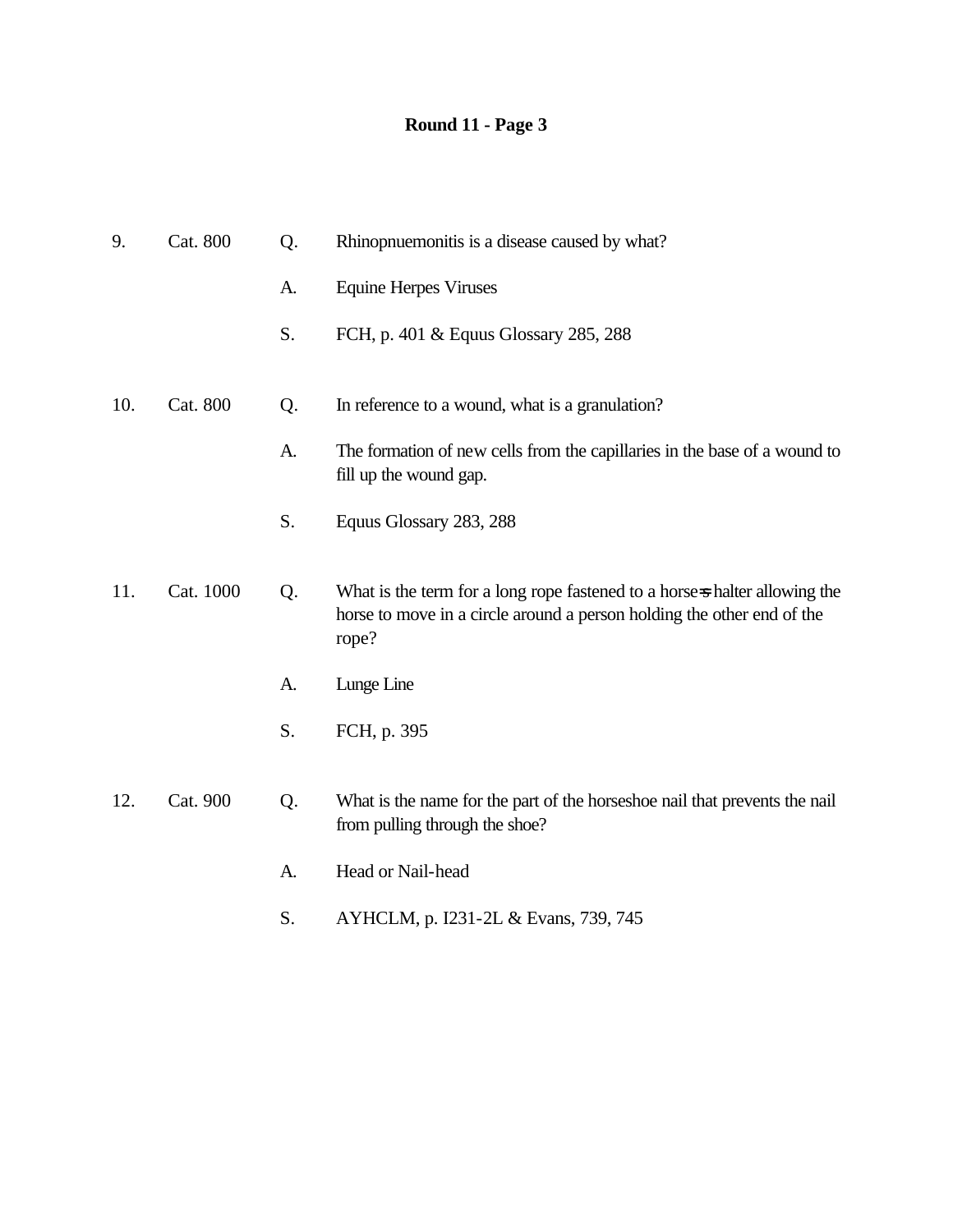**Round 11 - Page 3**

9. Cat. 800 Q. Rhinopnuemonitis is a disease caused by what?

A. Equine Herpes Viruses

S. FCH, p. 401 & Equus Glossary 285, 288

10. Cat. 800 Q. In reference to a wound, what is a granulation?

A. The formation of new cells from the capillaries in the base of a wound to fill up the wound gap.

S. Equus Glossary 283, 288

11. Cat. 1000 Q. What is the term for a long rope fastened to a horse=s halter allowing the horse to move in a circle around a person holding the other end of the rope?

A. Lunge Line

S. FCH, p. 395

12. Cat. 900 Q. What is the name for the part of the horseshoe nail that prevents the nail from pulling through the shoe?

A. Head or Nail-head

S. AYHCLM, p. I231-2L & Evans, 739, 745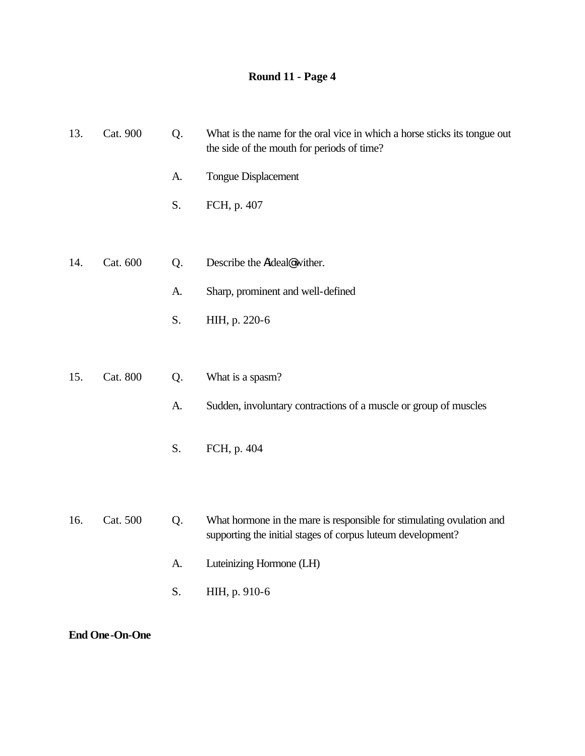# Round 11 - Page 4

13. Cat. 900

Q. What is the name for the oral vice in which a horse sticks its tongue out the side of the mouth for periods of time?

A. Tongue Displacement

S. FCH, p. 407

14. Cat. 600

Q. Describe the Aideal@ wither.

A. Sharp, prominent and well-defined

S. HIH, p. 220-6

15. Cat. 800

Q. What is a spasm?

A. Sudden, involuntary contractions of a muscle or group of muscles

S. FCH, p. 404

16. Cat. 500

Q. What hormone in the mare is responsible for stimulating ovulation and supporting the initial stages of corpus luteum development?

A. Luteinizing Hormone (LH)

S. HIH, p. 910-6

**End One-On-One**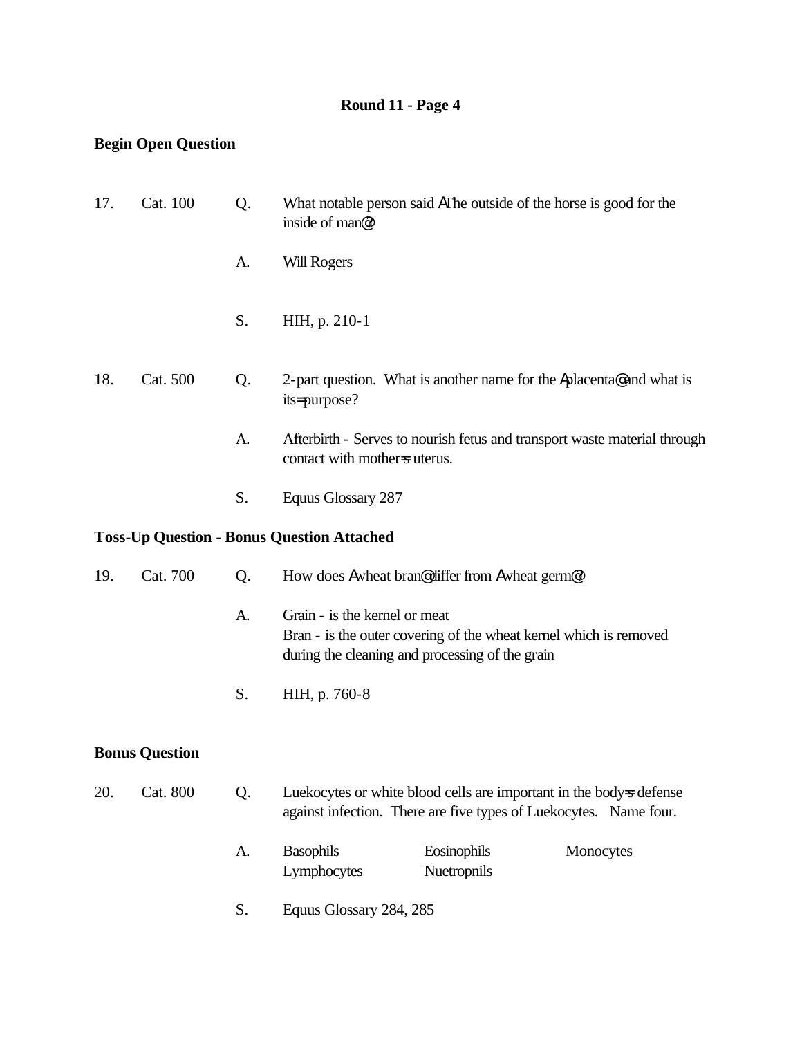### Round 11 - Page 4

**Begin Open Question**

17. Cat. 100

Q. What notable person said AThe outside of the horse is good for the inside of man@?

A. Will Rogers

S. HIH, p. 210-1

18. Cat. 500

Q. 2-part question. What is another name for the Aplacenta@ and what is its= purpose?

A. Afterbirth - Serves to nourish fetus and transport waste material through contact with mother=s uterus.

S. Equus Glossary 287

**Toss-Up Question - Bonus Question Attached**

19. Cat. 700

Q. How does Awheat bran@ differ from Awheat germ@?

A. Grain - is the kernel or meat
Bran - is the outer covering of the wheat kernel which is removed during the cleaning and processing of the grain

S. HIH, p. 760-8

**Bonus Question**

20. Cat. 800

Q. Luekocytes or white blood cells are important in the body=s defense against infection. There are five types of Luekocytes. Name four.

A. Basophils, Eosinophils, Monocytes, Lymphocytes, Nuetropnils

S. Equus Glossary 284, 285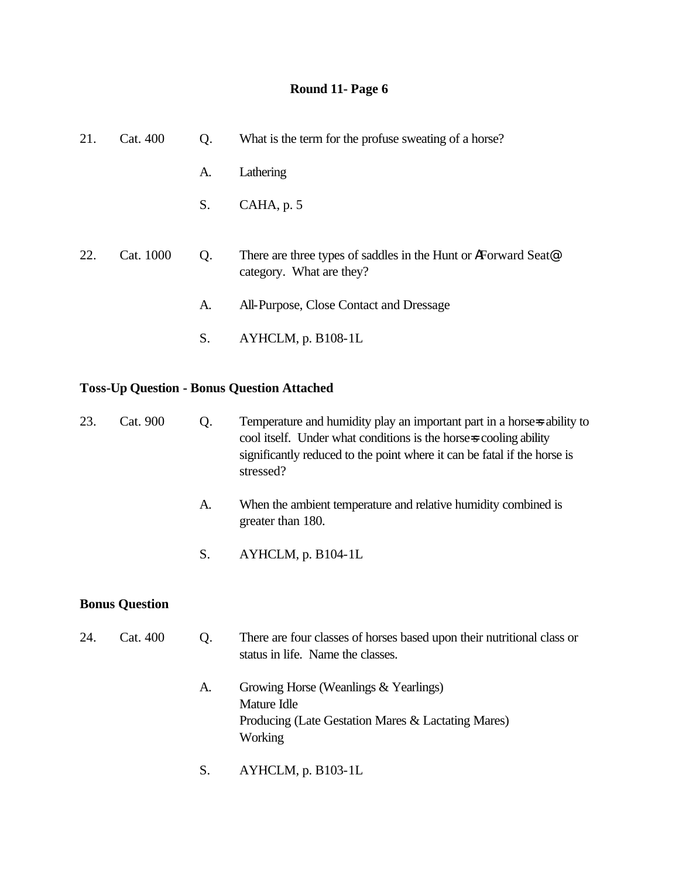## Round 11- Page 6

21. Cat. 400

Q. What is the term for the profuse sweating of a horse?

A. Lathering

S. CAHA, p. 5

22. Cat. 1000

Q. There are three types of saddles in the Hunt or ΑForward Seat@ category. What are they?

A. All-Purpose, Close Contact and Dressage

S. AYHCLM, p. B108-1L

**Toss-Up Question - Bonus Question Attached**

23. Cat. 900

Q. Temperature and humidity play an important part in a horse=s ability to cool itself. Under what conditions is the horse=s cooling ability significantly reduced to the point where it can be fatal if the horse is stressed?

A. When the ambient temperature and relative humidity combined is greater than 180.

S. AYHCLM, p. B104-1L

**Bonus Question**

24. Cat. 400

Q. There are four classes of horses based upon their nutritional class or status in life. Name the classes.

A. Growing Horse (Weanlings & Yearlings)
Mature Idle
Producing (Late Gestation Mares & Lactating Mares)
Working

S. AYHCLM, p. B103-1L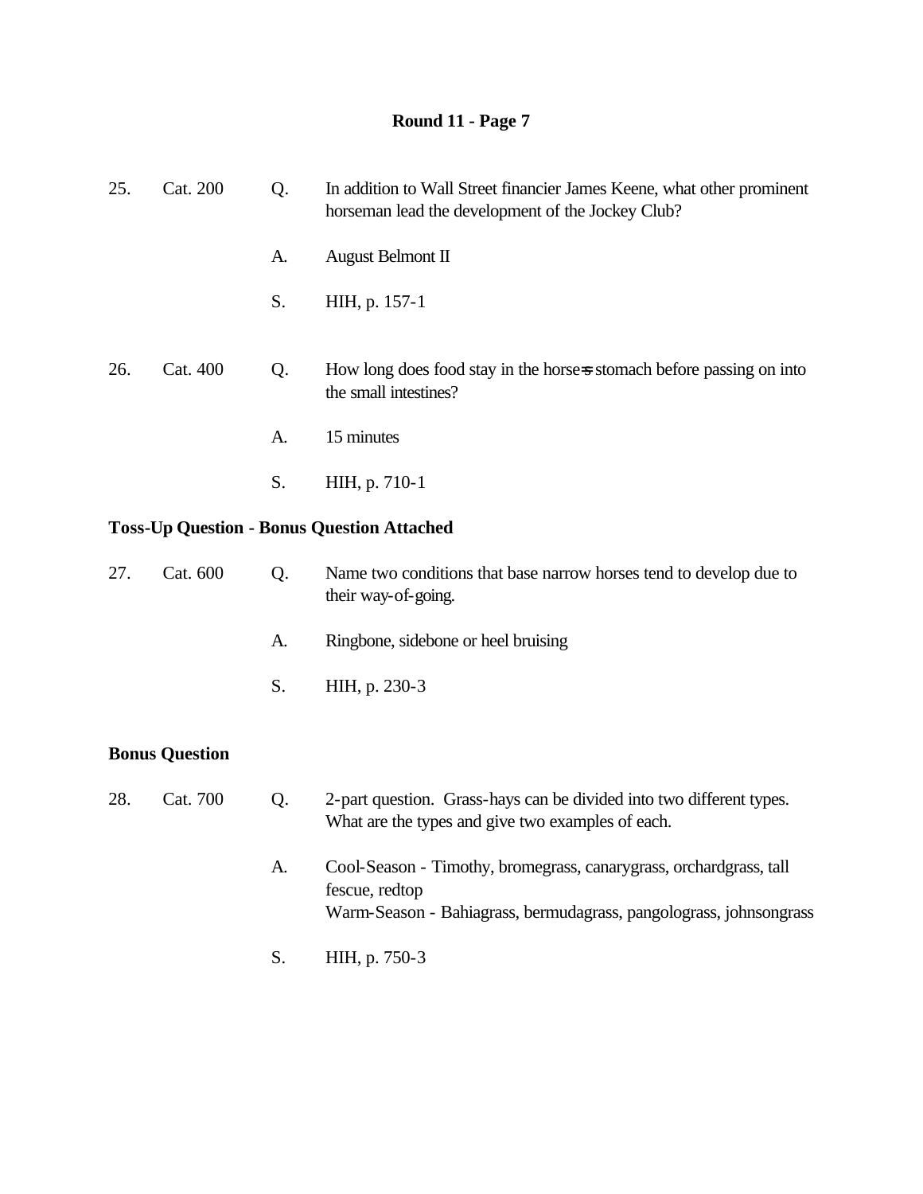# Round 11 - Page 7

25. Cat. 200

Q. In addition to Wall Street financier James Keene, what other prominent horseman lead the development of the Jockey Club?

A. August Belmont II

S. HIH, p. 157-1

26. Cat. 400

Q. How long does food stay in the horse=s stomach before passing on into the small intestines?

A. 15 minutes

S. HIH, p. 710-1

**Toss-Up Question - Bonus Question Attached**

27. Cat. 600

Q. Name two conditions that base narrow horses tend to develop due to their way-of-going.

A. Ringbone, sidebone or heel bruising

S. HIH, p. 230-3

**Bonus Question**

28. Cat. 700

Q. 2-part question. Grass-hays can be divided into two different types. What are the types and give two examples of each.

A. Cool-Season - Timothy, bromegrass, canarygrass, orchardgrass, tall fescue, redtop
Warm-Season - Bahiagrass, bermudagrass, pangolograss, johnsongrass

S. HIH, p. 750-3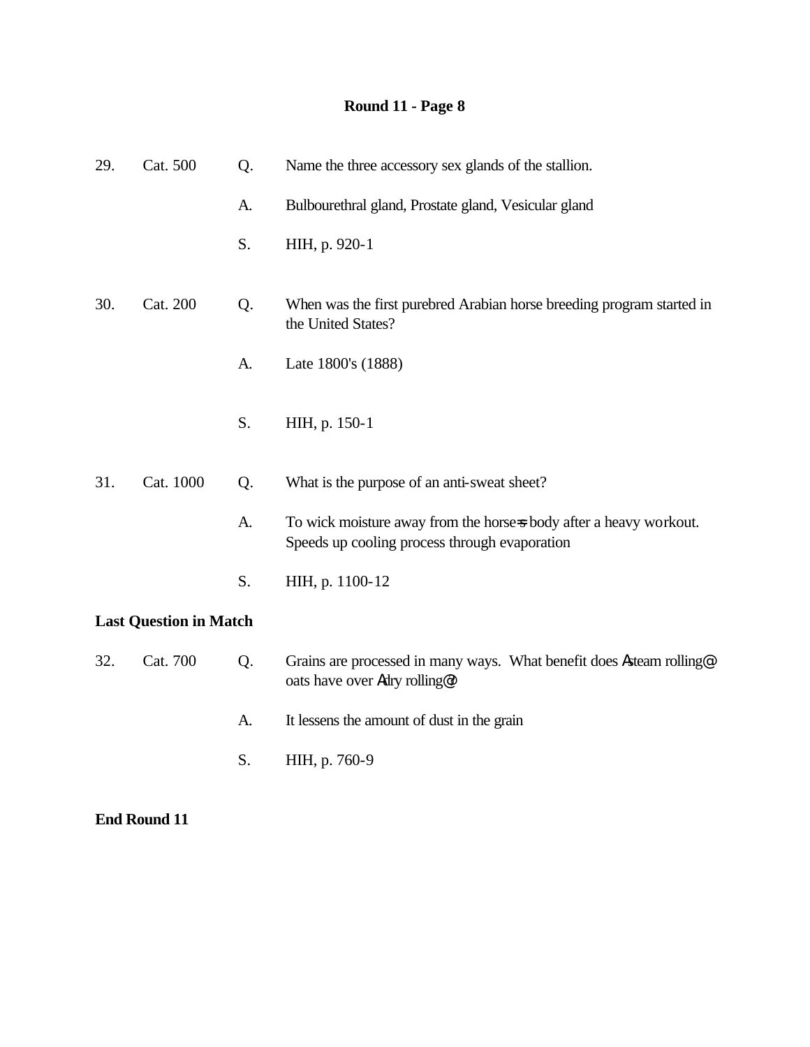## Round 11 - Page 8

29. Cat. 500 Q. Name the three accessory sex glands of the stallion.

A. Bulbourethral gland, Prostate gland, Vesicular gland

S. HIH, p. 920-1

30. Cat. 200 Q. When was the first purebred Arabian horse breeding program started in the United States?

A. Late 1800's (1888)

S. HIH, p. 150-1

31. Cat. 1000 Q. What is the purpose of an anti-sweat sheet?

A. To wick moisture away from the horse=s body after a heavy workout. Speeds up cooling process through evaporation

S. HIH, p. 1100-12

**Last Question in Match**

32. Cat. 700 Q. Grains are processed in many ways. What benefit does Asteam rolling@ oats have over Adry rolling@?

A. It lessens the amount of dust in the grain

S. HIH, p. 760-9

**End Round 11**